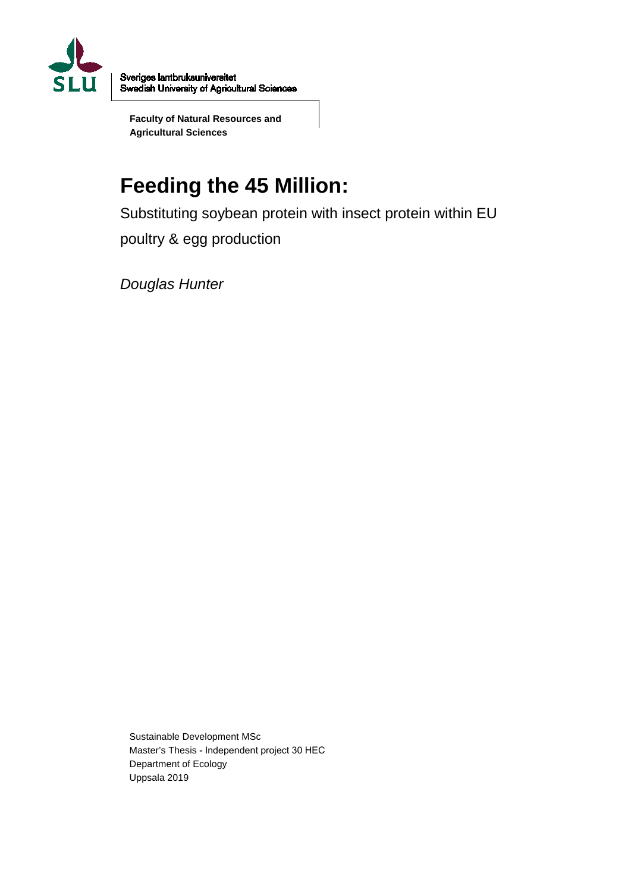Sveriges lantbruksuniversitet
Swedish University of Agricultural Sciences

**Faculty of Natural Resources and Agricultural Sciences**

# Feeding the 45 Million:

Substituting soybean protein with insect protein within EU poultry & egg production

*Douglas Hunter*

Sustainable Development MSc
Master's Thesis - Independent project 30 HEC
Department of Ecology
Uppsala 2019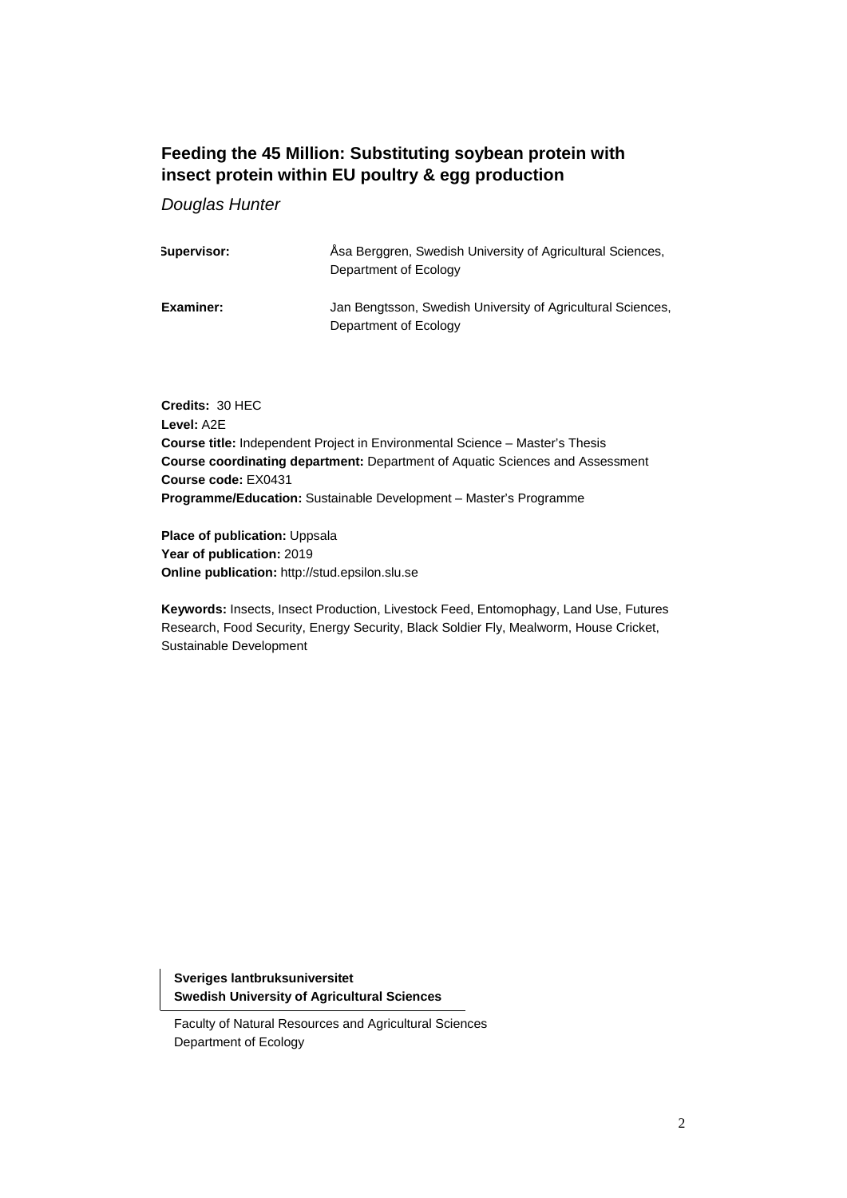## Feeding the 45 Million: Substituting soybean protein with insect protein within EU poultry & egg production

*Douglas Hunter*

| | |
|---|---|
| **Supervisor:** | Åsa Berggren, Swedish University of Agricultural Sciences, Department of Ecology |
| **Examiner:** | Jan Bengtsson, Swedish University of Agricultural Sciences, Department of Ecology |

**Credits:** 30 HEC
**Level:** A2E
**Course title:** Independent Project in Environmental Science – Master's Thesis
**Course coordinating department:** Department of Aquatic Sciences and Assessment
**Course code:** EX0431
**Programme/Education:** Sustainable Development – Master's Programme

**Place of publication:** Uppsala
**Year of publication:** 2019
**Online publication:** http://stud.epsilon.slu.se

**Keywords:** Insects, Insect Production, Livestock Feed, Entomophagy, Land Use, Futures Research, Food Security, Energy Security, Black Soldier Fly, Mealworm, House Cricket, Sustainable Development

**Sveriges lantbruksuniversitet**
**Swedish University of Agricultural Sciences**

Faculty of Natural Resources and Agricultural Sciences
Department of Ecology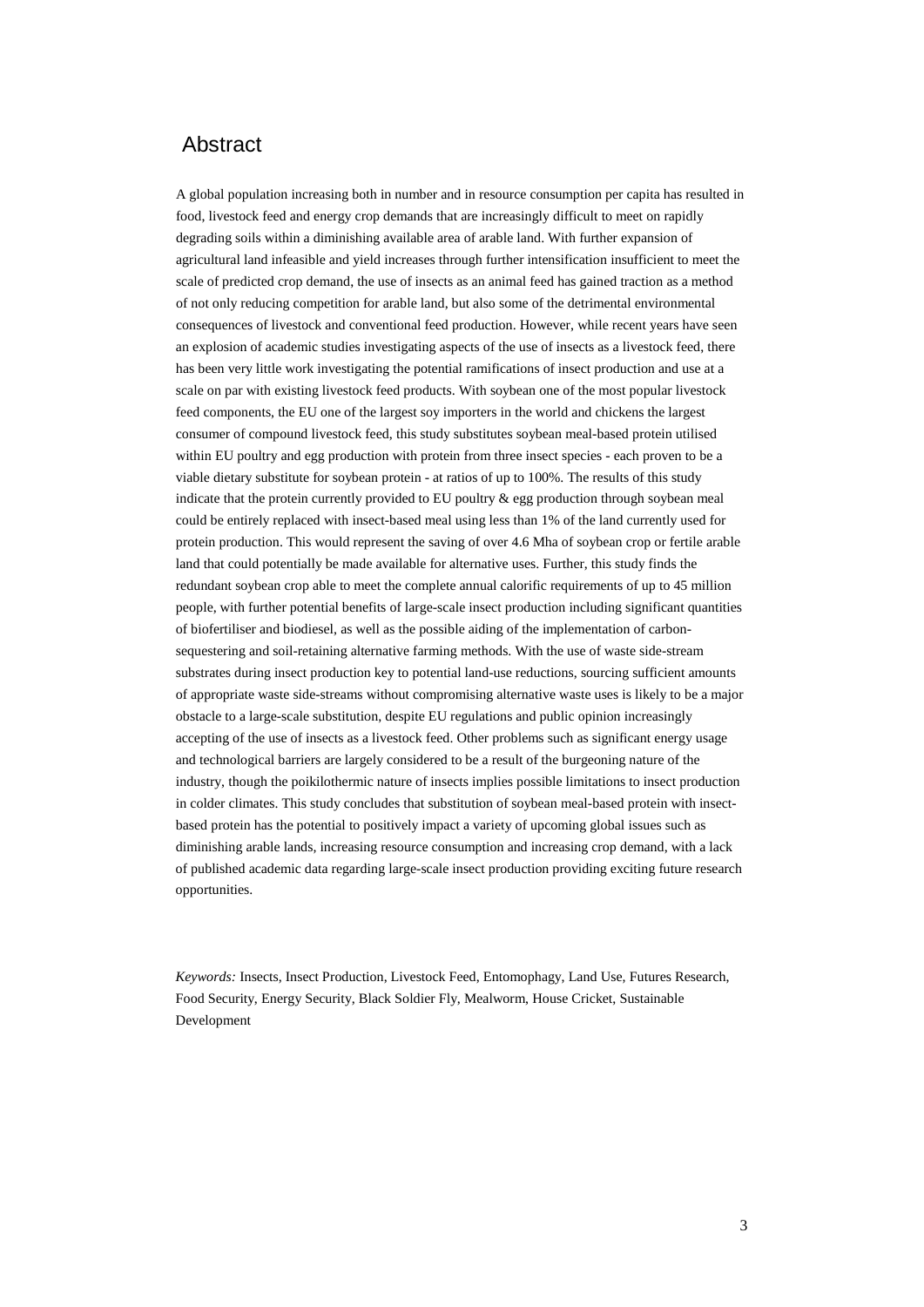# Abstract

A global population increasing both in number and in resource consumption per capita has resulted in food, livestock feed and energy crop demands that are increasingly difficult to meet on rapidly degrading soils within a diminishing available area of arable land. With further expansion of agricultural land infeasible and yield increases through further intensification insufficient to meet the scale of predicted crop demand, the use of insects as an animal feed has gained traction as a method of not only reducing competition for arable land, but also some of the detrimental environmental consequences of livestock and conventional feed production. However, while recent years have seen an explosion of academic studies investigating aspects of the use of insects as a livestock feed, there has been very little work investigating the potential ramifications of insect production and use at a scale on par with existing livestock feed products. With soybean one of the most popular livestock feed components, the EU one of the largest soy importers in the world and chickens the largest consumer of compound livestock feed, this study substitutes soybean meal-based protein utilised within EU poultry and egg production with protein from three insect species - each proven to be a viable dietary substitute for soybean protein - at ratios of up to 100%. The results of this study indicate that the protein currently provided to EU poultry & egg production through soybean meal could be entirely replaced with insect-based meal using less than 1% of the land currently used for protein production. This would represent the saving of over 4.6 Mha of soybean crop or fertile arable land that could potentially be made available for alternative uses. Further, this study finds the redundant soybean crop able to meet the complete annual calorific requirements of up to 45 million people, with further potential benefits of large-scale insect production including significant quantities of biofertiliser and biodiesel, as well as the possible aiding of the implementation of carbon-sequestering and soil-retaining alternative farming methods. With the use of waste side-stream substrates during insect production key to potential land-use reductions, sourcing sufficient amounts of appropriate waste side-streams without compromising alternative waste uses is likely to be a major obstacle to a large-scale substitution, despite EU regulations and public opinion increasingly accepting of the use of insects as a livestock feed. Other problems such as significant energy usage and technological barriers are largely considered to be a result of the burgeoning nature of the industry, though the poikilothermic nature of insects implies possible limitations to insect production in colder climates. This study concludes that substitution of soybean meal-based protein with insect-based protein has the potential to positively impact a variety of upcoming global issues such as diminishing arable lands, increasing resource consumption and increasing crop demand, with a lack of published academic data regarding large-scale insect production providing exciting future research opportunities.

*Keywords:* Insects, Insect Production, Livestock Feed, Entomophagy, Land Use, Futures Research, Food Security, Energy Security, Black Soldier Fly, Mealworm, House Cricket, Sustainable Development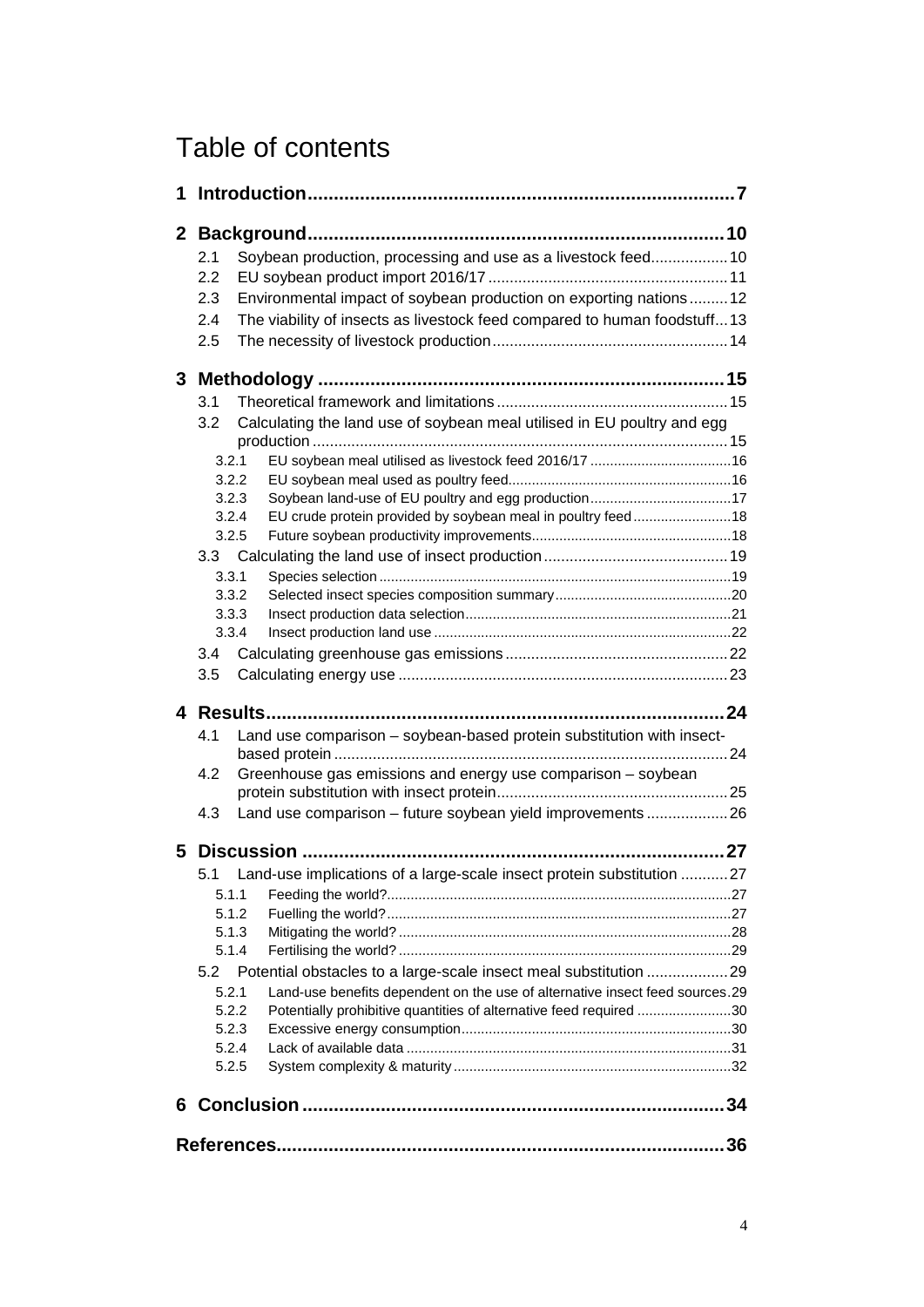# Table of contents

1 Introduction ..... 7

2 Background ..... 10
- 2.1 Soybean production, processing and use as a livestock feed ..... 10
- 2.2 EU soybean product import 2016/17 ..... 11
- 2.3 Environmental impact of soybean production on exporting nations ..... 12
- 2.4 The viability of insects as livestock feed compared to human foodstuff ..... 13
- 2.5 The necessity of livestock production ..... 14

3 Methodology ..... 15
- 3.1 Theoretical framework and limitations ..... 15
- 3.2 Calculating the land use of soybean meal utilised in EU poultry and egg production ..... 15
  - 3.2.1 EU soybean meal utilised as livestock feed 2016/17 ..... 16
  - 3.2.2 EU soybean meal used as poultry feed ..... 16
  - 3.2.3 Soybean land-use of EU poultry and egg production ..... 17
  - 3.2.4 EU crude protein provided by soybean meal in poultry feed ..... 18
  - 3.2.5 Future soybean productivity improvements ..... 18
- 3.3 Calculating the land use of insect production ..... 19
  - 3.3.1 Species selection ..... 19
  - 3.3.2 Selected insect species composition summary ..... 20
  - 3.3.3 Insect production data selection ..... 21
  - 3.3.4 Insect production land use ..... 22
- 3.4 Calculating greenhouse gas emissions ..... 22
- 3.5 Calculating energy use ..... 23

4 Results ..... 24
- 4.1 Land use comparison – soybean-based protein substitution with insect-based protein ..... 24
- 4.2 Greenhouse gas emissions and energy use comparison – soybean protein substitution with insect protein ..... 25
- 4.3 Land use comparison – future soybean yield improvements ..... 26

5 Discussion ..... 27
- 5.1 Land-use implications of a large-scale insect protein substitution ..... 27
  - 5.1.1 Feeding the world? ..... 27
  - 5.1.2 Fuelling the world? ..... 27
  - 5.1.3 Mitigating the world? ..... 28
  - 5.1.4 Fertilising the world? ..... 29
- 5.2 Potential obstacles to a large-scale insect meal substitution ..... 29
  - 5.2.1 Land-use benefits dependent on the use of alternative insect feed sources ..... 29
  - 5.2.2 Potentially prohibitive quantities of alternative feed required ..... 30
  - 5.2.3 Excessive energy consumption ..... 30
  - 5.2.4 Lack of available data ..... 31
  - 5.2.5 System complexity & maturity ..... 32

6 Conclusion ..... 34

References ..... 36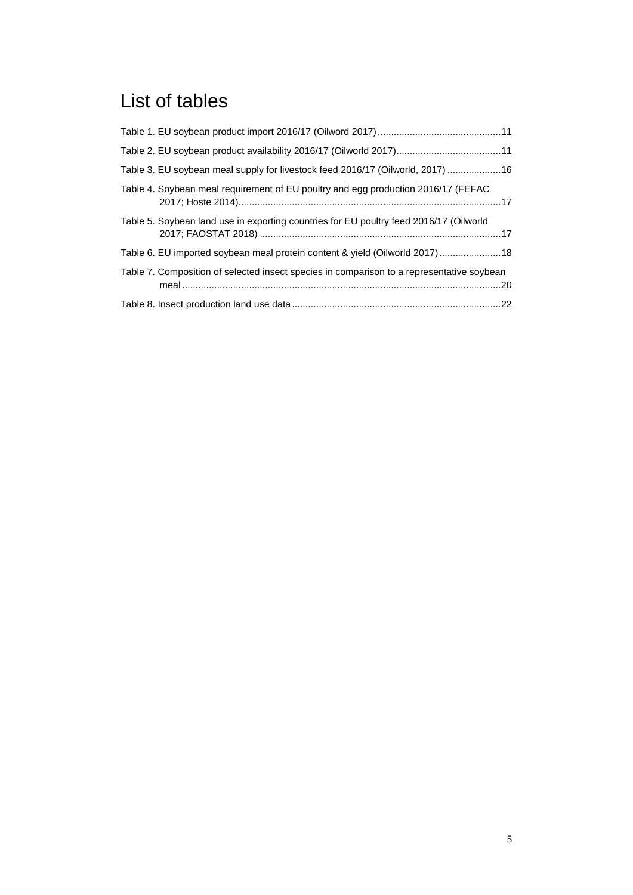# List of tables

Table 1. EU soybean product import 2016/17 (Oilword 2017) .............................................11

Table 2. EU soybean product availability 2016/17 (Oilworld 2017).......................................11

Table 3. EU soybean meal supply for livestock feed 2016/17 (Oilworld, 2017) ....................16

Table 4. Soybean meal requirement of EU poultry and egg production 2016/17 (FEFAC 2017; Hoste 2014).................................................................................................17

Table 5. Soybean land use in exporting countries for EU poultry feed 2016/17 (Oilworld 2017; FAOSTAT 2018) .........................................................................................17

Table 6. EU imported soybean meal protein content & yield (Oilworld 2017).......................18

Table 7. Composition of selected insect species in comparison to a representative soybean meal .....................................................................................................................20

Table 8. Insect production land use data.............................................................................22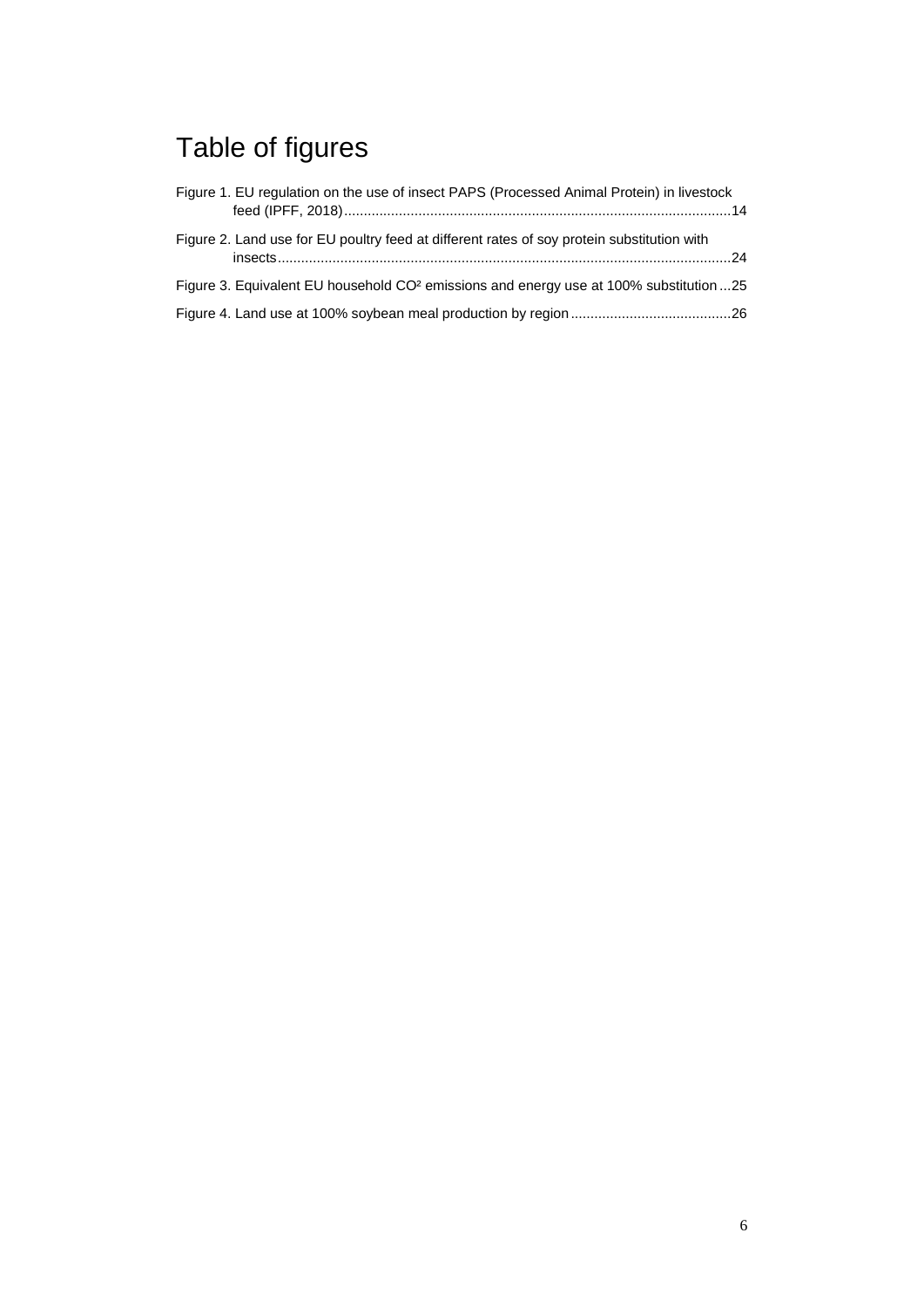# Table of figures

Figure 1. EU regulation on the use of insect PAPS (Processed Animal Protein) in livestock feed (IPFF, 2018) ... 14

Figure 2. Land use for EU poultry feed at different rates of soy protein substitution with insects ... 24

Figure 3. Equivalent EU household $CO^2$ emissions and energy use at 100% substitution ... 25

Figure 4. Land use at 100% soybean meal production by region ... 26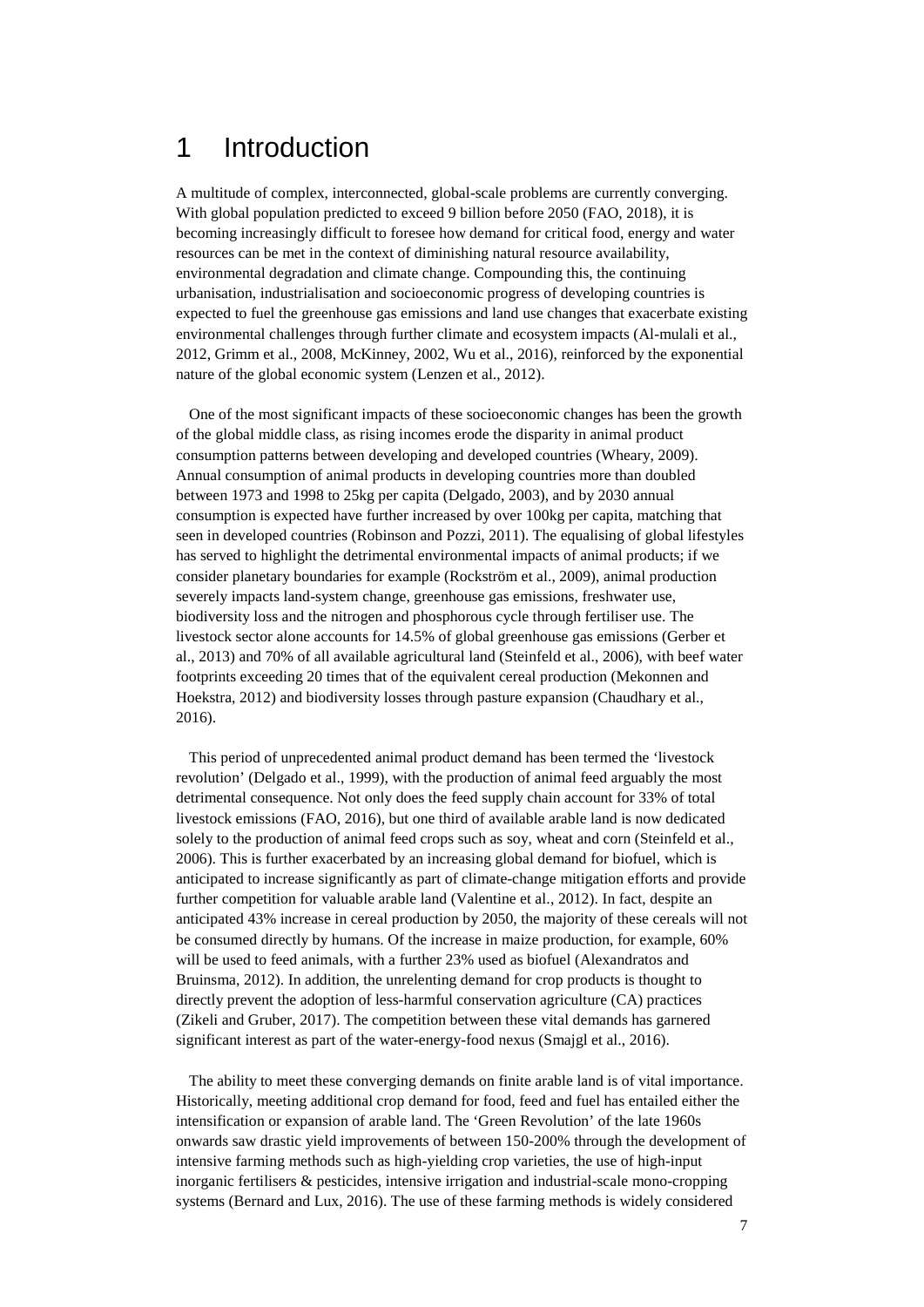# 1 Introduction

A multitude of complex, interconnected, global-scale problems are currently converging. With global population predicted to exceed 9 billion before 2050 (FAO, 2018), it is becoming increasingly difficult to foresee how demand for critical food, energy and water resources can be met in the context of diminishing natural resource availability, environmental degradation and climate change. Compounding this, the continuing urbanisation, industrialisation and socioeconomic progress of developing countries is expected to fuel the greenhouse gas emissions and land use changes that exacerbate existing environmental challenges through further climate and ecosystem impacts (Al-mulali et al., 2012, Grimm et al., 2008, McKinney, 2002, Wu et al., 2016), reinforced by the exponential nature of the global economic system (Lenzen et al., 2012).

One of the most significant impacts of these socioeconomic changes has been the growth of the global middle class, as rising incomes erode the disparity in animal product consumption patterns between developing and developed countries (Wheary, 2009). Annual consumption of animal products in developing countries more than doubled between 1973 and 1998 to 25kg per capita (Delgado, 2003), and by 2030 annual consumption is expected have further increased by over 100kg per capita, matching that seen in developed countries (Robinson and Pozzi, 2011). The equalising of global lifestyles has served to highlight the detrimental environmental impacts of animal products; if we consider planetary boundaries for example (Rockström et al., 2009), animal production severely impacts land-system change, greenhouse gas emissions, freshwater use, biodiversity loss and the nitrogen and phosphorous cycle through fertiliser use. The livestock sector alone accounts for 14.5% of global greenhouse gas emissions (Gerber et al., 2013) and 70% of all available agricultural land (Steinfeld et al., 2006), with beef water footprints exceeding 20 times that of the equivalent cereal production (Mekonnen and Hoekstra, 2012) and biodiversity losses through pasture expansion (Chaudhary et al., 2016).

This period of unprecedented animal product demand has been termed the 'livestock revolution' (Delgado et al., 1999), with the production of animal feed arguably the most detrimental consequence. Not only does the feed supply chain account for 33% of total livestock emissions (FAO, 2016), but one third of available arable land is now dedicated solely to the production of animal feed crops such as soy, wheat and corn (Steinfeld et al., 2006). This is further exacerbated by an increasing global demand for biofuel, which is anticipated to increase significantly as part of climate-change mitigation efforts and provide further competition for valuable arable land (Valentine et al., 2012). In fact, despite an anticipated 43% increase in cereal production by 2050, the majority of these cereals will not be consumed directly by humans. Of the increase in maize production, for example, 60% will be used to feed animals, with a further 23% used as biofuel (Alexandratos and Bruinsma, 2012). In addition, the unrelenting demand for crop products is thought to directly prevent the adoption of less-harmful conservation agriculture (CA) practices (Zikeli and Gruber, 2017). The competition between these vital demands has garnered significant interest as part of the water-energy-food nexus (Smajgl et al., 2016).

The ability to meet these converging demands on finite arable land is of vital importance. Historically, meeting additional crop demand for food, feed and fuel has entailed either the intensification or expansion of arable land. The 'Green Revolution' of the late 1960s onwards saw drastic yield improvements of between 150-200% through the development of intensive farming methods such as high-yielding crop varieties, the use of high-input inorganic fertilisers & pesticides, intensive irrigation and industrial-scale mono-cropping systems (Bernard and Lux, 2016). The use of these farming methods is widely considered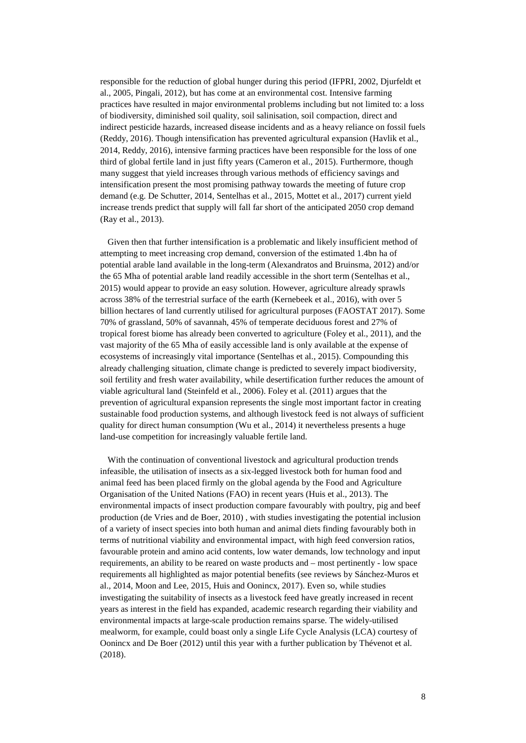responsible for the reduction of global hunger during this period (IFPRI, 2002, Djurfeldt et al., 2005, Pingali, 2012), but has come at an environmental cost. Intensive farming practices have resulted in major environmental problems including but not limited to: a loss of biodiversity, diminished soil quality, soil salinisation, soil compaction, direct and indirect pesticide hazards, increased disease incidents and as a heavy reliance on fossil fuels (Reddy, 2016). Though intensification has prevented agricultural expansion (Havlik et al., 2014, Reddy, 2016), intensive farming practices have been responsible for the loss of one third of global fertile land in just fifty years (Cameron et al., 2015). Furthermore, though many suggest that yield increases through various methods of efficiency savings and intensification present the most promising pathway towards the meeting of future crop demand (e.g. De Schutter, 2014, Sentelhas et al., 2015, Mottet et al., 2017) current yield increase trends predict that supply will fall far short of the anticipated 2050 crop demand (Ray et al., 2013).

Given then that further intensification is a problematic and likely insufficient method of attempting to meet increasing crop demand, conversion of the estimated 1.4bn ha of potential arable land available in the long-term (Alexandratos and Bruinsma, 2012) and/or the 65 Mha of potential arable land readily accessible in the short term (Sentelhas et al., 2015) would appear to provide an easy solution. However, agriculture already sprawls across 38% of the terrestrial surface of the earth (Kernebeek et al., 2016), with over 5 billion hectares of land currently utilised for agricultural purposes (FAOSTAT 2017). Some 70% of grassland, 50% of savannah, 45% of temperate deciduous forest and 27% of tropical forest biome has already been converted to agriculture (Foley et al., 2011), and the vast majority of the 65 Mha of easily accessible land is only available at the expense of ecosystems of increasingly vital importance (Sentelhas et al., 2015). Compounding this already challenging situation, climate change is predicted to severely impact biodiversity, soil fertility and fresh water availability, while desertification further reduces the amount of viable agricultural land (Steinfeld et al., 2006). Foley et al. (2011) argues that the prevention of agricultural expansion represents the single most important factor in creating sustainable food production systems, and although livestock feed is not always of sufficient quality for direct human consumption (Wu et al., 2014) it nevertheless presents a huge land-use competition for increasingly valuable fertile land.

With the continuation of conventional livestock and agricultural production trends infeasible, the utilisation of insects as a six-legged livestock both for human food and animal feed has been placed firmly on the global agenda by the Food and Agriculture Organisation of the United Nations (FAO) in recent years (Huis et al., 2013). The environmental impacts of insect production compare favourably with poultry, pig and beef production (de Vries and de Boer, 2010) , with studies investigating the potential inclusion of a variety of insect species into both human and animal diets finding favourably both in terms of nutritional viability and environmental impact, with high feed conversion ratios, favourable protein and amino acid contents, low water demands, low technology and input requirements, an ability to be reared on waste products and – most pertinently - low space requirements all highlighted as major potential benefits (see reviews by Sánchez-Muros et al., 2014, Moon and Lee, 2015, Huis and Oonincx, 2017). Even so, while studies investigating the suitability of insects as a livestock feed have greatly increased in recent years as interest in the field has expanded, academic research regarding their viability and environmental impacts at large-scale production remains sparse. The widely-utilised mealworm, for example, could boast only a single Life Cycle Analysis (LCA) courtesy of Oonincx and De Boer (2012) until this year with a further publication by Thévenot et al. (2018).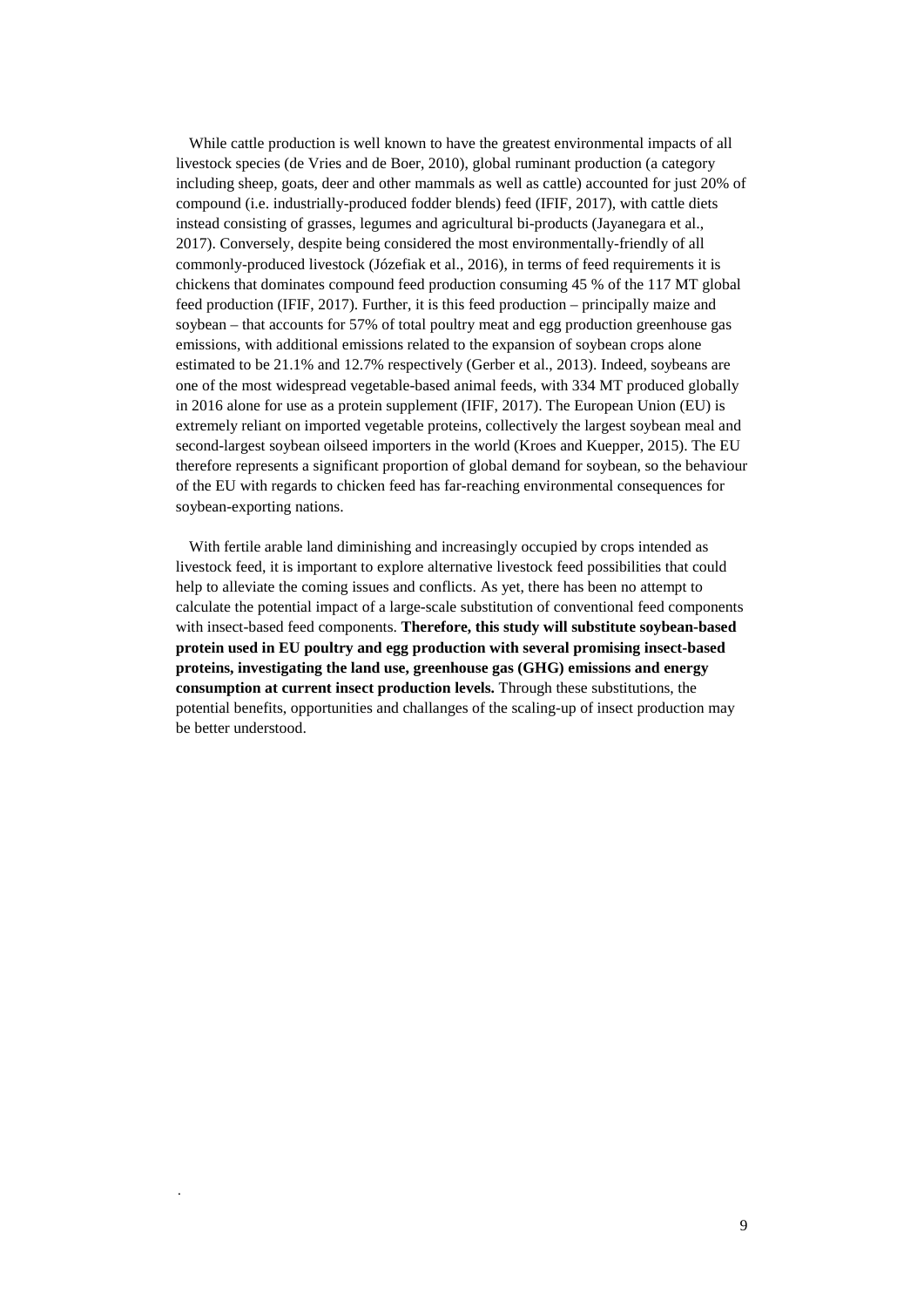While cattle production is well known to have the greatest environmental impacts of all livestock species (de Vries and de Boer, 2010), global ruminant production (a category including sheep, goats, deer and other mammals as well as cattle) accounted for just 20% of compound (i.e. industrially-produced fodder blends) feed (IFIF, 2017), with cattle diets instead consisting of grasses, legumes and agricultural bi-products (Jayanegara et al., 2017). Conversely, despite being considered the most environmentally-friendly of all commonly-produced livestock (Józefiak et al., 2016), in terms of feed requirements it is chickens that dominates compound feed production consuming 45 % of the 117 MT global feed production (IFIF, 2017). Further, it is this feed production – principally maize and soybean – that accounts for 57% of total poultry meat and egg production greenhouse gas emissions, with additional emissions related to the expansion of soybean crops alone estimated to be 21.1% and 12.7% respectively (Gerber et al., 2013). Indeed, soybeans are one of the most widespread vegetable-based animal feeds, with 334 MT produced globally in 2016 alone for use as a protein supplement (IFIF, 2017). The European Union (EU) is extremely reliant on imported vegetable proteins, collectively the largest soybean meal and second-largest soybean oilseed importers in the world (Kroes and Kuepper, 2015). The EU therefore represents a significant proportion of global demand for soybean, so the behaviour of the EU with regards to chicken feed has far-reaching environmental consequences for soybean-exporting nations.

With fertile arable land diminishing and increasingly occupied by crops intended as livestock feed, it is important to explore alternative livestock feed possibilities that could help to alleviate the coming issues and conflicts. As yet, there has been no attempt to calculate the potential impact of a large-scale substitution of conventional feed components with insect-based feed components. **Therefore, this study will substitute soybean-based protein used in EU poultry and egg production with several promising insect-based proteins, investigating the land use, greenhouse gas (GHG) emissions and energy consumption at current insect production levels.** Through these substitutions, the potential benefits, opportunities and challanges of the scaling-up of insect production may be better understood.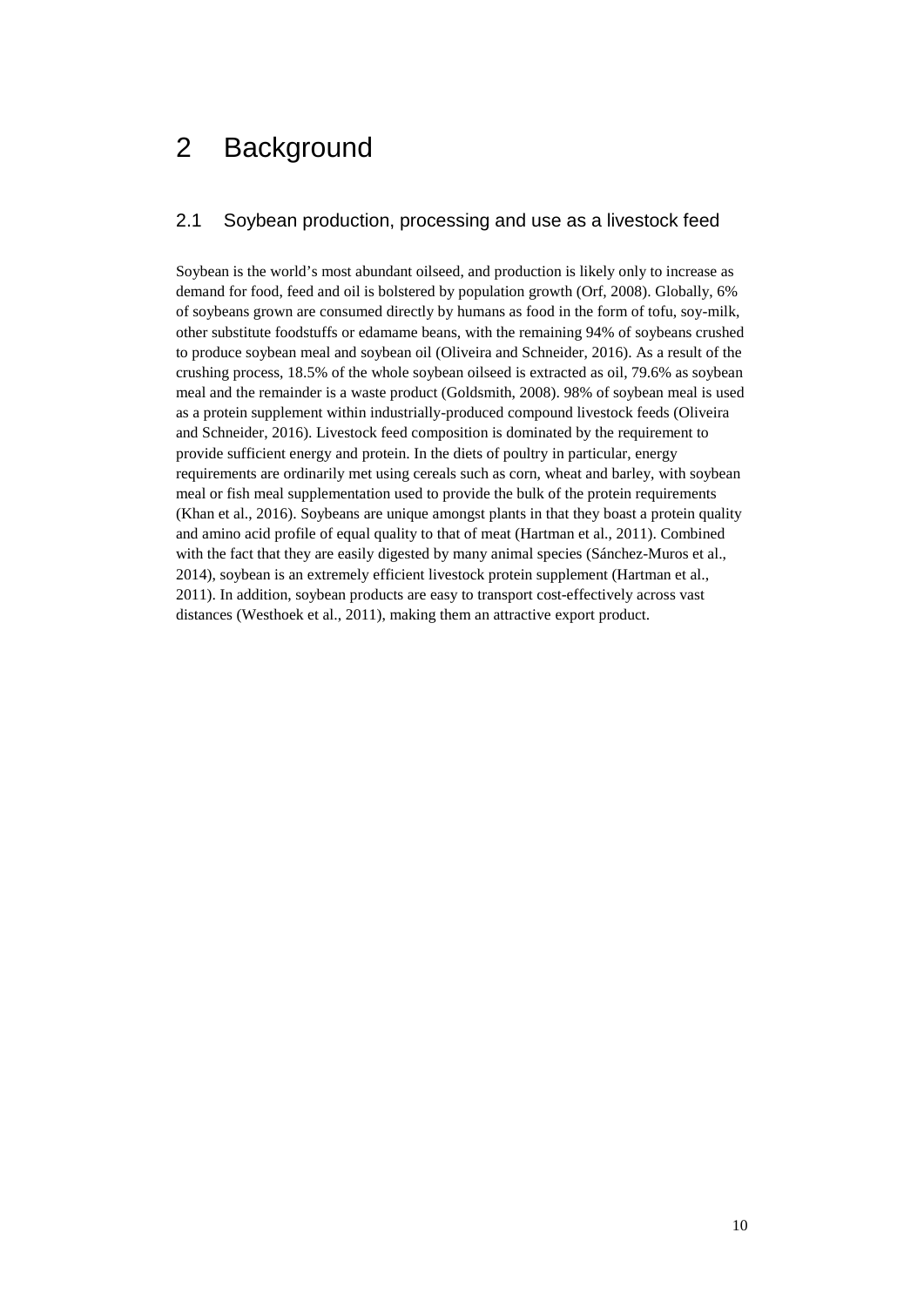# 2 Background

## 2.1 Soybean production, processing and use as a livestock feed

Soybean is the world's most abundant oilseed, and production is likely only to increase as demand for food, feed and oil is bolstered by population growth (Orf, 2008). Globally, 6% of soybeans grown are consumed directly by humans as food in the form of tofu, soy-milk, other substitute foodstuffs or edamame beans, with the remaining 94% of soybeans crushed to produce soybean meal and soybean oil (Oliveira and Schneider, 2016). As a result of the crushing process, 18.5% of the whole soybean oilseed is extracted as oil, 79.6% as soybean meal and the remainder is a waste product (Goldsmith, 2008). 98% of soybean meal is used as a protein supplement within industrially-produced compound livestock feeds (Oliveira and Schneider, 2016). Livestock feed composition is dominated by the requirement to provide sufficient energy and protein. In the diets of poultry in particular, energy requirements are ordinarily met using cereals such as corn, wheat and barley, with soybean meal or fish meal supplementation used to provide the bulk of the protein requirements (Khan et al., 2016). Soybeans are unique amongst plants in that they boast a protein quality and amino acid profile of equal quality to that of meat (Hartman et al., 2011). Combined with the fact that they are easily digested by many animal species (Sánchez-Muros et al., 2014), soybean is an extremely efficient livestock protein supplement (Hartman et al., 2011). In addition, soybean products are easy to transport cost-effectively across vast distances (Westhoek et al., 2011), making them an attractive export product.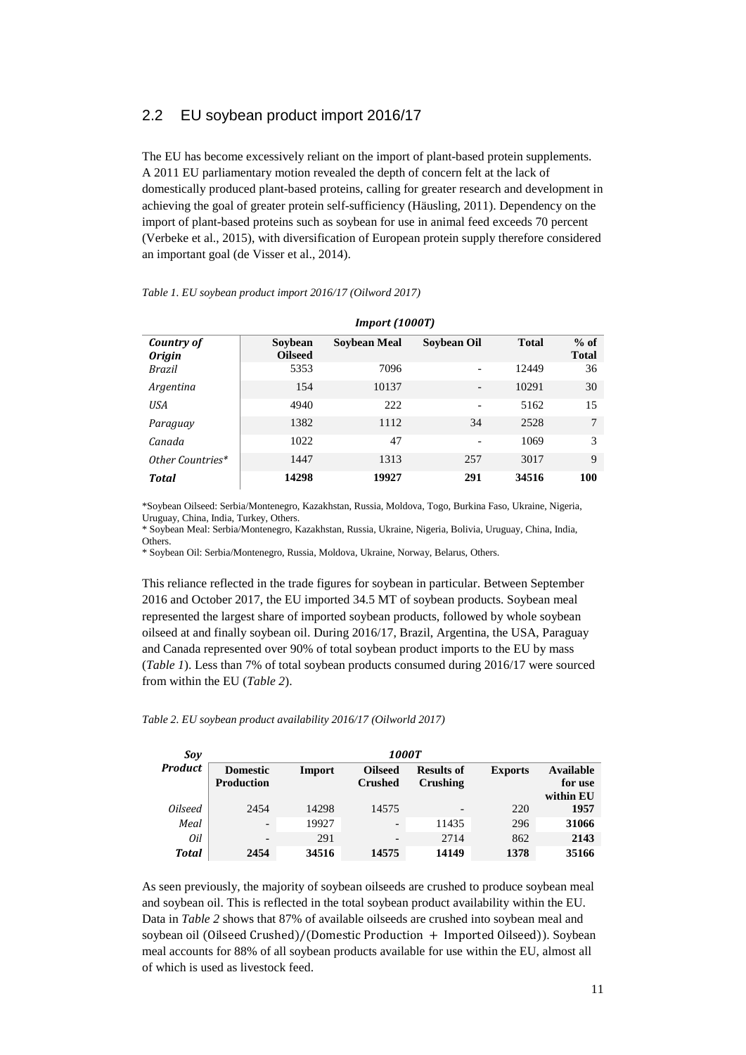## 2.2 EU soybean product import 2016/17

The EU has become excessively reliant on the import of plant-based protein supplements. A 2011 EU parliamentary motion revealed the depth of concern felt at the lack of domestically produced plant-based proteins, calling for greater research and development in achieving the goal of greater protein self-sufficiency (Häusling, 2011). Dependency on the import of plant-based proteins such as soybean for use in animal feed exceeds 70 percent (Verbeke et al., 2015), with diversification of European protein supply therefore considered an important goal (de Visser et al., 2014).

*Table 1. EU soybean product import 2016/17 (Oilword 2017)*

| | *Import (1000T)* | | | | |
|---|---|---|---|---|---|
| ***Country of Origin*** | **Soybean Oilseed** | **Soybean Meal** | **Soybean Oil** | **Total** | **% of Total** |
| *Brazil* | 5353 | 7096 | - | 12449 | 36 |
| *Argentina* | 154 | 10137 | - | 10291 | 30 |
| *USA* | 4940 | 222 | - | 5162 | 15 |
| *Paraguay* | 1382 | 1112 | 34 | 2528 | 7 |
| *Canada* | 1022 | 47 | - | 1069 | 3 |
| *Other Countries** | 1447 | 1313 | 257 | 3017 | 9 |
| ***Total*** | **14298** | **19927** | **291** | **34516** | **100** |

*Soybean Oilseed: Serbia/Montenegro, Kazakhstan, Russia, Moldova, Togo, Burkina Faso, Ukraine, Nigeria, Uruguay, China, India, Turkey, Others.
* Soybean Meal: Serbia/Montenegro, Kazakhstan, Russia, Ukraine, Nigeria, Bolivia, Uruguay, China, India, Others.
* Soybean Oil: Serbia/Montenegro, Russia, Moldova, Ukraine, Norway, Belarus, Others.

This reliance reflected in the trade figures for soybean in particular. Between September 2016 and October 2017, the EU imported 34.5 MT of soybean products. Soybean meal represented the largest share of imported soybean products, followed by whole soybean oilseed at and finally soybean oil. During 2016/17, Brazil, Argentina, the USA, Paraguay and Canada represented over 90% of total soybean product imports to the EU by mass (*Table 1*). Less than 7% of total soybean products consumed during 2016/17 were sourced from within the EU (*Table 2*).

*Table 2. EU soybean product availability 2016/17 (Oilworld 2017)*

| ***Soy Product*** | *1000T* | | | | | |
|---|---|---|---|---|---|---|
| | **Domestic Production** | **Import** | **Oilseed Crushed** | **Results of Crushing** | **Exports** | **Available for use within EU** |
| *Oilseed* | 2454 | 14298 | 14575 | - | 220 | **1957** |
| *Meal* | - | 19927 | - | 11435 | 296 | **31066** |
| *Oil* | - | 291 | - | 2714 | 862 | **2143** |
| ***Total*** | **2454** | **34516** | **14575** | **14149** | **1378** | **35166** |

As seen previously, the majority of soybean oilseeds are crushed to produce soybean meal and soybean oil. This is reflected in the total soybean product availability within the EU. Data in *Table 2* shows that 87% of available oilseeds are crushed into soybean meal and soybean oil $(\text{Oilseed Crushed})/(\text{Domestic Production} + \text{Imported Oilseed}))$. Soybean meal accounts for 88% of all soybean products available for use within the EU, almost all of which is used as livestock feed.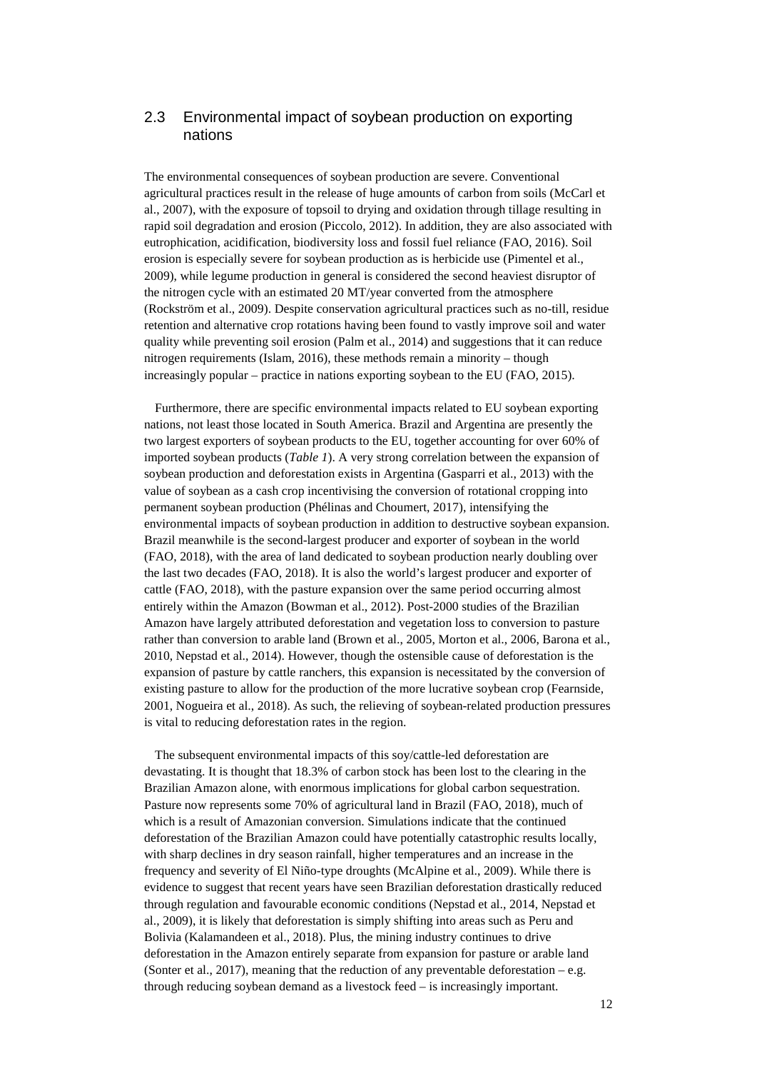## 2.3 Environmental impact of soybean production on exporting nations

The environmental consequences of soybean production are severe. Conventional agricultural practices result in the release of huge amounts of carbon from soils (McCarl et al., 2007), with the exposure of topsoil to drying and oxidation through tillage resulting in rapid soil degradation and erosion (Piccolo, 2012). In addition, they are also associated with eutrophication, acidification, biodiversity loss and fossil fuel reliance (FAO, 2016). Soil erosion is especially severe for soybean production as is herbicide use (Pimentel et al., 2009), while legume production in general is considered the second heaviest disruptor of the nitrogen cycle with an estimated 20 MT/year converted from the atmosphere (Rockström et al., 2009). Despite conservation agricultural practices such as no-till, residue retention and alternative crop rotations having been found to vastly improve soil and water quality while preventing soil erosion (Palm et al., 2014) and suggestions that it can reduce nitrogen requirements (Islam, 2016), these methods remain a minority – though increasingly popular – practice in nations exporting soybean to the EU (FAO, 2015).

Furthermore, there are specific environmental impacts related to EU soybean exporting nations, not least those located in South America. Brazil and Argentina are presently the two largest exporters of soybean products to the EU, together accounting for over 60% of imported soybean products (*Table 1*). A very strong correlation between the expansion of soybean production and deforestation exists in Argentina (Gasparri et al., 2013) with the value of soybean as a cash crop incentivising the conversion of rotational cropping into permanent soybean production (Phélinas and Choumert, 2017), intensifying the environmental impacts of soybean production in addition to destructive soybean expansion. Brazil meanwhile is the second-largest producer and exporter of soybean in the world (FAO, 2018), with the area of land dedicated to soybean production nearly doubling over the last two decades (FAO, 2018). It is also the world's largest producer and exporter of cattle (FAO, 2018), with the pasture expansion over the same period occurring almost entirely within the Amazon (Bowman et al., 2012). Post-2000 studies of the Brazilian Amazon have largely attributed deforestation and vegetation loss to conversion to pasture rather than conversion to arable land (Brown et al., 2005, Morton et al., 2006, Barona et al., 2010, Nepstad et al., 2014). However, though the ostensible cause of deforestation is the expansion of pasture by cattle ranchers, this expansion is necessitated by the conversion of existing pasture to allow for the production of the more lucrative soybean crop (Fearnside, 2001, Nogueira et al., 2018). As such, the relieving of soybean-related production pressures is vital to reducing deforestation rates in the region.

The subsequent environmental impacts of this soy/cattle-led deforestation are devastating. It is thought that 18.3% of carbon stock has been lost to the clearing in the Brazilian Amazon alone, with enormous implications for global carbon sequestration. Pasture now represents some 70% of agricultural land in Brazil (FAO, 2018), much of which is a result of Amazonian conversion. Simulations indicate that the continued deforestation of the Brazilian Amazon could have potentially catastrophic results locally, with sharp declines in dry season rainfall, higher temperatures and an increase in the frequency and severity of El Niño-type droughts (McAlpine et al., 2009). While there is evidence to suggest that recent years have seen Brazilian deforestation drastically reduced through regulation and favourable economic conditions (Nepstad et al., 2014, Nepstad et al., 2009), it is likely that deforestation is simply shifting into areas such as Peru and Bolivia (Kalamandeen et al., 2018). Plus, the mining industry continues to drive deforestation in the Amazon entirely separate from expansion for pasture or arable land (Sonter et al., 2017), meaning that the reduction of any preventable deforestation – e.g. through reducing soybean demand as a livestock feed – is increasingly important.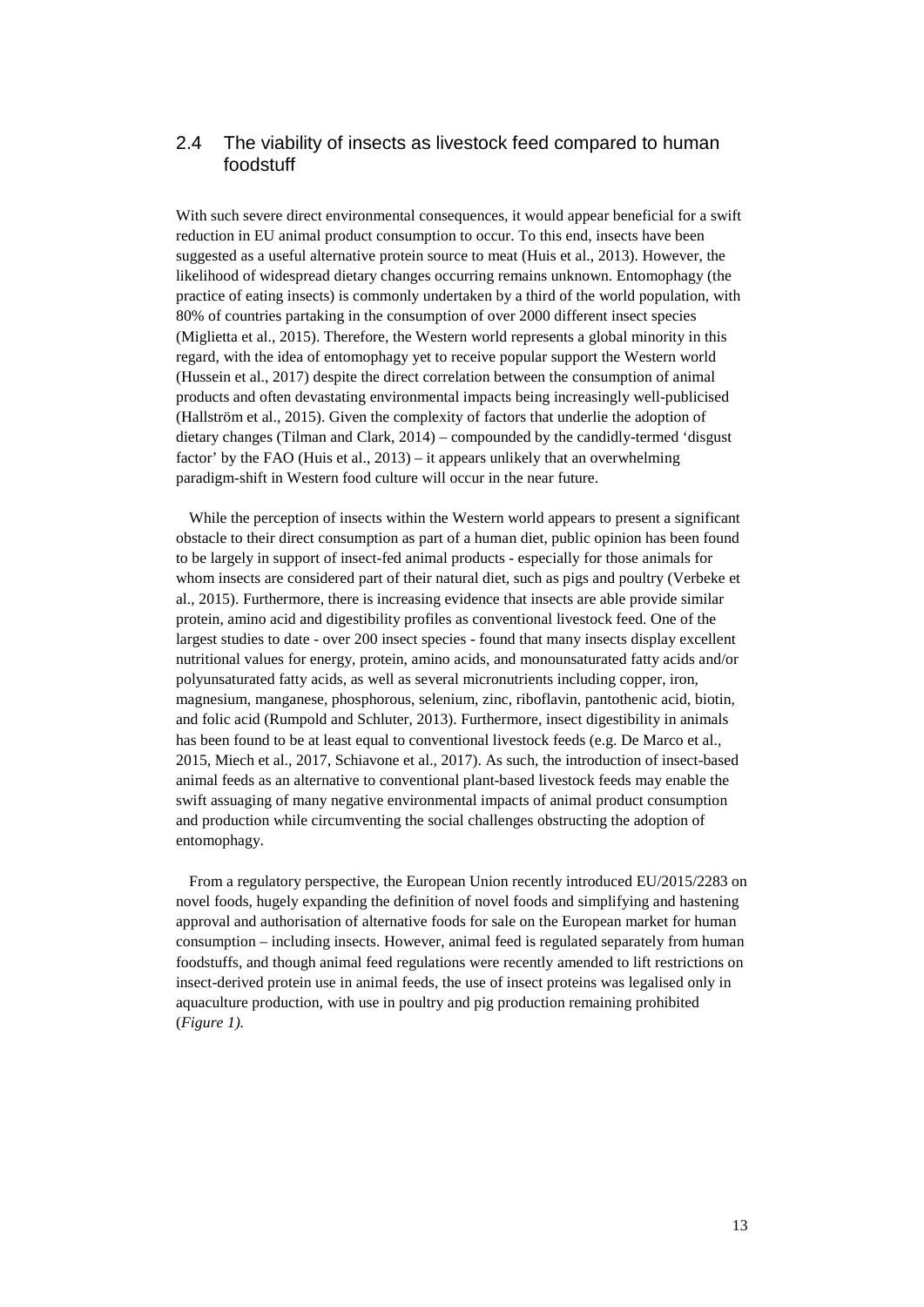## 2.4 The viability of insects as livestock feed compared to human foodstuff

With such severe direct environmental consequences, it would appear beneficial for a swift reduction in EU animal product consumption to occur. To this end, insects have been suggested as a useful alternative protein source to meat (Huis et al., 2013). However, the likelihood of widespread dietary changes occurring remains unknown. Entomophagy (the practice of eating insects) is commonly undertaken by a third of the world population, with 80% of countries partaking in the consumption of over 2000 different insect species (Miglietta et al., 2015). Therefore, the Western world represents a global minority in this regard, with the idea of entomophagy yet to receive popular support the Western world (Hussein et al., 2017) despite the direct correlation between the consumption of animal products and often devastating environmental impacts being increasingly well-publicised (Hallström et al., 2015). Given the complexity of factors that underlie the adoption of dietary changes (Tilman and Clark, 2014) – compounded by the candidly-termed 'disgust factor' by the FAO (Huis et al., 2013) – it appears unlikely that an overwhelming paradigm-shift in Western food culture will occur in the near future.

While the perception of insects within the Western world appears to present a significant obstacle to their direct consumption as part of a human diet, public opinion has been found to be largely in support of insect-fed animal products - especially for those animals for whom insects are considered part of their natural diet, such as pigs and poultry (Verbeke et al., 2015). Furthermore, there is increasing evidence that insects are able provide similar protein, amino acid and digestibility profiles as conventional livestock feed. One of the largest studies to date - over 200 insect species - found that many insects display excellent nutritional values for energy, protein, amino acids, and monounsaturated fatty acids and/or polyunsaturated fatty acids, as well as several micronutrients including copper, iron, magnesium, manganese, phosphorous, selenium, zinc, riboflavin, pantothenic acid, biotin, and folic acid (Rumpold and Schluter, 2013). Furthermore, insect digestibility in animals has been found to be at least equal to conventional livestock feeds (e.g. De Marco et al., 2015, Miech et al., 2017, Schiavone et al., 2017). As such, the introduction of insect-based animal feeds as an alternative to conventional plant-based livestock feeds may enable the swift assuaging of many negative environmental impacts of animal product consumption and production while circumventing the social challenges obstructing the adoption of entomophagy.

From a regulatory perspective, the European Union recently introduced EU/2015/2283 on novel foods, hugely expanding the definition of novel foods and simplifying and hastening approval and authorisation of alternative foods for sale on the European market for human consumption – including insects. However, animal feed is regulated separately from human foodstuffs, and though animal feed regulations were recently amended to lift restrictions on insect-derived protein use in animal feeds, the use of insect proteins was legalised only in aquaculture production, with use in poultry and pig production remaining prohibited (*Figure 1).*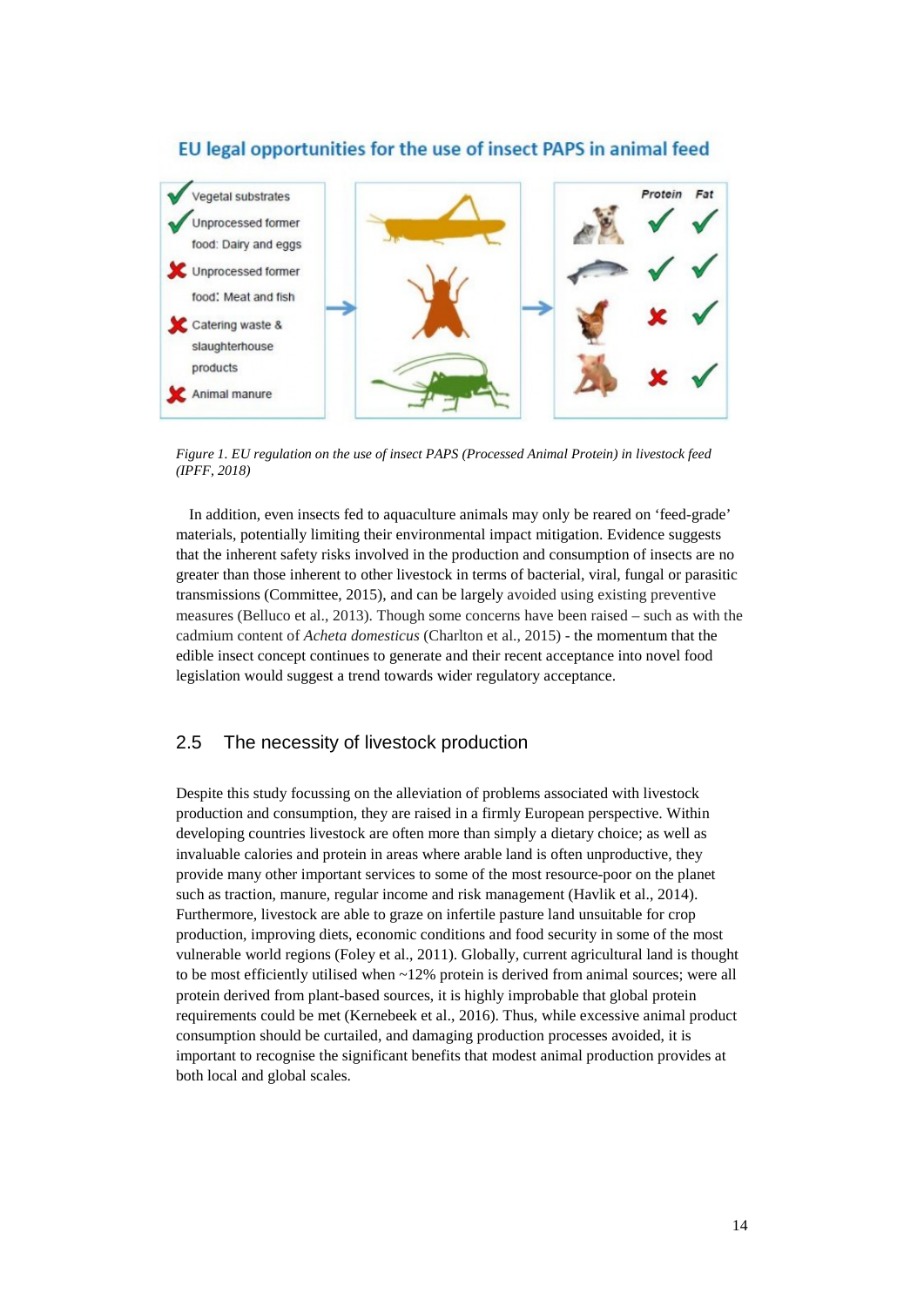**EU legal opportunities for the use of insect PAPS in animal feed**

| Substrate | Allowed |
| --- | --- |
| Vegetal substrates | ✓ |
| Unprocessed former food: Dairy and eggs | ✓ |
| Unprocessed former food: Meat and fish | ✗ |
| Catering waste & slaughterhouse products | ✗ |
| Animal manure | ✗ |

| Animal | Protein | Fat |
| --- | --- | --- |
| Pets (dog, cat) | ✓ | ✓ |
| Fish | ✓ | ✓ |
| Poultry | ✗ | ✓ |
| Pigs | ✗ | ✓ |

*Figure 1. EU regulation on the use of insect PAPS (Processed Animal Protein) in livestock feed (IPFF, 2018)*

In addition, even insects fed to aquaculture animals may only be reared on 'feed-grade' materials, potentially limiting their environmental impact mitigation. Evidence suggests that the inherent safety risks involved in the production and consumption of insects are no greater than those inherent to other livestock in terms of bacterial, viral, fungal or parasitic transmissions (Committee, 2015), and can be largely avoided using existing preventive measures (Belluco et al., 2013). Though some concerns have been raised – such as with the cadmium content of *Acheta domesticus* (Charlton et al., 2015) - the momentum that the edible insect concept continues to generate and their recent acceptance into novel food legislation would suggest a trend towards wider regulatory acceptance.

## 2.5 The necessity of livestock production

Despite this study focussing on the alleviation of problems associated with livestock production and consumption, they are raised in a firmly European perspective. Within developing countries livestock are often more than simply a dietary choice; as well as invaluable calories and protein in areas where arable land is often unproductive, they provide many other important services to some of the most resource-poor on the planet such as traction, manure, regular income and risk management (Havlik et al., 2014). Furthermore, livestock are able to graze on infertile pasture land unsuitable for crop production, improving diets, economic conditions and food security in some of the most vulnerable world regions (Foley et al., 2011). Globally, current agricultural land is thought to be most efficiently utilised when ~12% protein is derived from animal sources; were all protein derived from plant-based sources, it is highly improbable that global protein requirements could be met (Kernebeek et al., 2016). Thus, while excessive animal product consumption should be curtailed, and damaging production processes avoided, it is important to recognise the significant benefits that modest animal production provides at both local and global scales.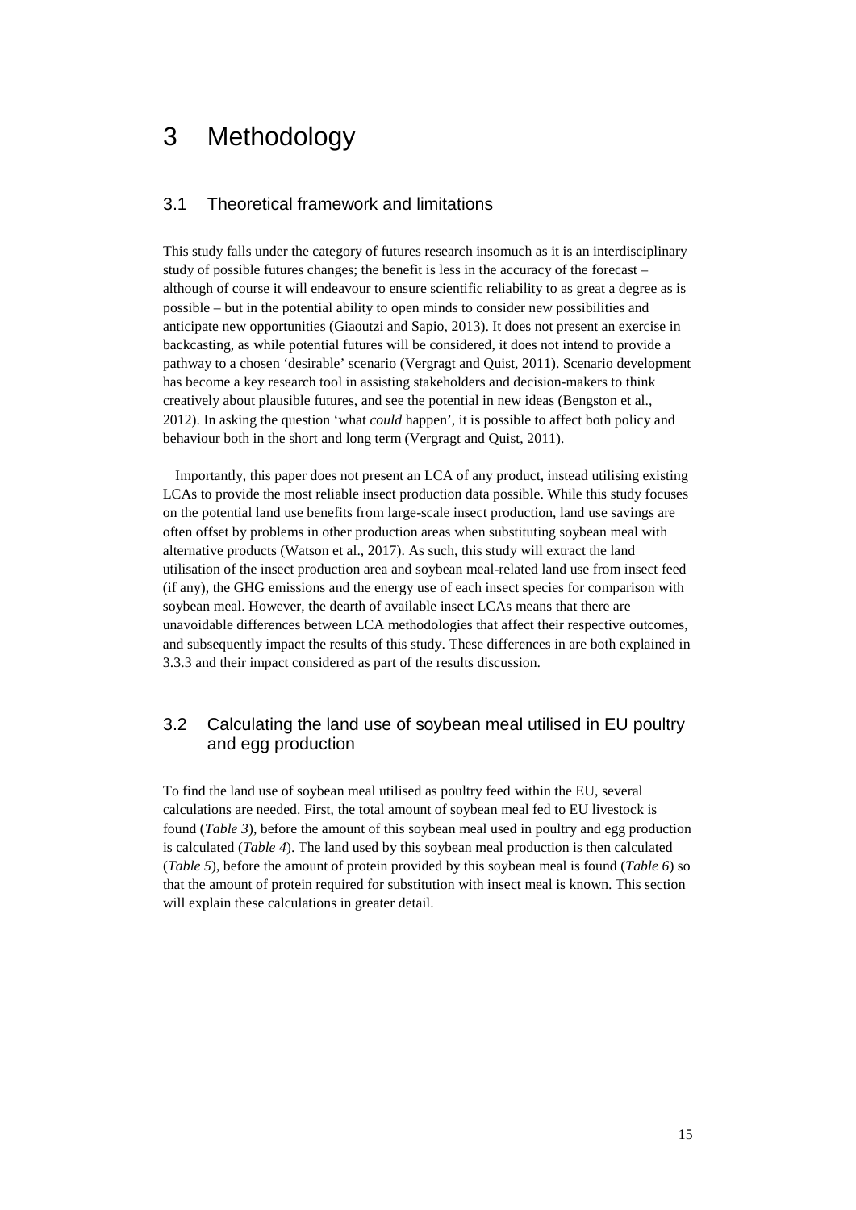# 3 Methodology

## 3.1 Theoretical framework and limitations

This study falls under the category of futures research insomuch as it is an interdisciplinary study of possible futures changes; the benefit is less in the accuracy of the forecast – although of course it will endeavour to ensure scientific reliability to as great a degree as is possible – but in the potential ability to open minds to consider new possibilities and anticipate new opportunities (Giaoutzi and Sapio, 2013). It does not present an exercise in backcasting, as while potential futures will be considered, it does not intend to provide a pathway to a chosen 'desirable' scenario (Vergragt and Quist, 2011). Scenario development has become a key research tool in assisting stakeholders and decision-makers to think creatively about plausible futures, and see the potential in new ideas (Bengston et al., 2012). In asking the question 'what *could* happen', it is possible to affect both policy and behaviour both in the short and long term (Vergragt and Quist, 2011).

Importantly, this paper does not present an LCA of any product, instead utilising existing LCAs to provide the most reliable insect production data possible. While this study focuses on the potential land use benefits from large-scale insect production, land use savings are often offset by problems in other production areas when substituting soybean meal with alternative products (Watson et al., 2017). As such, this study will extract the land utilisation of the insect production area and soybean meal-related land use from insect feed (if any), the GHG emissions and the energy use of each insect species for comparison with soybean meal. However, the dearth of available insect LCAs means that there are unavoidable differences between LCA methodologies that affect their respective outcomes, and subsequently impact the results of this study. These differences in are both explained in 3.3.3 and their impact considered as part of the results discussion.

## 3.2 Calculating the land use of soybean meal utilised in EU poultry and egg production

To find the land use of soybean meal utilised as poultry feed within the EU, several calculations are needed. First, the total amount of soybean meal fed to EU livestock is found (*Table 3*), before the amount of this soybean meal used in poultry and egg production is calculated (*Table 4*). The land used by this soybean meal production is then calculated (*Table 5*), before the amount of protein provided by this soybean meal is found (*Table 6*) so that the amount of protein required for substitution with insect meal is known. This section will explain these calculations in greater detail.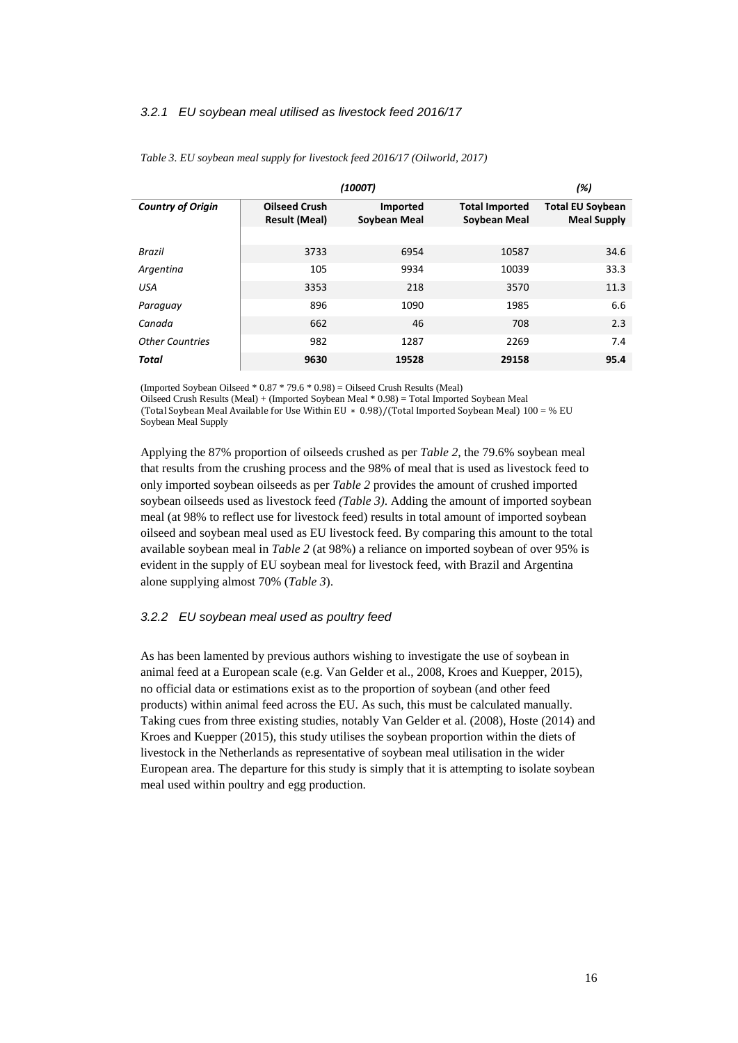### 3.2.1 EU soybean meal utilised as livestock feed 2016/17

*Table 3. EU soybean meal supply for livestock feed 2016/17 (Oilworld, 2017)*

| | *(1000T)* | | | *(%)* |
|---|---|---|---|---|
| ***Country of Origin*** | **Oilseed Crush Result (Meal)** | **Imported Soybean Meal** | **Total Imported Soybean Meal** | **Total EU Soybean Meal Supply** |
| *Brazil* | 3733 | 6954 | 10587 | 34.6 |
| *Argentina* | 105 | 9934 | 10039 | 33.3 |
| *USA* | 3353 | 218 | 3570 | 11.3 |
| *Paraguay* | 896 | 1090 | 1985 | 6.6 |
| *Canada* | 662 | 46 | 708 | 2.3 |
| *Other Countries* | 982 | 1287 | 2269 | 7.4 |
| ***Total*** | **9630** | **19528** | **29158** | **95.4** |

(Imported Soybean Oilseed * 0.87 * 79.6 * 0.98) = Oilseed Crush Results (Meal)
Oilseed Crush Results (Meal) + (Imported Soybean Meal * 0.98) = Total Imported Soybean Meal
(Total Soybean Meal Available for Use Within EU * 0.98)/(Total Imported Soybean Meal) 100 = % EU Soybean Meal Supply

Applying the 87% proportion of oilseeds crushed as per *Table 2*, the 79.6% soybean meal that results from the crushing process and the 98% of meal that is used as livestock feed to only imported soybean oilseeds as per *Table 2* provides the amount of crushed imported soybean oilseeds used as livestock feed *(Table 3)*. Adding the amount of imported soybean meal (at 98% to reflect use for livestock feed) results in total amount of imported soybean oilseed and soybean meal used as EU livestock feed. By comparing this amount to the total available soybean meal in *Table 2* (at 98%) a reliance on imported soybean of over 95% is evident in the supply of EU soybean meal for livestock feed, with Brazil and Argentina alone supplying almost 70% (*Table 3*).

### 3.2.2 EU soybean meal used as poultry feed

As has been lamented by previous authors wishing to investigate the use of soybean in animal feed at a European scale (e.g. Van Gelder et al., 2008, Kroes and Kuepper, 2015), no official data or estimations exist as to the proportion of soybean (and other feed products) within animal feed across the EU. As such, this must be calculated manually. Taking cues from three existing studies, notably Van Gelder et al. (2008), Hoste (2014) and Kroes and Kuepper (2015), this study utilises the soybean proportion within the diets of livestock in the Netherlands as representative of soybean meal utilisation in the wider European area. The departure for this study is simply that it is attempting to isolate soybean meal used within poultry and egg production.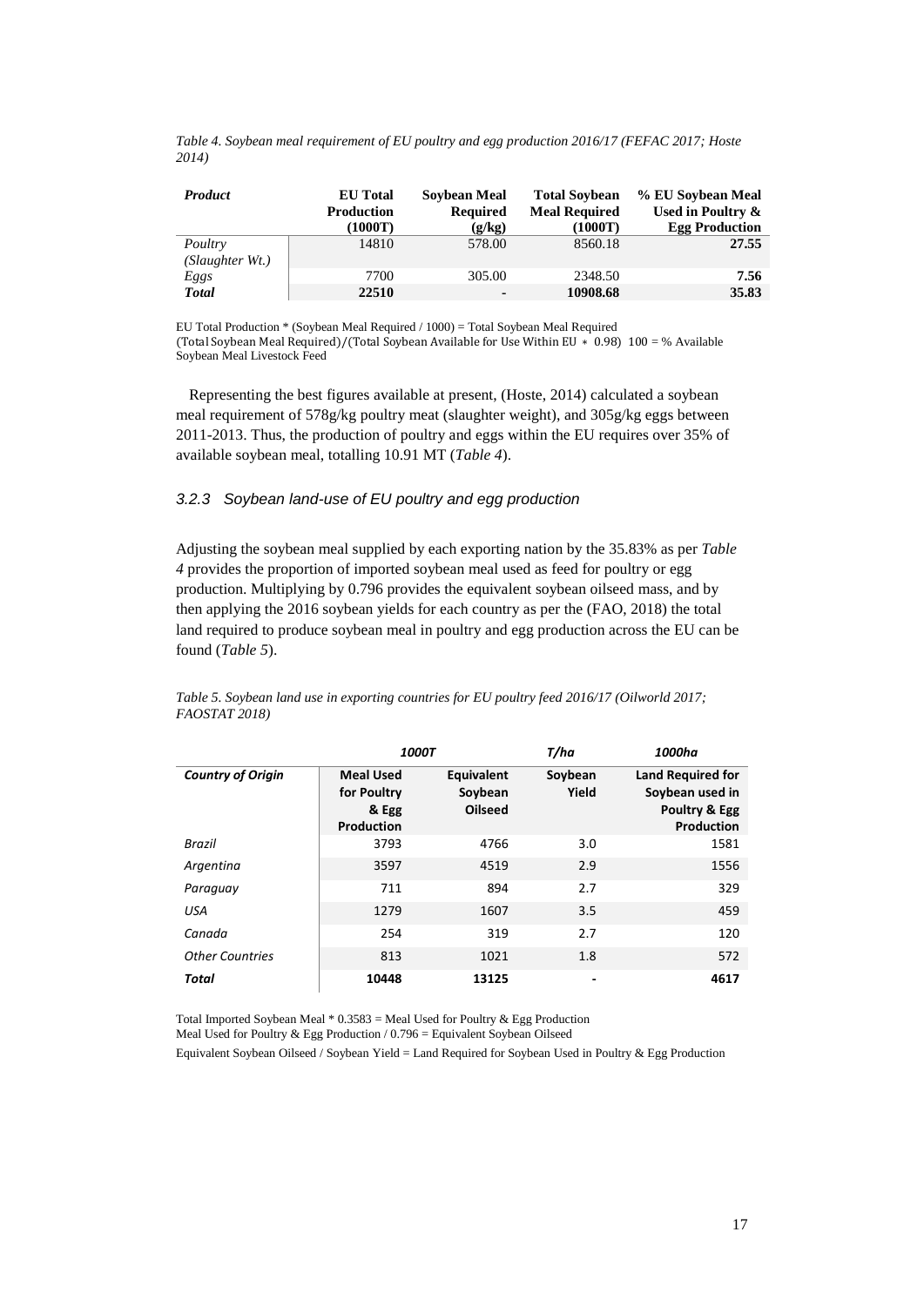*Table 4. Soybean meal requirement of EU poultry and egg production 2016/17 (FEFAC 2017; Hoste 2014)*

| *Product* | EU Total Production (1000T) | Soybean Meal Required (g/kg) | Total Soybean Meal Required (1000T) | % EU Soybean Meal Used in Poultry & Egg Production |
|---|---|---|---|---|
| *Poultry (Slaughter Wt.)* | 14810 | 578.00 | 8560.18 | **27.55** |
| *Eggs* | 7700 | 305.00 | 2348.50 | **7.56** |
| ***Total*** | **22510** | **-** | **10908.68** | **35.83** |

EU Total Production * (Soybean Meal Required / 1000) = Total Soybean Meal Required
(Total Soybean Meal Required)/(Total Soybean Available for Use Within EU * 0.98) 100 = % Available Soybean Meal Livestock Feed

Representing the best figures available at present, (Hoste, 2014) calculated a soybean meal requirement of 578g/kg poultry meat (slaughter weight), and 305g/kg eggs between 2011-2013. Thus, the production of poultry and eggs within the EU requires over 35% of available soybean meal, totalling 10.91 MT (*Table 4*).

### *3.2.3 Soybean land-use of EU poultry and egg production*

Adjusting the soybean meal supplied by each exporting nation by the 35.83% as per *Table 4* provides the proportion of imported soybean meal used as feed for poultry or egg production. Multiplying by 0.796 provides the equivalent soybean oilseed mass, and by then applying the 2016 soybean yields for each country as per the (FAO, 2018) the total land required to produce soybean meal in poultry and egg production across the EU can be found (*Table 5*).

*Table 5. Soybean land use in exporting countries for EU poultry feed 2016/17 (Oilworld 2017; FAOSTAT 2018)*

| | *1000T* | | *T/ha* | *1000ha* |
|---|---|---|---|---|
| ***Country of Origin*** | **Meal Used for Poultry & Egg Production** | **Equivalent Soybean Oilseed** | **Soybean Yield** | **Land Required for Soybean used in Poultry & Egg Production** |
| *Brazil* | 3793 | 4766 | 3.0 | 1581 |
| *Argentina* | 3597 | 4519 | 2.9 | 1556 |
| *Paraguay* | 711 | 894 | 2.7 | 329 |
| *USA* | 1279 | 1607 | 3.5 | 459 |
| *Canada* | 254 | 319 | 2.7 | 120 |
| *Other Countries* | 813 | 1021 | 1.8 | 572 |
| ***Total*** | **10448** | **13125** | **-** | **4617** |

Total Imported Soybean Meal * 0.3583 = Meal Used for Poultry & Egg Production
Meal Used for Poultry & Egg Production / 0.796 = Equivalent Soybean Oilseed
Equivalent Soybean Oilseed / Soybean Yield = Land Required for Soybean Used in Poultry & Egg Production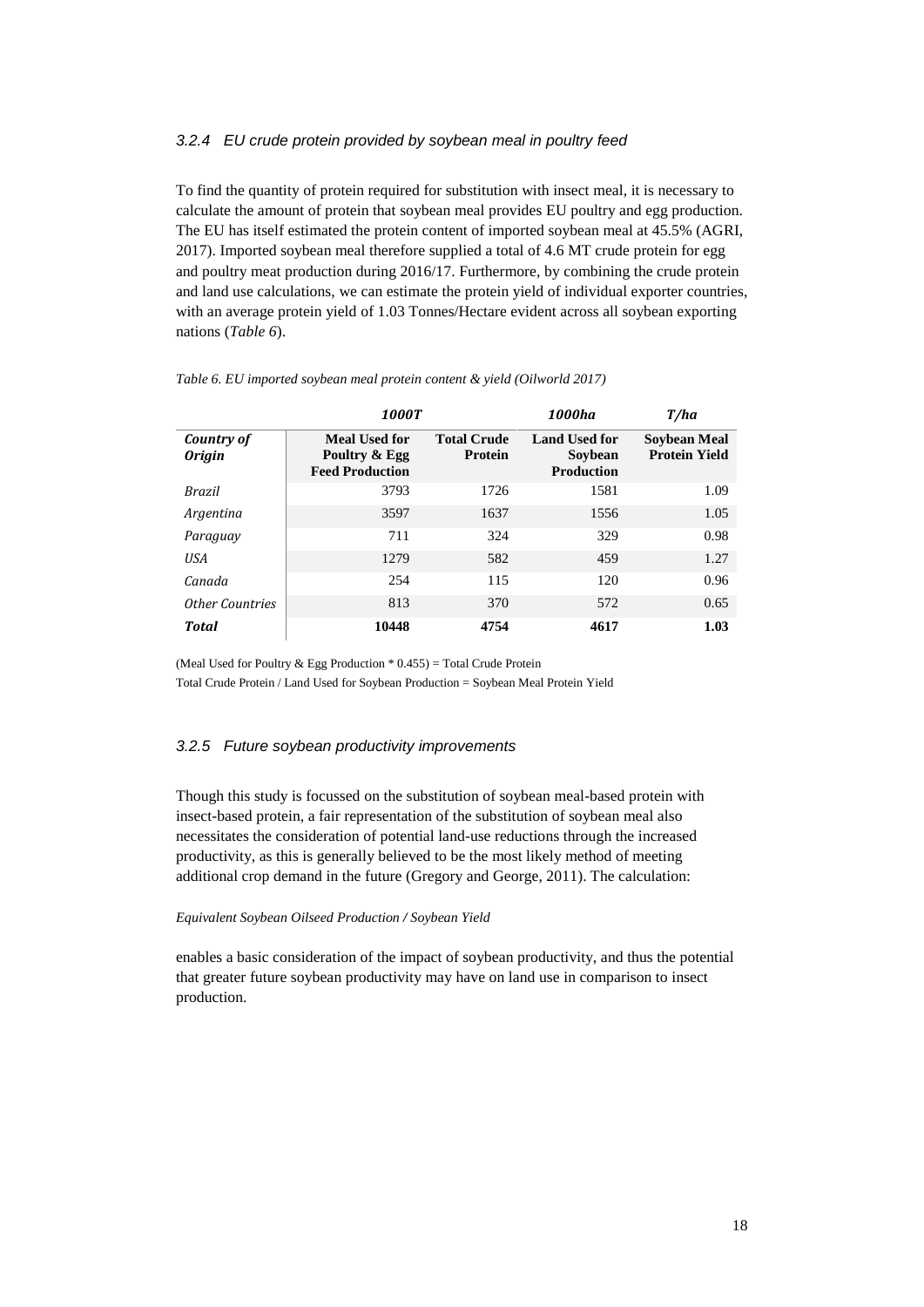### *3.2.4 EU crude protein provided by soybean meal in poultry feed*

To find the quantity of protein required for substitution with insect meal, it is necessary to calculate the amount of protein that soybean meal provides EU poultry and egg production. The EU has itself estimated the protein content of imported soybean meal at 45.5% (AGRI, 2017). Imported soybean meal therefore supplied a total of 4.6 MT crude protein for egg and poultry meat production during 2016/17. Furthermore, by combining the crude protein and land use calculations, we can estimate the protein yield of individual exporter countries, with an average protein yield of 1.03 Tonnes/Hectare evident across all soybean exporting nations (*Table 6*).

*Table 6. EU imported soybean meal protein content & yield (Oilworld 2017)*

| | ***1000T*** | | ***1000ha*** | ***T/ha*** |
|---|---|---|---|---|
| ***Country of Origin*** | **Meal Used for Poultry & Egg Feed Production** | **Total Crude Protein** | **Land Used for Soybean Production** | **Soybean Meal Protein Yield** |
| *Brazil* | 3793 | 1726 | 1581 | 1.09 |
| *Argentina* | 3597 | 1637 | 1556 | 1.05 |
| *Paraguay* | 711 | 324 | 329 | 0.98 |
| *USA* | 1279 | 582 | 459 | 1.27 |
| *Canada* | 254 | 115 | 120 | 0.96 |
| *Other Countries* | 813 | 370 | 572 | 0.65 |
| ***Total*** | **10448** | **4754** | **4617** | **1.03** |

(Meal Used for Poultry & Egg Production * 0.455) = Total Crude Protein

Total Crude Protein / Land Used for Soybean Production = Soybean Meal Protein Yield

### *3.2.5 Future soybean productivity improvements*

Though this study is focussed on the substitution of soybean meal-based protein with insect-based protein, a fair representation of the substitution of soybean meal also necessitates the consideration of potential land-use reductions through the increased productivity, as this is generally believed to be the most likely method of meeting additional crop demand in the future (Gregory and George, 2011). The calculation:

*Equivalent Soybean Oilseed Production / Soybean Yield*

enables a basic consideration of the impact of soybean productivity, and thus the potential that greater future soybean productivity may have on land use in comparison to insect production.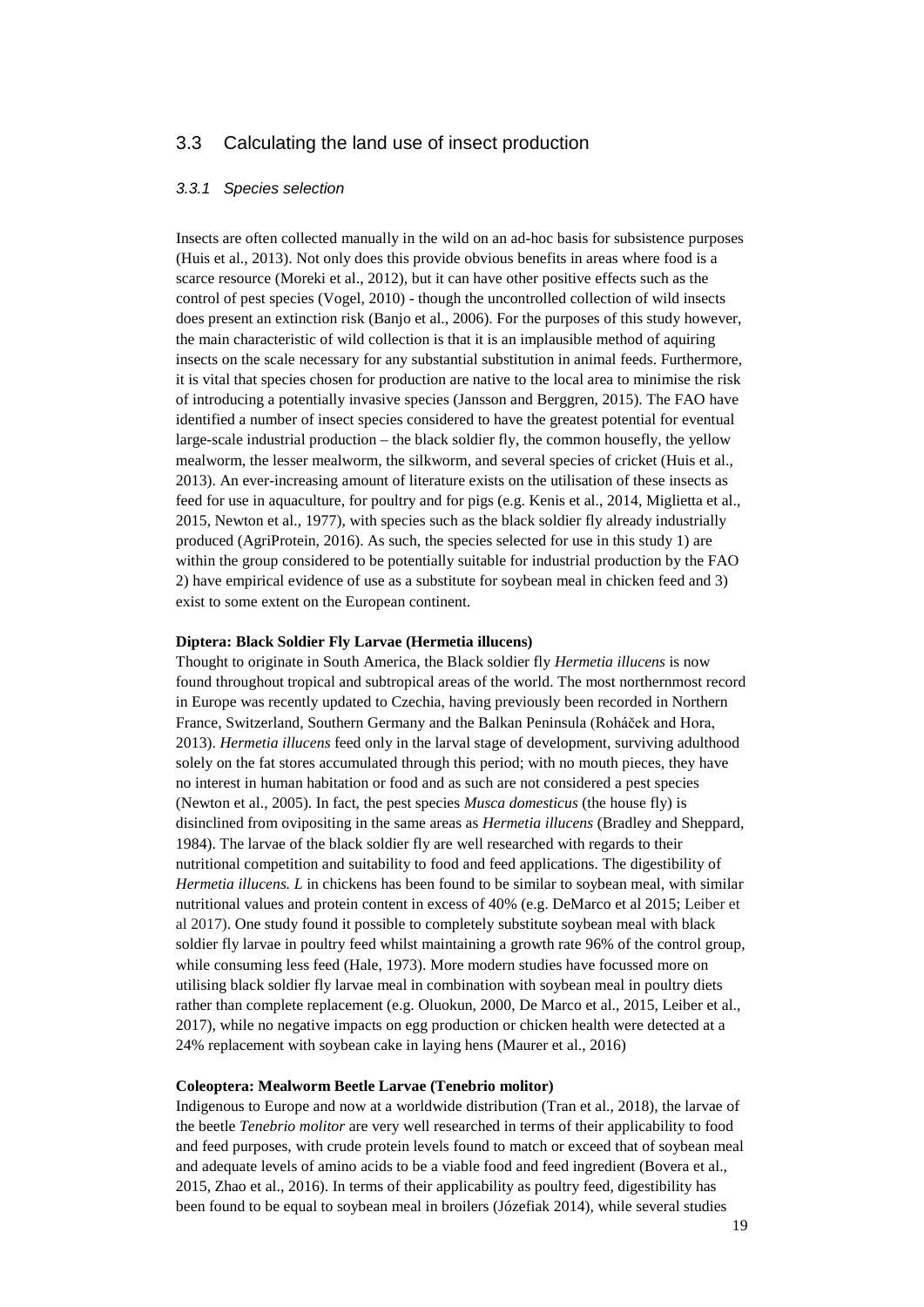## 3.3 Calculating the land use of insect production

### *3.3.1 Species selection*

Insects are often collected manually in the wild on an ad-hoc basis for subsistence purposes (Huis et al., 2013). Not only does this provide obvious benefits in areas where food is a scarce resource (Moreki et al., 2012), but it can have other positive effects such as the control of pest species (Vogel, 2010) - though the uncontrolled collection of wild insects does present an extinction risk (Banjo et al., 2006). For the purposes of this study however, the main characteristic of wild collection is that it is an implausible method of aquiring insects on the scale necessary for any substantial substitution in animal feeds. Furthermore, it is vital that species chosen for production are native to the local area to minimise the risk of introducing a potentially invasive species (Jansson and Berggren, 2015). The FAO have identified a number of insect species considered to have the greatest potential for eventual large-scale industrial production – the black soldier fly, the common housefly, the yellow mealworm, the lesser mealworm, the silkworm, and several species of cricket (Huis et al., 2013). An ever-increasing amount of literature exists on the utilisation of these insects as feed for use in aquaculture, for poultry and for pigs (e.g. Kenis et al., 2014, Miglietta et al., 2015, Newton et al., 1977), with species such as the black soldier fly already industrially produced (AgriProtein, 2016). As such, the species selected for use in this study 1) are within the group considered to be potentially suitable for industrial production by the FAO 2) have empirical evidence of use as a substitute for soybean meal in chicken feed and 3) exist to some extent on the European continent.

**Diptera: Black Soldier Fly Larvae (Hermetia illucens)**

Thought to originate in South America, the Black soldier fly *Hermetia illucens* is now found throughout tropical and subtropical areas of the world. The most northernmost record in Europe was recently updated to Czechia, having previously been recorded in Northern France, Switzerland, Southern Germany and the Balkan Peninsula (Roháček and Hora, 2013). *Hermetia illucens* feed only in the larval stage of development, surviving adulthood solely on the fat stores accumulated through this period; with no mouth pieces, they have no interest in human habitation or food and as such are not considered a pest species (Newton et al., 2005). In fact, the pest species *Musca domesticus* (the house fly) is disinclined from ovipositing in the same areas as *Hermetia illucens* (Bradley and Sheppard, 1984). The larvae of the black soldier fly are well researched with regards to their nutritional competition and suitability to food and feed applications. The digestibility of *Hermetia illucens. L* in chickens has been found to be similar to soybean meal, with similar nutritional values and protein content in excess of 40% (e.g. DeMarco et al 2015; Leiber et al 2017). One study found it possible to completely substitute soybean meal with black soldier fly larvae in poultry feed whilst maintaining a growth rate 96% of the control group, while consuming less feed (Hale, 1973). More modern studies have focussed more on utilising black soldier fly larvae meal in combination with soybean meal in poultry diets rather than complete replacement (e.g. Oluokun, 2000, De Marco et al., 2015, Leiber et al., 2017), while no negative impacts on egg production or chicken health were detected at a 24% replacement with soybean cake in laying hens (Maurer et al., 2016)

**Coleoptera: Mealworm Beetle Larvae (Tenebrio molitor)**

Indigenous to Europe and now at a worldwide distribution (Tran et al., 2018), the larvae of the beetle *Tenebrio molitor* are very well researched in terms of their applicability to food and feed purposes, with crude protein levels found to match or exceed that of soybean meal and adequate levels of amino acids to be a viable food and feed ingredient (Bovera et al., 2015, Zhao et al., 2016). In terms of their applicability as poultry feed, digestibility has been found to be equal to soybean meal in broilers (Józefiak 2014), while several studies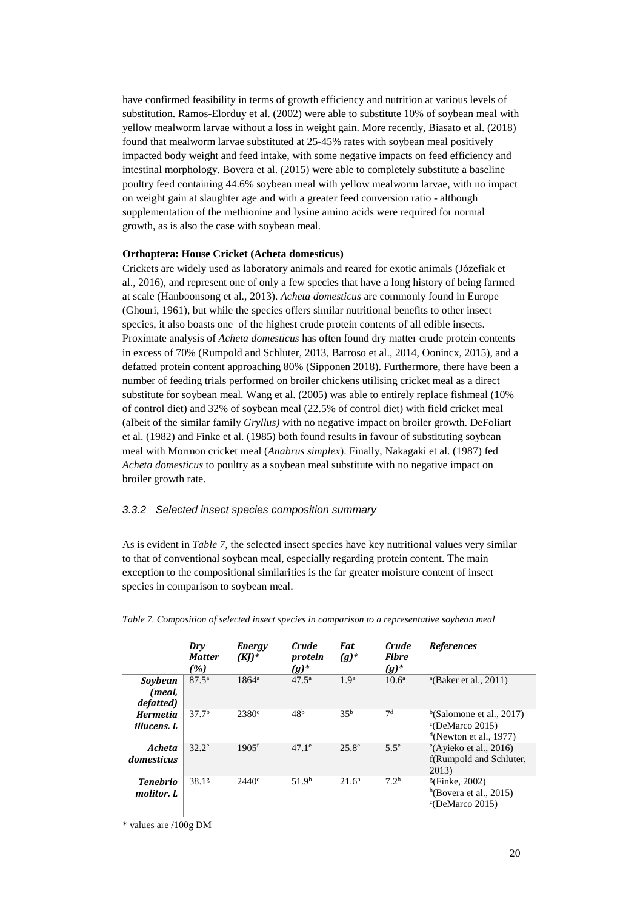have confirmed feasibility in terms of growth efficiency and nutrition at various levels of substitution. Ramos-Elorduy et al. (2002) were able to substitute 10% of soybean meal with yellow mealworm larvae without a loss in weight gain. More recently, Biasato et al. (2018) found that mealworm larvae substituted at 25-45% rates with soybean meal positively impacted body weight and feed intake, with some negative impacts on feed efficiency and intestinal morphology. Bovera et al. (2015) were able to completely substitute a baseline poultry feed containing 44.6% soybean meal with yellow mealworm larvae, with no impact on weight gain at slaughter age and with a greater feed conversion ratio - although supplementation of the methionine and lysine amino acids were required for normal growth, as is also the case with soybean meal.

**Orthoptera: House Cricket (Acheta domesticus)**

Crickets are widely used as laboratory animals and reared for exotic animals (Józefiak et al., 2016), and represent one of only a few species that have a long history of being farmed at scale (Hanboonsong et al., 2013). *Acheta domesticus* are commonly found in Europe (Ghouri, 1961), but while the species offers similar nutritional benefits to other insect species, it also boasts one of the highest crude protein contents of all edible insects. Proximate analysis of *Acheta domesticus* has often found dry matter crude protein contents in excess of 70% (Rumpold and Schluter, 2013, Barroso et al., 2014, Oonincx, 2015), and a defatted protein content approaching 80% (Sipponen 2018). Furthermore, there have been a number of feeding trials performed on broiler chickens utilising cricket meal as a direct substitute for soybean meal. Wang et al. (2005) was able to entirely replace fishmeal (10% of control diet) and 32% of soybean meal (22.5% of control diet) with field cricket meal (albeit of the similar family *Gryllus)* with no negative impact on broiler growth. DeFoliart et al. (1982) and Finke et al. (1985) both found results in favour of substituting soybean meal with Mormon cricket meal (*Anabrus simplex*). Finally, Nakagaki et al. (1987) fed *Acheta domesticus* to poultry as a soybean meal substitute with no negative impact on broiler growth rate.

### 3.3.2 Selected insect species composition summary

As is evident in *Table 7*, the selected insect species have key nutritional values very similar to that of conventional soybean meal, especially regarding protein content. The main exception to the compositional similarities is the far greater moisture content of insect species in comparison to soybean meal.

*Table 7. Composition of selected insect species in comparison to a representative soybean meal*

| | *Dry Matter (%)* | *Energy (KJ)** | *Crude protein (g)** | *Fat (g)** | *Crude Fibre (g)** | *References* |
|---|---|---|---|---|---|---|
| ***Soybean (meal, defatted)*** | 87.5[a] | 1864[a] | 47.5[a] | 1.9[a] | 10.6[a] | [a](Baker et al., 2011) |
| ***Hermetia illucens. L*** | 37.7[b] | 2380[c] | 48[b] | 35[b] | 7[d] | [b](Salomone et al., 2017) [c](DeMarco 2015) [d](Newton et al., 1977) |
| ***Acheta domesticus*** | 32.2[e] | 1905[f] | 47.1[e] | 25.8[e] | 5.5[e] | [e](Ayieko et al., 2016) f(Rumpold and Schluter, 2013) |
| ***Tenebrio molitor. L*** | 38.1[g] | 2440[c] | 51.9[h] | 21.6[h] | 7.2[h] | [g](Finke, 2002) [h](Bovera et al., 2015) [c](DeMarco 2015) |

\* values are /100g DM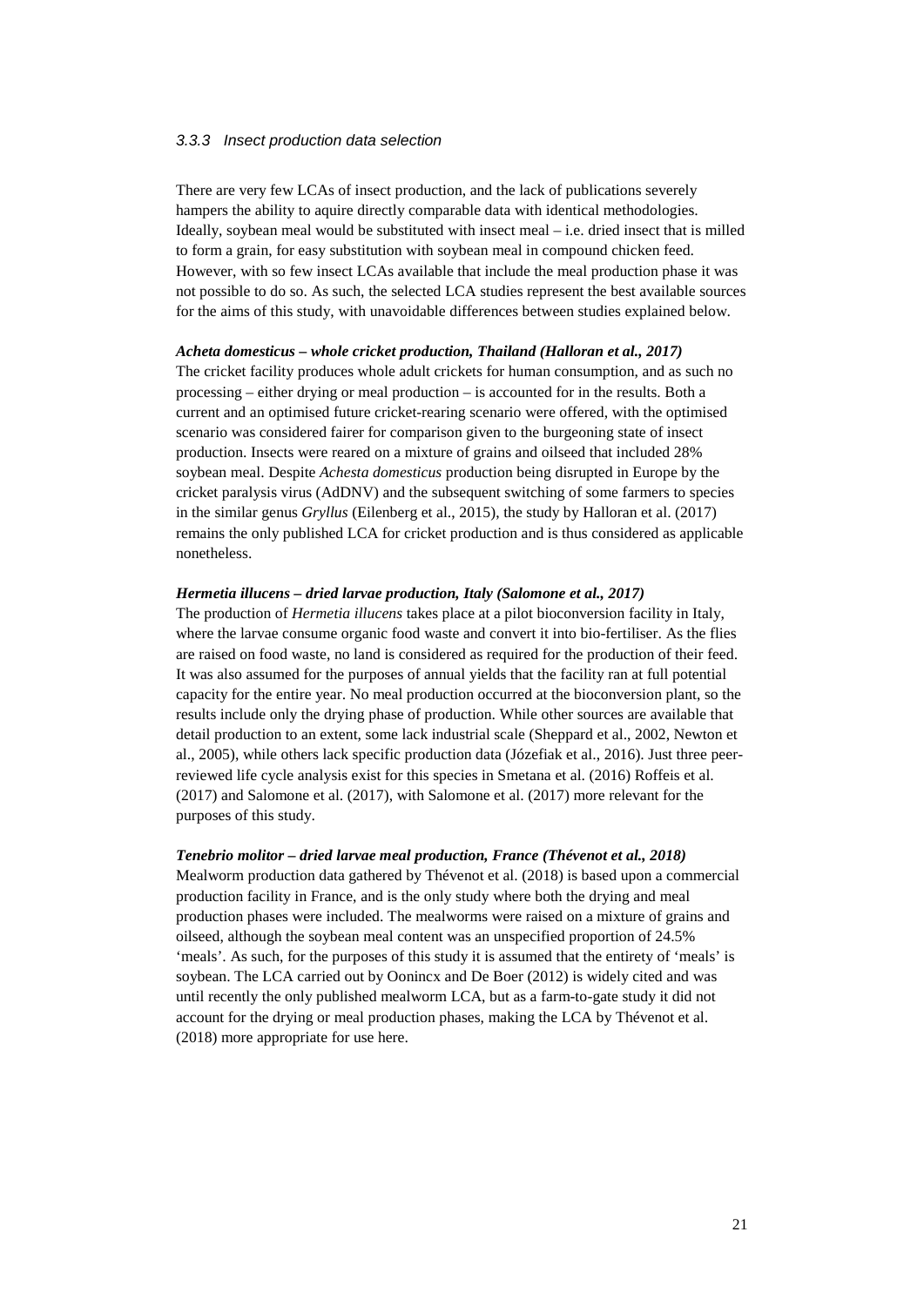### 3.3.3 Insect production data selection

There are very few LCAs of insect production, and the lack of publications severely hampers the ability to aquire directly comparable data with identical methodologies. Ideally, soybean meal would be substituted with insect meal – i.e. dried insect that is milled to form a grain, for easy substitution with soybean meal in compound chicken feed. However, with so few insect LCAs available that include the meal production phase it was not possible to do so. As such, the selected LCA studies represent the best available sources for the aims of this study, with unavoidable differences between studies explained below.

***Acheta domesticus* – whole cricket production, Thailand (Halloran et al., 2017)**
The cricket facility produces whole adult crickets for human consumption, and as such no processing – either drying or meal production – is accounted for in the results. Both a current and an optimised future cricket-rearing scenario were offered, with the optimised scenario was considered fairer for comparison given to the burgeoning state of insect production. Insects were reared on a mixture of grains and oilseed that included 28% soybean meal. Despite *Achesta domesticus* production being disrupted in Europe by the cricket paralysis virus (AdDNV) and the subsequent switching of some farmers to species in the similar genus *Gryllus* (Eilenberg et al., 2015), the study by Halloran et al. (2017) remains the only published LCA for cricket production and is thus considered as applicable nonetheless.

***Hermetia illucens* – dried larvae production, Italy (Salomone et al., 2017)**
The production of *Hermetia illucens* takes place at a pilot bioconversion facility in Italy, where the larvae consume organic food waste and convert it into bio-fertiliser. As the flies are raised on food waste, no land is considered as required for the production of their feed. It was also assumed for the purposes of annual yields that the facility ran at full potential capacity for the entire year. No meal production occurred at the bioconversion plant, so the results include only the drying phase of production. While other sources are available that detail production to an extent, some lack industrial scale (Sheppard et al., 2002, Newton et al., 2005), while others lack specific production data (Józefiak et al., 2016). Just three peer-reviewed life cycle analysis exist for this species in Smetana et al. (2016) Roffeis et al. (2017) and Salomone et al. (2017), with Salomone et al. (2017) more relevant for the purposes of this study.

***Tenebrio molitor* – dried larvae meal production, France (Thévenot et al., 2018)**
Mealworm production data gathered by Thévenot et al. (2018) is based upon a commercial production facility in France, and is the only study where both the drying and meal production phases were included. The mealworms were raised on a mixture of grains and oilseed, although the soybean meal content was an unspecified proportion of 24.5% 'meals'. As such, for the purposes of this study it is assumed that the entirety of 'meals' is soybean. The LCA carried out by Oonincx and De Boer (2012) is widely cited and was until recently the only published mealworm LCA, but as a farm-to-gate study it did not account for the drying or meal production phases, making the LCA by Thévenot et al. (2018) more appropriate for use here.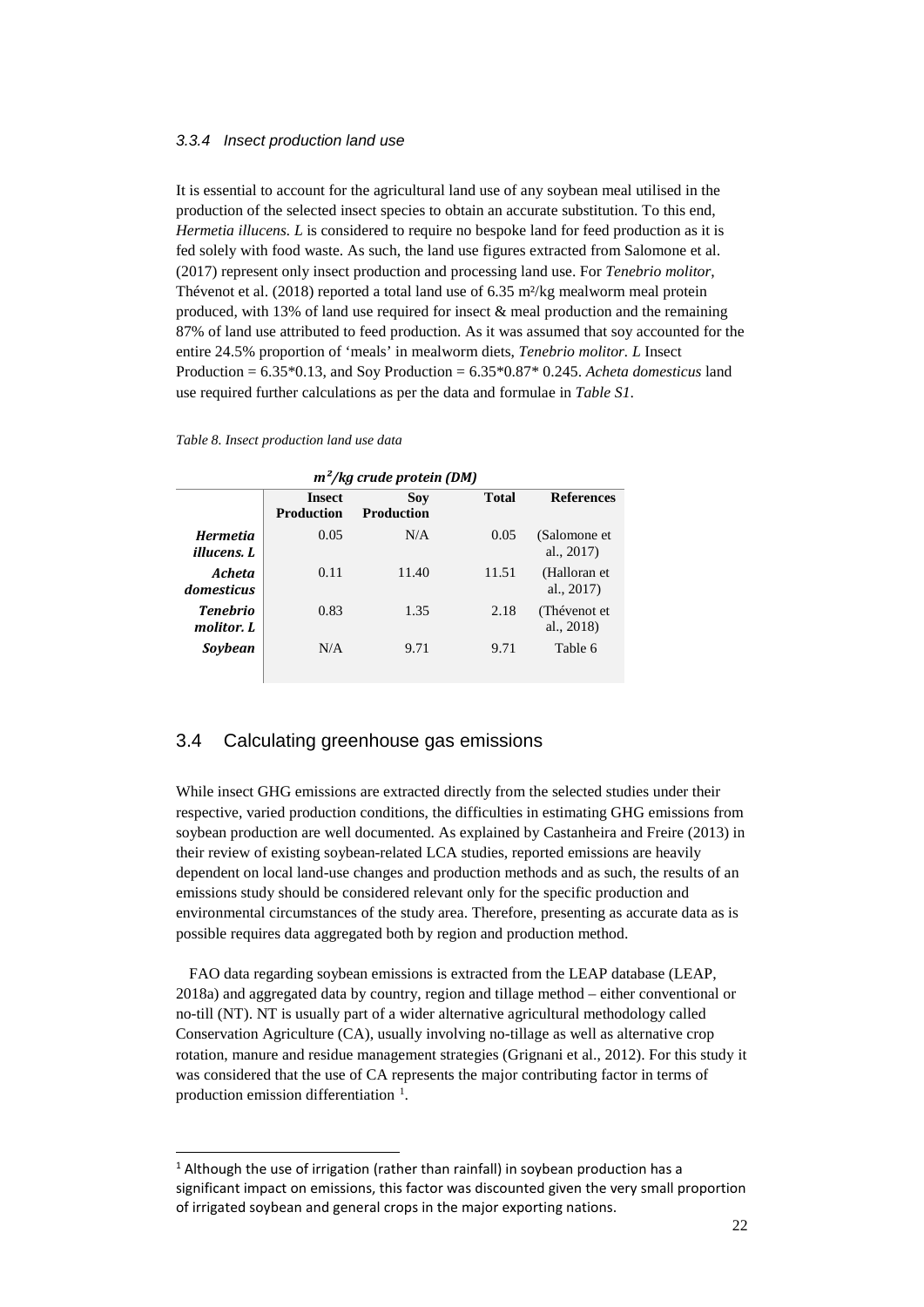### 3.3.4 Insect production land use

It is essential to account for the agricultural land use of any soybean meal utilised in the production of the selected insect species to obtain an accurate substitution. To this end, *Hermetia illucens. L* is considered to require no bespoke land for feed production as it is fed solely with food waste. As such, the land use figures extracted from Salomone et al. (2017) represent only insect production and processing land use. For *Tenebrio molitor*, Thévenot et al. (2018) reported a total land use of 6.35 m²/kg mealworm meal protein produced, with 13% of land use required for insect & meal production and the remaining 87% of land use attributed to feed production. As it was assumed that soy accounted for the entire 24.5% proportion of 'meals' in mealworm diets, *Tenebrio molitor. L* Insect Production = 6.35*0.13, and Soy Production = 6.35*0.87* 0.245. *Acheta domesticus* land use required further calculations as per the data and formulae in *Table S1*.

*Table 8. Insect production land use data*

| | $m^2$/kg crude protein (DM) | | | |
|---|---|---|---|---|
| | **Insect Production** | **Soy Production** | **Total** | **References** |
| ***Hermetia illucens. L*** | 0.05 | N/A | 0.05 | (Salomone et al., 2017) |
| ***Acheta domesticus*** | 0.11 | 11.40 | 11.51 | (Halloran et al., 2017) |
| ***Tenebrio molitor. L*** | 0.83 | 1.35 | 2.18 | (Thévenot et al., 2018) |
| ***Soybean*** | N/A | 9.71 | 9.71 | Table 6 |

## 3.4 Calculating greenhouse gas emissions

While insect GHG emissions are extracted directly from the selected studies under their respective, varied production conditions, the difficulties in estimating GHG emissions from soybean production are well documented. As explained by Castanheira and Freire (2013) in their review of existing soybean-related LCA studies, reported emissions are heavily dependent on local land-use changes and production methods and as such, the results of an emissions study should be considered relevant only for the specific production and environmental circumstances of the study area. Therefore, presenting as accurate data as is possible requires data aggregated both by region and production method.

FAO data regarding soybean emissions is extracted from the LEAP database (LEAP, 2018a) and aggregated data by country, region and tillage method – either conventional or no-till (NT). NT is usually part of a wider alternative agricultural methodology called Conservation Agriculture (CA), usually involving no-tillage as well as alternative crop rotation, manure and residue management strategies (Grignani et al., 2012). For this study it was considered that the use of CA represents the major contributing factor in terms of production emission differentiation [1].

[1] Although the use of irrigation (rather than rainfall) in soybean production has a significant impact on emissions, this factor was discounted given the very small proportion of irrigated soybean and general crops in the major exporting nations.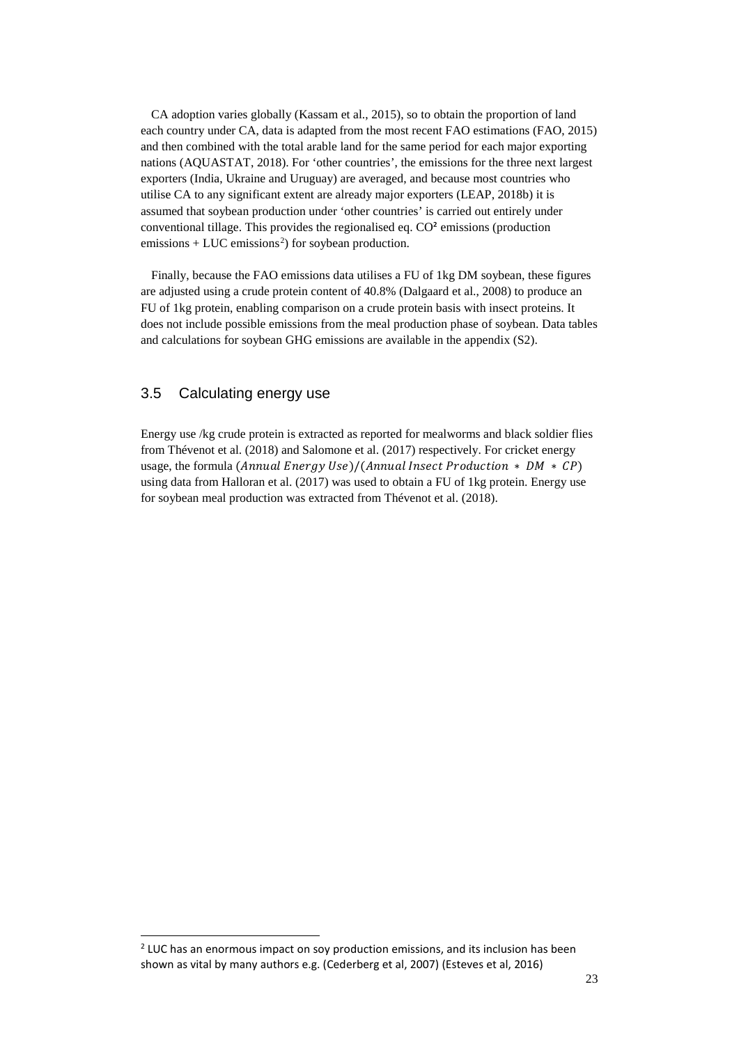CA adoption varies globally (Kassam et al., 2015), so to obtain the proportion of land each country under CA, data is adapted from the most recent FAO estimations (FAO, 2015) and then combined with the total arable land for the same period for each major exporting nations (AQUASTAT, 2018). For 'other countries', the emissions for the three next largest exporters (India, Ukraine and Uruguay) are averaged, and because most countries who utilise CA to any significant extent are already major exporters (LEAP, 2018b) it is assumed that soybean production under 'other countries' is carried out entirely under conventional tillage. This provides the regionalised eq. $CO^2$ emissions (production emissions + LUC emissions[2]) for soybean production.

Finally, because the FAO emissions data utilises a FU of 1kg DM soybean, these figures are adjusted using a crude protein content of 40.8% (Dalgaard et al., 2008) to produce an FU of 1kg protein, enabling comparison on a crude protein basis with insect proteins. It does not include possible emissions from the meal production phase of soybean. Data tables and calculations for soybean GHG emissions are available in the appendix (S2).

## 3.5 Calculating energy use

Energy use /kg crude protein is extracted as reported for mealworms and black soldier flies from Thévenot et al. (2018) and Salomone et al. (2017) respectively. For cricket energy usage, the formula $(Annual\ Energy\ Use)/(Annual\ Insect\ Production * DM * CP)$ using data from Halloran et al. (2017) was used to obtain a FU of 1kg protein. Energy use for soybean meal production was extracted from Thévenot et al. (2018).

[2] LUC has an enormous impact on soy production emissions, and its inclusion has been shown as vital by many authors e.g. (Cederberg et al, 2007) (Esteves et al, 2016)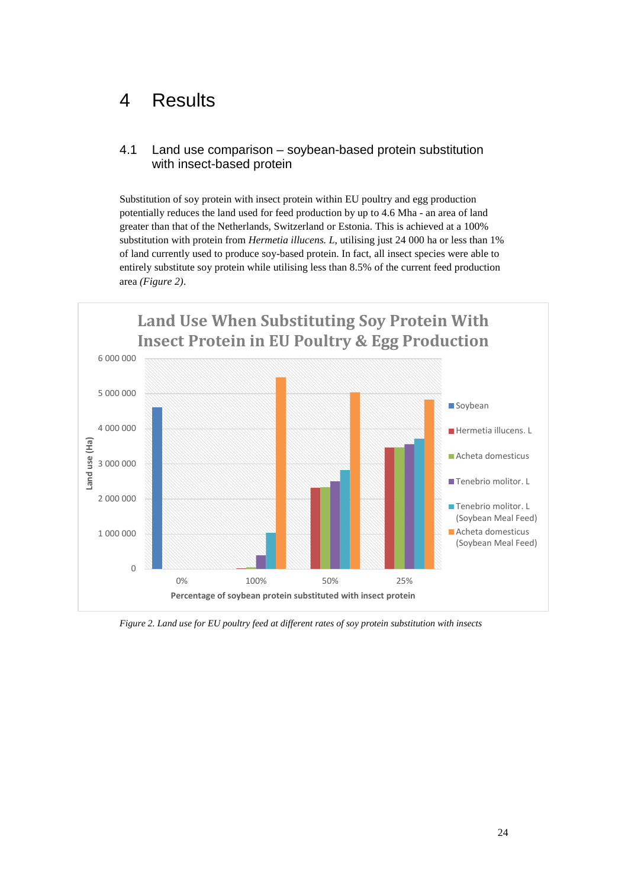# 4 Results

## 4.1 Land use comparison – soybean-based protein substitution with insect-based protein

Substitution of soy protein with insect protein within EU poultry and egg production potentially reduces the land used for feed production by up to 4.6 Mha - an area of land greater than that of the Netherlands, Switzerland or Estonia. This is achieved at a 100% substitution with protein from *Hermetia illucens. L*, utilising just 24 000 ha or less than 1% of land currently used to produce soy-based protein. In fact, all insect species were able to entirely substitute soy protein while utilising less than 8.5% of the current feed production area *(Figure 2)*.

*Figure 2. Land use for EU poultry feed at different rates of soy protein substitution with insects*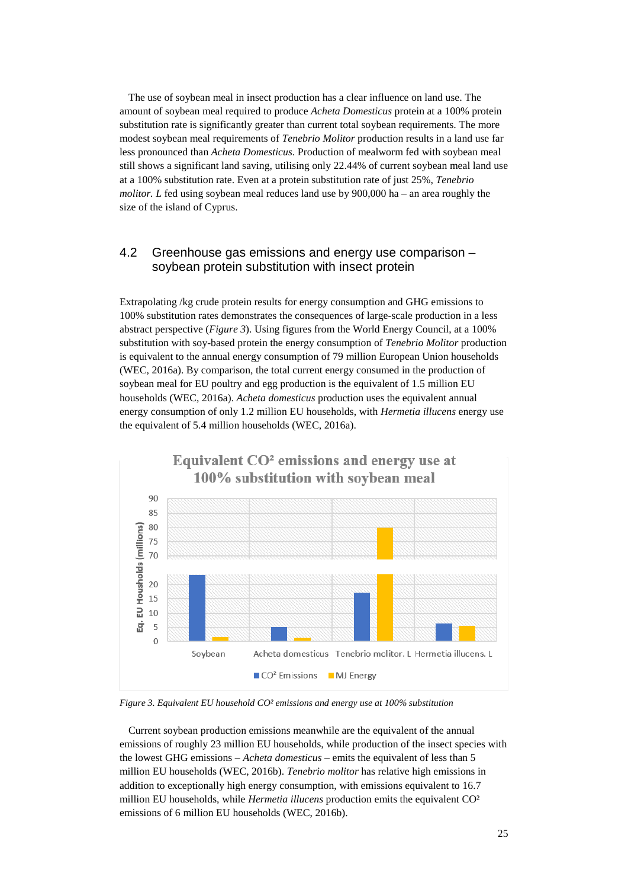The use of soybean meal in insect production has a clear influence on land use. The amount of soybean meal required to produce *Acheta Domesticus* protein at a 100% protein substitution rate is significantly greater than current total soybean requirements. The more modest soybean meal requirements of *Tenebrio Molitor* production results in a land use far less pronounced than *Acheta Domesticus.* Production of mealworm fed with soybean meal still shows a significant land saving, utilising only 22.44% of current soybean meal land use at a 100% substitution rate. Even at a protein substitution rate of just 25%, *Tenebrio molitor. L* fed using soybean meal reduces land use by 900,000 ha – an area roughly the size of the island of Cyprus.

## 4.2 Greenhouse gas emissions and energy use comparison – soybean protein substitution with insect protein

Extrapolating /kg crude protein results for energy consumption and GHG emissions to 100% substitution rates demonstrates the consequences of large-scale production in a less abstract perspective (*Figure 3*). Using figures from the World Energy Council, at a 100% substitution with soy-based protein the energy consumption of *Tenebrio Molitor* production is equivalent to the annual energy consumption of 79 million European Union households (WEC, 2016a). By comparison, the total current energy consumed in the production of soybean meal for EU poultry and egg production is the equivalent of 1.5 million EU households (WEC, 2016a). *Acheta domesticus* production uses the equivalent annual energy consumption of only 1.2 million EU households, with *Hermetia illucens* energy use the equivalent of 5.4 million households (WEC, 2016a).

*Figure 3. Equivalent EU household CO² emissions and energy use at 100% substitution*

Current soybean production emissions meanwhile are the equivalent of the annual emissions of roughly 23 million EU households, while production of the insect species with the lowest GHG emissions – *Acheta domesticus* – emits the equivalent of less than 5 million EU households (WEC, 2016b). *Tenebrio molitor* has relative high emissions in addition to exceptionally high energy consumption, with emissions equivalent to 16.7 million EU households, while *Hermetia illucens* production emits the equivalent CO² emissions of 6 million EU households (WEC, 2016b).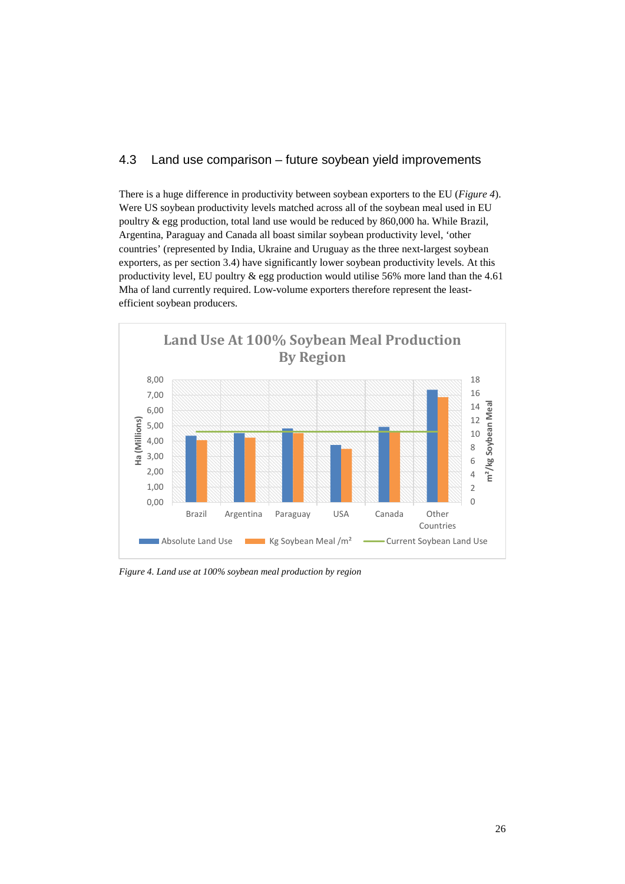## 4.3 Land use comparison – future soybean yield improvements

There is a huge difference in productivity between soybean exporters to the EU (*Figure 4*). Were US soybean productivity levels matched across all of the soybean meal used in EU poultry & egg production, total land use would be reduced by 860,000 ha. While Brazil, Argentina, Paraguay and Canada all boast similar soybean productivity level, 'other countries' (represented by India, Ukraine and Uruguay as the three next-largest soybean exporters, as per section 3.4) have significantly lower soybean productivity levels. At this productivity level, EU poultry & egg production would utilise 56% more land than the 4.61 Mha of land currently required. Low-volume exporters therefore represent the least-efficient soybean producers.

*Figure 4. Land use at 100% soybean meal production by region*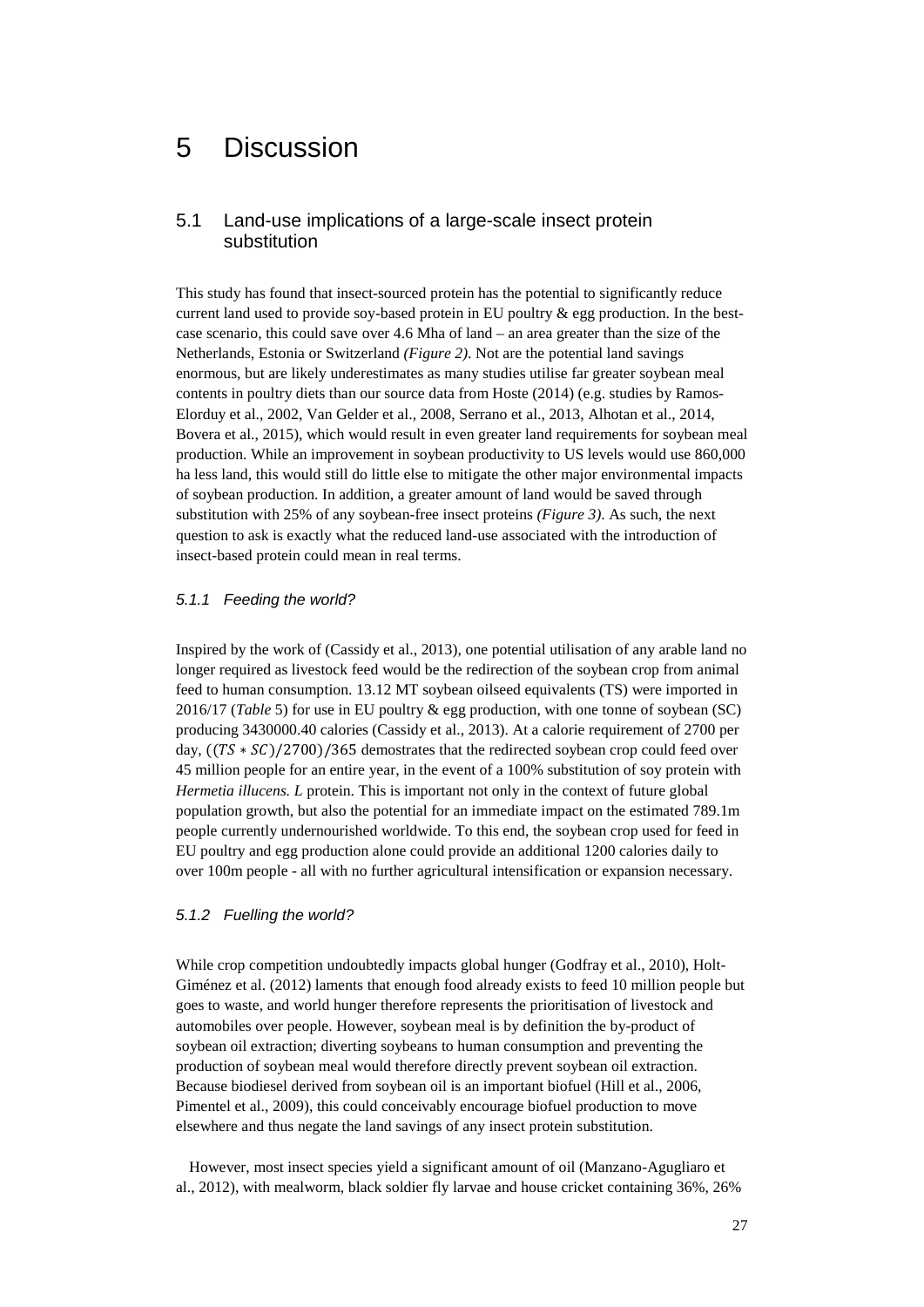# 5 Discussion

## 5.1 Land-use implications of a large-scale insect protein substitution

This study has found that insect-sourced protein has the potential to significantly reduce current land used to provide soy-based protein in EU poultry & egg production. In the best-case scenario, this could save over 4.6 Mha of land – an area greater than the size of the Netherlands, Estonia or Switzerland *(Figure 2)*. Not are the potential land savings enormous, but are likely underestimates as many studies utilise far greater soybean meal contents in poultry diets than our source data from Hoste (2014) (e.g. studies by Ramos-Elorduy et al., 2002, Van Gelder et al., 2008, Serrano et al., 2013, Alhotan et al., 2014, Bovera et al., 2015), which would result in even greater land requirements for soybean meal production. While an improvement in soybean productivity to US levels would use 860,000 ha less land, this would still do little else to mitigate the other major environmental impacts of soybean production. In addition, a greater amount of land would be saved through substitution with 25% of any soybean-free insect proteins *(Figure 3)*. As such, the next question to ask is exactly what the reduced land-use associated with the introduction of insect-based protein could mean in real terms.

### *5.1.1 Feeding the world?*

Inspired by the work of (Cassidy et al., 2013), one potential utilisation of any arable land no longer required as livestock feed would be the redirection of the soybean crop from animal feed to human consumption. 13.12 MT soybean oilseed equivalents (TS) were imported in 2016/17 (*Table* 5) for use in EU poultry & egg production, with one tonne of soybean (SC) producing 3430000.40 calories (Cassidy et al., 2013). At a calorie requirement of 2700 per day, $((TS * SC)/2700)/365$ demostrates that the redirected soybean crop could feed over 45 million people for an entire year, in the event of a 100% substitution of soy protein with *Hermetia illucens. L* protein. This is important not only in the context of future global population growth, but also the potential for an immediate impact on the estimated 789.1m people currently undernourished worldwide. To this end, the soybean crop used for feed in EU poultry and egg production alone could provide an additional 1200 calories daily to over 100m people - all with no further agricultural intensification or expansion necessary.

### *5.1.2 Fuelling the world?*

While crop competition undoubtedly impacts global hunger (Godfray et al., 2010), Holt-Giménez et al. (2012) laments that enough food already exists to feed 10 million people but goes to waste, and world hunger therefore represents the prioritisation of livestock and automobiles over people. However, soybean meal is by definition the by-product of soybean oil extraction; diverting soybeans to human consumption and preventing the production of soybean meal would therefore directly prevent soybean oil extraction. Because biodiesel derived from soybean oil is an important biofuel (Hill et al., 2006, Pimentel et al., 2009), this could conceivably encourage biofuel production to move elsewhere and thus negate the land savings of any insect protein substitution.

However, most insect species yield a significant amount of oil (Manzano-Agugliaro et al., 2012), with mealworm, black soldier fly larvae and house cricket containing 36%, 26%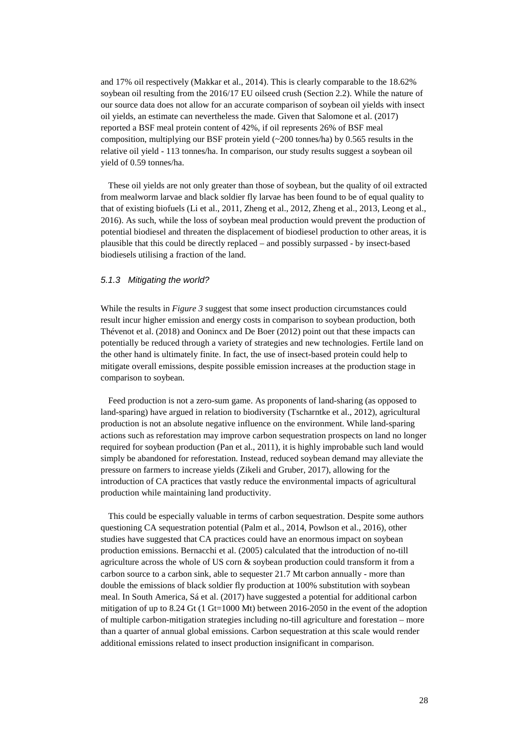and 17% oil respectively (Makkar et al., 2014). This is clearly comparable to the 18.62% soybean oil resulting from the 2016/17 EU oilseed crush (Section 2.2). While the nature of our source data does not allow for an accurate comparison of soybean oil yields with insect oil yields, an estimate can nevertheless the made. Given that Salomone et al. (2017) reported a BSF meal protein content of 42%, if oil represents 26% of BSF meal composition, multiplying our BSF protein yield (~200 tonnes/ha) by 0.565 results in the relative oil yield - 113 tonnes/ha. In comparison, our study results suggest a soybean oil yield of 0.59 tonnes/ha.

These oil yields are not only greater than those of soybean, but the quality of oil extracted from mealworm larvae and black soldier fly larvae has been found to be of equal quality to that of existing biofuels (Li et al., 2011, Zheng et al., 2012, Zheng et al., 2013, Leong et al., 2016). As such, while the loss of soybean meal production would prevent the production of potential biodiesel and threaten the displacement of biodiesel production to other areas, it is plausible that this could be directly replaced – and possibly surpassed - by insect-based biodiesels utilising a fraction of the land.

### *5.1.3 Mitigating the world?*

While the results in *Figure 3* suggest that some insect production circumstances could result incur higher emission and energy costs in comparison to soybean production, both Thévenot et al. (2018) and Oonincx and De Boer (2012) point out that these impacts can potentially be reduced through a variety of strategies and new technologies. Fertile land on the other hand is ultimately finite. In fact, the use of insect-based protein could help to mitigate overall emissions, despite possible emission increases at the production stage in comparison to soybean.

Feed production is not a zero-sum game. As proponents of land-sharing (as opposed to land-sparing) have argued in relation to biodiversity (Tscharntke et al., 2012), agricultural production is not an absolute negative influence on the environment. While land-sparing actions such as reforestation may improve carbon sequestration prospects on land no longer required for soybean production (Pan et al., 2011), it is highly improbable such land would simply be abandoned for reforestation. Instead, reduced soybean demand may alleviate the pressure on farmers to increase yields (Zikeli and Gruber, 2017), allowing for the introduction of CA practices that vastly reduce the environmental impacts of agricultural production while maintaining land productivity.

This could be especially valuable in terms of carbon sequestration. Despite some authors questioning CA sequestration potential (Palm et al., 2014, Powlson et al., 2016), other studies have suggested that CA practices could have an enormous impact on soybean production emissions. Bernacchi et al. (2005) calculated that the introduction of no-till agriculture across the whole of US corn & soybean production could transform it from a carbon source to a carbon sink, able to sequester 21.7 Mt carbon annually - more than double the emissions of black soldier fly production at 100% substitution with soybean meal. In South America, Sá et al. (2017) have suggested a potential for additional carbon mitigation of up to 8.24 Gt (1 Gt=1000 Mt) between 2016-2050 in the event of the adoption of multiple carbon-mitigation strategies including no-till agriculture and forestation – more than a quarter of annual global emissions. Carbon sequestration at this scale would render additional emissions related to insect production insignificant in comparison.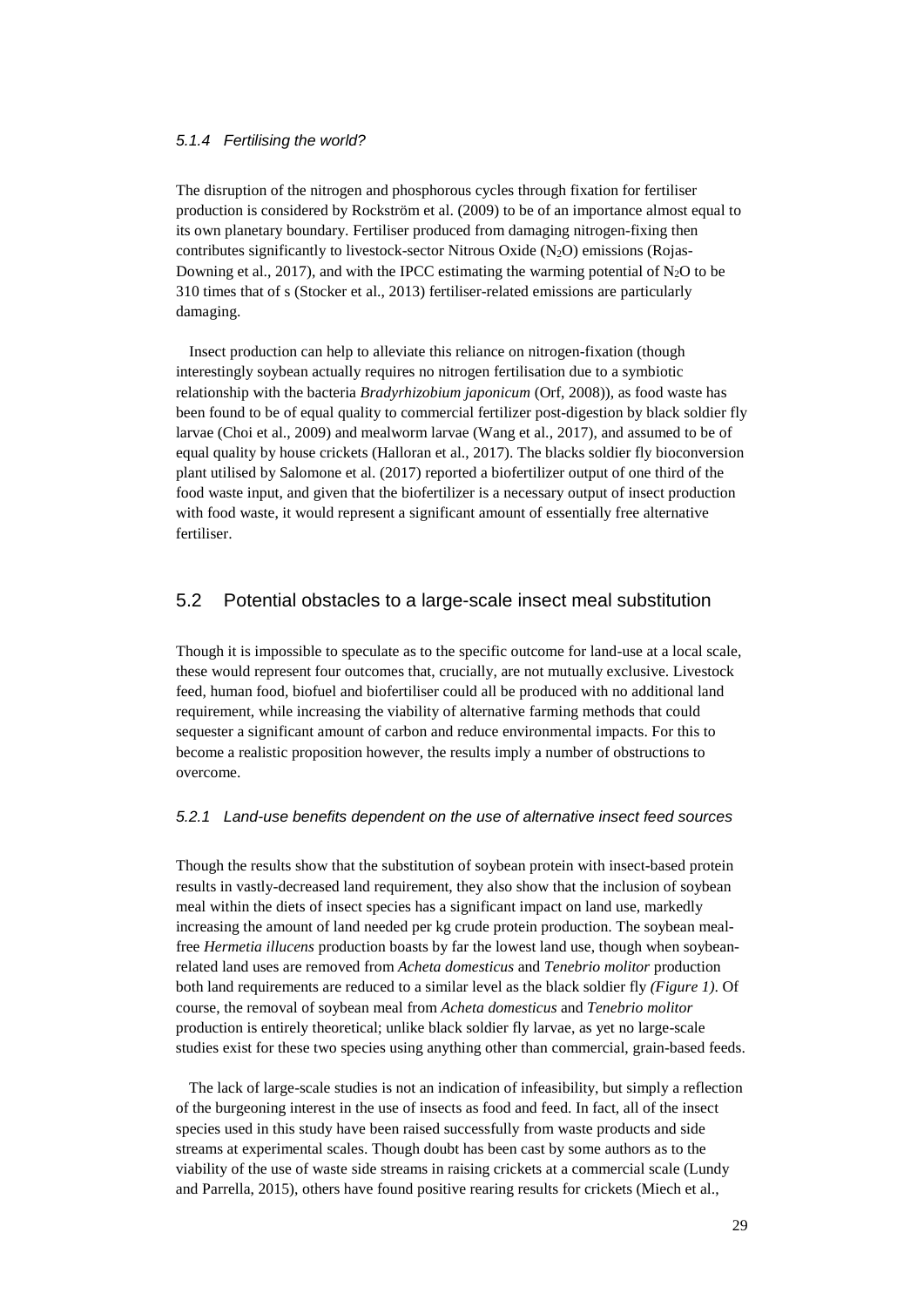#### 5.1.4 Fertilising the world?

The disruption of the nitrogen and phosphorous cycles through fixation for fertiliser production is considered by Rockström et al. (2009) to be of an importance almost equal to its own planetary boundary. Fertiliser produced from damaging nitrogen-fixing then contributes significantly to livestock-sector Nitrous Oxide ($N_2O$) emissions (Rojas-Downing et al., 2017), and with the IPCC estimating the warming potential of $N_2O$ to be 310 times that of s (Stocker et al., 2013) fertiliser-related emissions are particularly damaging.

Insect production can help to alleviate this reliance on nitrogen-fixation (though interestingly soybean actually requires no nitrogen fertilisation due to a symbiotic relationship with the bacteria *Bradyrhizobium japonicum* (Orf, 2008)), as food waste has been found to be of equal quality to commercial fertilizer post-digestion by black soldier fly larvae (Choi et al., 2009) and mealworm larvae (Wang et al., 2017), and assumed to be of equal quality by house crickets (Halloran et al., 2017). The blacks soldier fly bioconversion plant utilised by Salomone et al. (2017) reported a biofertilizer output of one third of the food waste input, and given that the biofertilizer is a necessary output of insect production with food waste, it would represent a significant amount of essentially free alternative fertiliser.

## 5.2 Potential obstacles to a large-scale insect meal substitution

Though it is impossible to speculate as to the specific outcome for land-use at a local scale, these would represent four outcomes that, crucially, are not mutually exclusive. Livestock feed, human food, biofuel and biofertiliser could all be produced with no additional land requirement, while increasing the viability of alternative farming methods that could sequester a significant amount of carbon and reduce environmental impacts. For this to become a realistic proposition however, the results imply a number of obstructions to overcome.

#### 5.2.1 Land-use benefits dependent on the use of alternative insect feed sources

Though the results show that the substitution of soybean protein with insect-based protein results in vastly-decreased land requirement, they also show that the inclusion of soybean meal within the diets of insect species has a significant impact on land use, markedly increasing the amount of land needed per kg crude protein production. The soybean meal-free *Hermetia illucens* production boasts by far the lowest land use, though when soybean-related land uses are removed from *Acheta domesticus* and *Tenebrio molitor* production both land requirements are reduced to a similar level as the black soldier fly *(Figure 1)*. Of course, the removal of soybean meal from *Acheta domesticus* and *Tenebrio molitor* production is entirely theoretical; unlike black soldier fly larvae, as yet no large-scale studies exist for these two species using anything other than commercial, grain-based feeds.

The lack of large-scale studies is not an indication of infeasibility, but simply a reflection of the burgeoning interest in the use of insects as food and feed. In fact, all of the insect species used in this study have been raised successfully from waste products and side streams at experimental scales. Though doubt has been cast by some authors as to the viability of the use of waste side streams in raising crickets at a commercial scale (Lundy and Parrella, 2015), others have found positive rearing results for crickets (Miech et al.,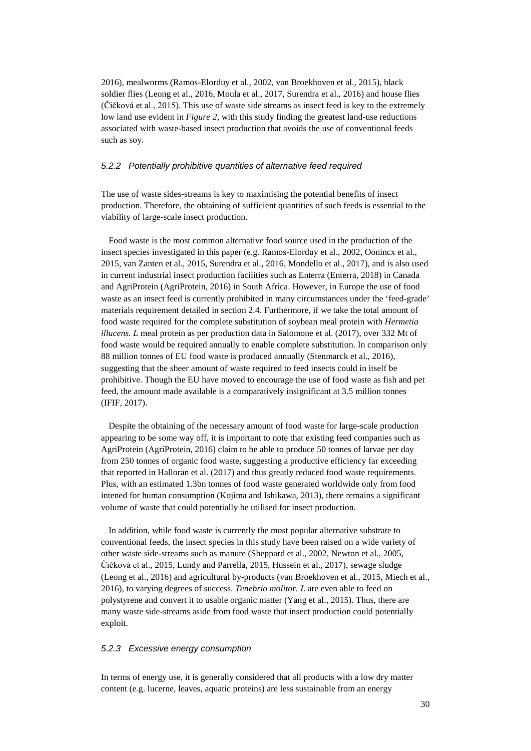2016), mealworms (Ramos-Elorduy et al., 2002, van Broekhoven et al., 2015), black soldier flies (Leong et al., 2016, Moula et al., 2017, Surendra et al., 2016) and house flies (Čičková et al., 2015). This use of waste side streams as insect feed is key to the extremely low land use evident in *Figure 2*, with this study finding the greatest land-use reductions associated with waste-based insect production that avoids the use of conventional feeds such as soy.

### *5.2.2 Potentially prohibitive quantities of alternative feed required*

The use of waste sides-streams is key to maximising the potential benefits of insect production. Therefore, the obtaining of sufficient quantities of such feeds is essential to the viability of large-scale insect production.

Food waste is the most common alternative food source used in the production of the insect species investigated in this paper (e.g. Ramos-Elorduy et al., 2002, Oonincx et al., 2015, van Zanten et al., 2015, Surendra et al., 2016, Mondello et al., 2017), and is also used in current industrial insect production facilities such as Enterra (Enterra, 2018) in Canada and AgriProtein (AgriProtein, 2016) in South Africa. However, in Europe the use of food waste as an insect feed is currently prohibited in many circumstances under the 'feed-grade' materials requirement detailed in section 2.4. Furthermore, if we take the total amount of food waste required for the complete substitution of soybean meal protein with *Hermetia illucens. L* meal protein as per production data in Salomone et al. (2017), over 332 Mt of food waste would be required annually to enable complete substitution. In comparison only 88 million tonnes of EU food waste is produced annually (Stenmarck et al., 2016), suggesting that the sheer amount of waste required to feed insects could in itself be prohibitive. Though the EU have moved to encourage the use of food waste as fish and pet feed, the amount made available is a comparatively insignificant at 3.5 million tonnes (IFIF, 2017).

Despite the obtaining of the necessary amount of food waste for large-scale production appearing to be some way off, it is important to note that existing feed companies such as AgriProtein (AgriProtein, 2016) claim to be able to produce 50 tonnes of larvae per day from 250 tonnes of organic food waste, suggesting a productive efficiency far exceeding that reported in Halloran et al. (2017) and thus greatly reduced food waste requirements. Plus, with an estimated 1.3bn tonnes of food waste generated worldwide only from food intened for human consumption (Kojima and Ishikawa, 2013), there remains a significant volume of waste that could potentially be utilised for insect production.

In addition, while food waste is currently the most popular alternative substrate to conventional feeds, the insect species in this study have been raised on a wide variety of other waste side-streams such as manure (Sheppard et al., 2002, Newton et al., 2005, Čičková et al., 2015, Lundy and Parrella, 2015, Hussein et al., 2017), sewage sludge (Leong et al., 2016) and agricultural by-products (van Broekhoven et al., 2015, Miech et al., 2016), to varying degrees of success. *Tenebrio molitor. L* are even able to feed on polystyrene and convert it to usable organic matter (Yang et al., 2015). Thus, there are many waste side-streams aside from food waste that insect production could potentially exploit.

### *5.2.3 Excessive energy consumption*

In terms of energy use, it is generally considered that all products with a low dry matter content (e.g. lucerne, leaves, aquatic proteins) are less sustainable from an energy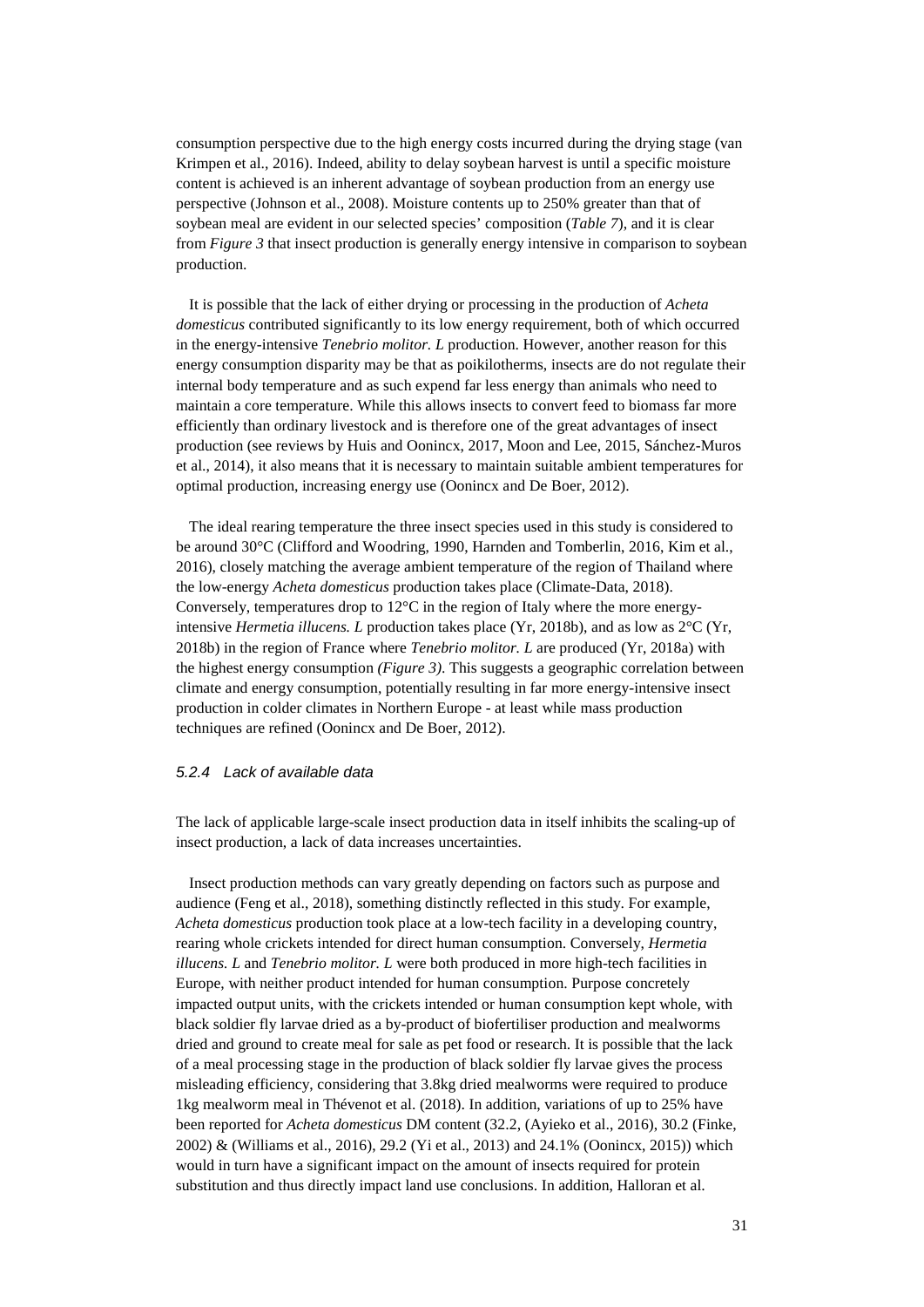consumption perspective due to the high energy costs incurred during the drying stage (van Krimpen et al., 2016). Indeed, ability to delay soybean harvest is until a specific moisture content is achieved is an inherent advantage of soybean production from an energy use perspective (Johnson et al., 2008). Moisture contents up to 250% greater than that of soybean meal are evident in our selected species' composition (*Table 7*), and it is clear from *Figure 3* that insect production is generally energy intensive in comparison to soybean production.

It is possible that the lack of either drying or processing in the production of *Acheta domesticus* contributed significantly to its low energy requirement, both of which occurred in the energy-intensive *Tenebrio molitor. L* production. However, another reason for this energy consumption disparity may be that as poikilotherms, insects are do not regulate their internal body temperature and as such expend far less energy than animals who need to maintain a core temperature. While this allows insects to convert feed to biomass far more efficiently than ordinary livestock and is therefore one of the great advantages of insect production (see reviews by Huis and Oonincx, 2017, Moon and Lee, 2015, Sánchez-Muros et al., 2014), it also means that it is necessary to maintain suitable ambient temperatures for optimal production, increasing energy use (Oonincx and De Boer, 2012).

The ideal rearing temperature the three insect species used in this study is considered to be around 30°C (Clifford and Woodring, 1990, Harnden and Tomberlin, 2016, Kim et al., 2016), closely matching the average ambient temperature of the region of Thailand where the low-energy *Acheta domesticus* production takes place (Climate-Data, 2018). Conversely, temperatures drop to 12°C in the region of Italy where the more energy-intensive *Hermetia illucens. L* production takes place (Yr, 2018b), and as low as 2°C (Yr, 2018b) in the region of France where *Tenebrio molitor. L* are produced (Yr, 2018a) with the highest energy consumption *(Figure 3)*. This suggests a geographic correlation between climate and energy consumption, potentially resulting in far more energy-intensive insect production in colder climates in Northern Europe - at least while mass production techniques are refined (Oonincx and De Boer, 2012).

### *5.2.4 Lack of available data*

The lack of applicable large-scale insect production data in itself inhibits the scaling-up of insect production, a lack of data increases uncertainties.

Insect production methods can vary greatly depending on factors such as purpose and audience (Feng et al., 2018), something distinctly reflected in this study. For example, *Acheta domesticus* production took place at a low-tech facility in a developing country, rearing whole crickets intended for direct human consumption. Conversely, *Hermetia illucens. L* and *Tenebrio molitor. L* were both produced in more high-tech facilities in Europe, with neither product intended for human consumption. Purpose concretely impacted output units, with the crickets intended or human consumption kept whole, with black soldier fly larvae dried as a by-product of biofertiliser production and mealworms dried and ground to create meal for sale as pet food or research. It is possible that the lack of a meal processing stage in the production of black soldier fly larvae gives the process misleading efficiency, considering that 3.8kg dried mealworms were required to produce 1kg mealworm meal in Thévenot et al. (2018). In addition, variations of up to 25% have been reported for *Acheta domesticus* DM content (32.2, (Ayieko et al., 2016), 30.2 (Finke, 2002) & (Williams et al., 2016), 29.2 (Yi et al., 2013) and 24.1% (Oonincx, 2015)) which would in turn have a significant impact on the amount of insects required for protein substitution and thus directly impact land use conclusions. In addition, Halloran et al.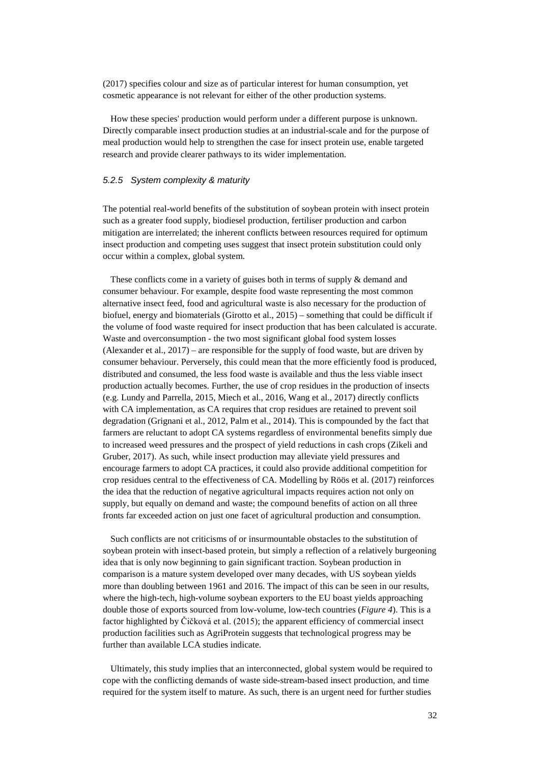(2017) specifies colour and size as of particular interest for human consumption, yet cosmetic appearance is not relevant for either of the other production systems.

How these species' production would perform under a different purpose is unknown. Directly comparable insect production studies at an industrial-scale and for the purpose of meal production would help to strengthen the case for insect protein use, enable targeted research and provide clearer pathways to its wider implementation.

### *5.2.5 System complexity & maturity*

The potential real-world benefits of the substitution of soybean protein with insect protein such as a greater food supply, biodiesel production, fertiliser production and carbon mitigation are interrelated; the inherent conflicts between resources required for optimum insect production and competing uses suggest that insect protein substitution could only occur within a complex, global system.

These conflicts come in a variety of guises both in terms of supply & demand and consumer behaviour. For example, despite food waste representing the most common alternative insect feed, food and agricultural waste is also necessary for the production of biofuel, energy and biomaterials (Girotto et al., 2015) – something that could be difficult if the volume of food waste required for insect production that has been calculated is accurate. Waste and overconsumption - the two most significant global food system losses (Alexander et al., 2017) – are responsible for the supply of food waste, but are driven by consumer behaviour. Perversely, this could mean that the more efficiently food is produced, distributed and consumed, the less food waste is available and thus the less viable insect production actually becomes. Further, the use of crop residues in the production of insects (e.g. Lundy and Parrella, 2015, Miech et al., 2016, Wang et al., 2017) directly conflicts with CA implementation, as CA requires that crop residues are retained to prevent soil degradation (Grignani et al., 2012, Palm et al., 2014). This is compounded by the fact that farmers are reluctant to adopt CA systems regardless of environmental benefits simply due to increased weed pressures and the prospect of yield reductions in cash crops (Zikeli and Gruber, 2017). As such, while insect production may alleviate yield pressures and encourage farmers to adopt CA practices, it could also provide additional competition for crop residues central to the effectiveness of CA. Modelling by Röös et al. (2017) reinforces the idea that the reduction of negative agricultural impacts requires action not only on supply, but equally on demand and waste; the compound benefits of action on all three fronts far exceeded action on just one facet of agricultural production and consumption.

Such conflicts are not criticisms of or insurmountable obstacles to the substitution of soybean protein with insect-based protein, but simply a reflection of a relatively burgeoning idea that is only now beginning to gain significant traction. Soybean production in comparison is a mature system developed over many decades, with US soybean yields more than doubling between 1961 and 2016. The impact of this can be seen in our results, where the high-tech, high-volume soybean exporters to the EU boast yields approaching double those of exports sourced from low-volume, low-tech countries (*Figure 4*). This is a factor highlighted by Čičková et al. (2015); the apparent efficiency of commercial insect production facilities such as AgriProtein suggests that technological progress may be further than available LCA studies indicate.

Ultimately, this study implies that an interconnected, global system would be required to cope with the conflicting demands of waste side-stream-based insect production, and time required for the system itself to mature. As such, there is an urgent need for further studies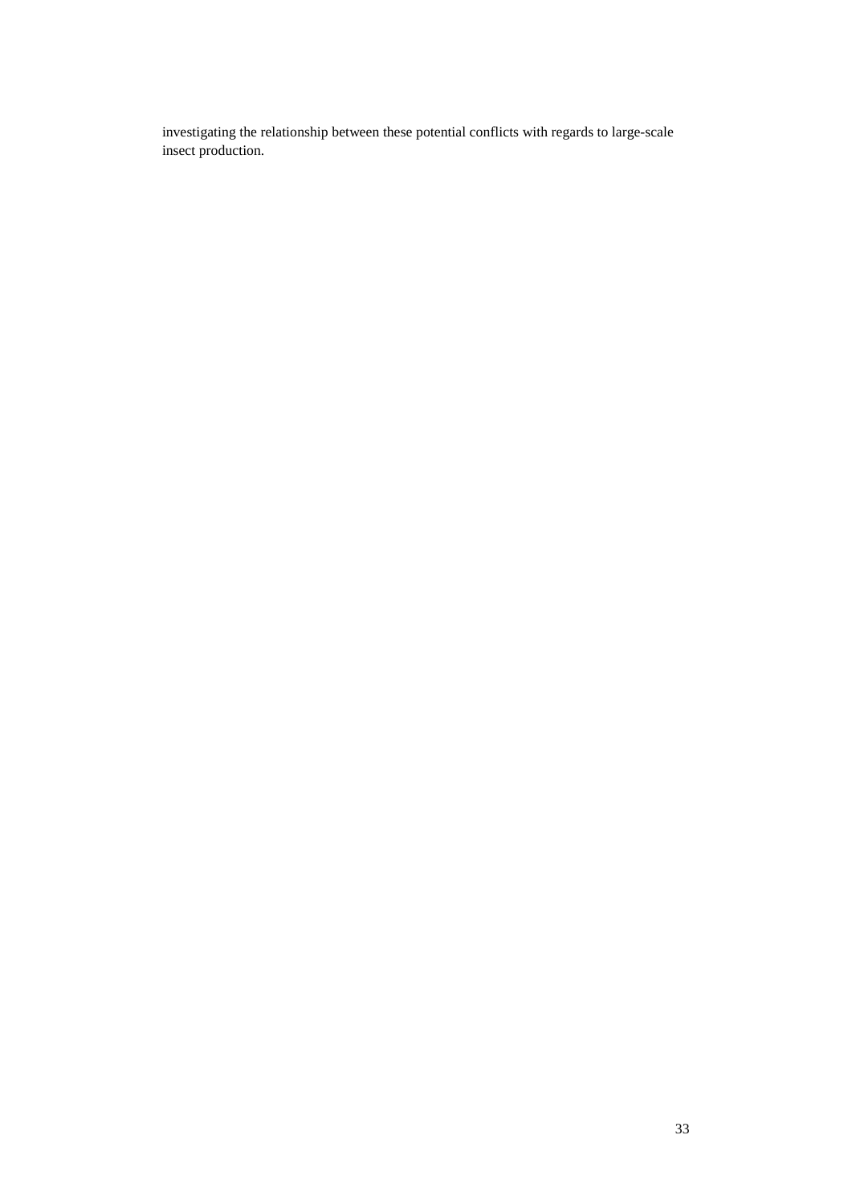investigating the relationship between these potential conflicts with regards to large-scale insect production.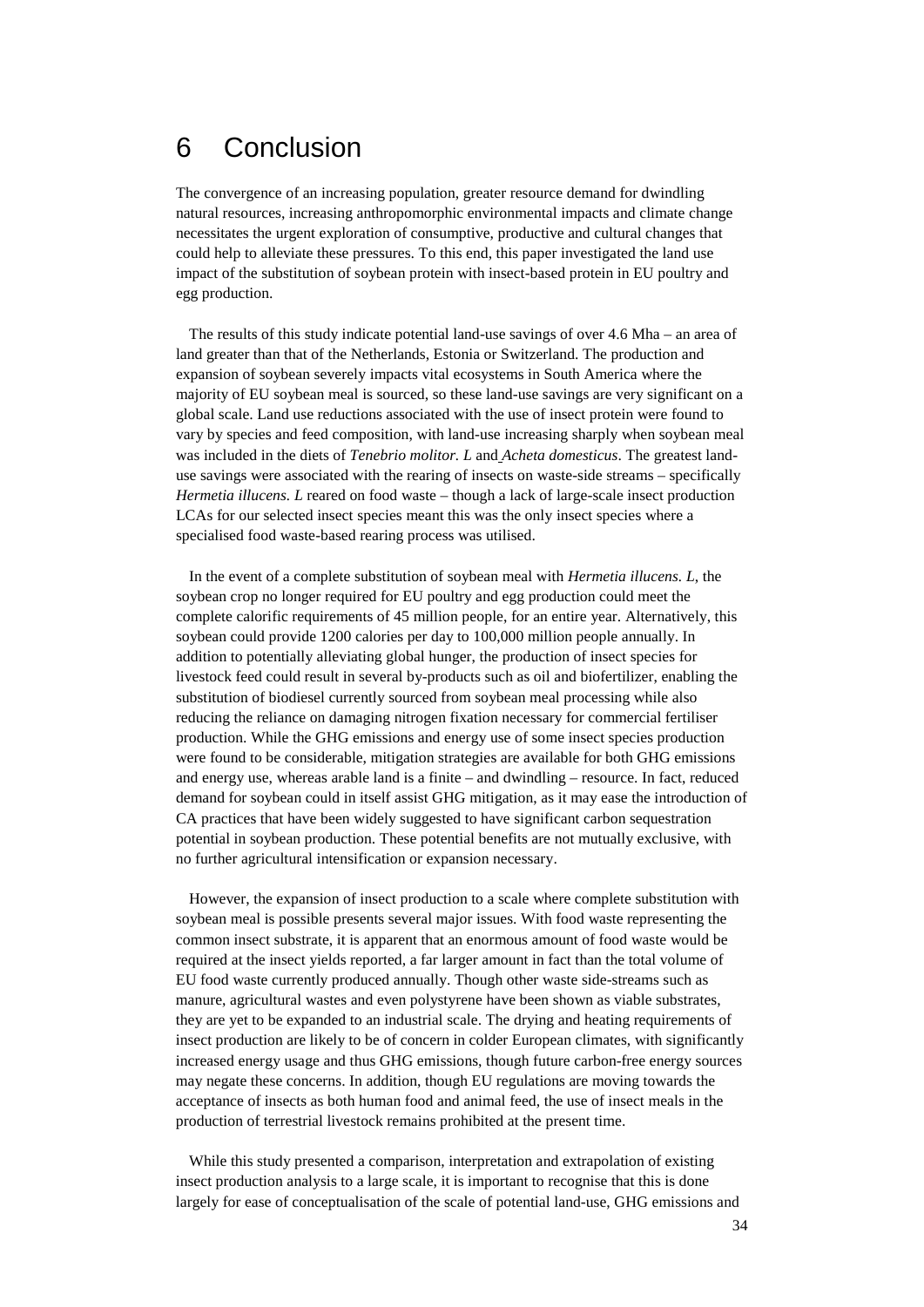# 6 Conclusion

The convergence of an increasing population, greater resource demand for dwindling natural resources, increasing anthropomorphic environmental impacts and climate change necessitates the urgent exploration of consumptive, productive and cultural changes that could help to alleviate these pressures. To this end, this paper investigated the land use impact of the substitution of soybean protein with insect-based protein in EU poultry and egg production.

The results of this study indicate potential land-use savings of over 4.6 Mha – an area of land greater than that of the Netherlands, Estonia or Switzerland. The production and expansion of soybean severely impacts vital ecosystems in South America where the majority of EU soybean meal is sourced, so these land-use savings are very significant on a global scale. Land use reductions associated with the use of insect protein were found to vary by species and feed composition, with land-use increasing sharply when soybean meal was included in the diets of *Tenebrio molitor. L* and *Acheta domesticus*. The greatest land-use savings were associated with the rearing of insects on waste-side streams – specifically *Hermetia illucens. L* reared on food waste – though a lack of large-scale insect production LCAs for our selected insect species meant this was the only insect species where a specialised food waste-based rearing process was utilised.

In the event of a complete substitution of soybean meal with *Hermetia illucens. L*, the soybean crop no longer required for EU poultry and egg production could meet the complete calorific requirements of 45 million people, for an entire year. Alternatively, this soybean could provide 1200 calories per day to 100,000 million people annually. In addition to potentially alleviating global hunger, the production of insect species for livestock feed could result in several by-products such as oil and biofertilizer, enabling the substitution of biodiesel currently sourced from soybean meal processing while also reducing the reliance on damaging nitrogen fixation necessary for commercial fertiliser production. While the GHG emissions and energy use of some insect species production were found to be considerable, mitigation strategies are available for both GHG emissions and energy use, whereas arable land is a finite – and dwindling – resource. In fact, reduced demand for soybean could in itself assist GHG mitigation, as it may ease the introduction of CA practices that have been widely suggested to have significant carbon sequestration potential in soybean production. These potential benefits are not mutually exclusive, with no further agricultural intensification or expansion necessary.

However, the expansion of insect production to a scale where complete substitution with soybean meal is possible presents several major issues. With food waste representing the common insect substrate, it is apparent that an enormous amount of food waste would be required at the insect yields reported, a far larger amount in fact than the total volume of EU food waste currently produced annually. Though other waste side-streams such as manure, agricultural wastes and even polystyrene have been shown as viable substrates, they are yet to be expanded to an industrial scale. The drying and heating requirements of insect production are likely to be of concern in colder European climates, with significantly increased energy usage and thus GHG emissions, though future carbon-free energy sources may negate these concerns. In addition, though EU regulations are moving towards the acceptance of insects as both human food and animal feed, the use of insect meals in the production of terrestrial livestock remains prohibited at the present time.

While this study presented a comparison, interpretation and extrapolation of existing insect production analysis to a large scale, it is important to recognise that this is done largely for ease of conceptualisation of the scale of potential land-use, GHG emissions and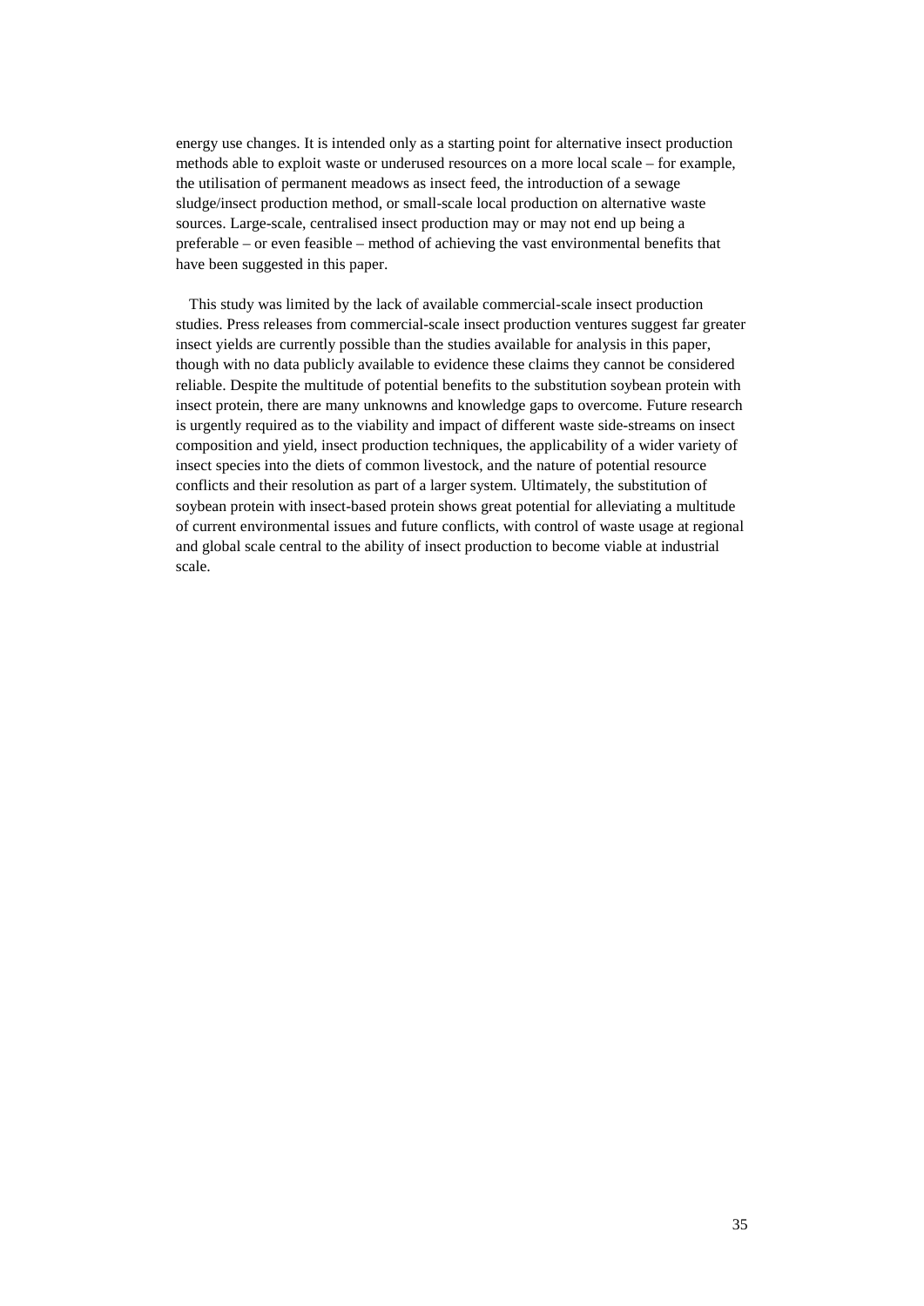energy use changes. It is intended only as a starting point for alternative insect production methods able to exploit waste or underused resources on a more local scale – for example, the utilisation of permanent meadows as insect feed, the introduction of a sewage sludge/insect production method, or small-scale local production on alternative waste sources. Large-scale, centralised insect production may or may not end up being a preferable – or even feasible – method of achieving the vast environmental benefits that have been suggested in this paper.

This study was limited by the lack of available commercial-scale insect production studies. Press releases from commercial-scale insect production ventures suggest far greater insect yields are currently possible than the studies available for analysis in this paper, though with no data publicly available to evidence these claims they cannot be considered reliable. Despite the multitude of potential benefits to the substitution soybean protein with insect protein, there are many unknowns and knowledge gaps to overcome. Future research is urgently required as to the viability and impact of different waste side-streams on insect composition and yield, insect production techniques, the applicability of a wider variety of insect species into the diets of common livestock, and the nature of potential resource conflicts and their resolution as part of a larger system. Ultimately, the substitution of soybean protein with insect-based protein shows great potential for alleviating a multitude of current environmental issues and future conflicts, with control of waste usage at regional and global scale central to the ability of insect production to become viable at industrial scale.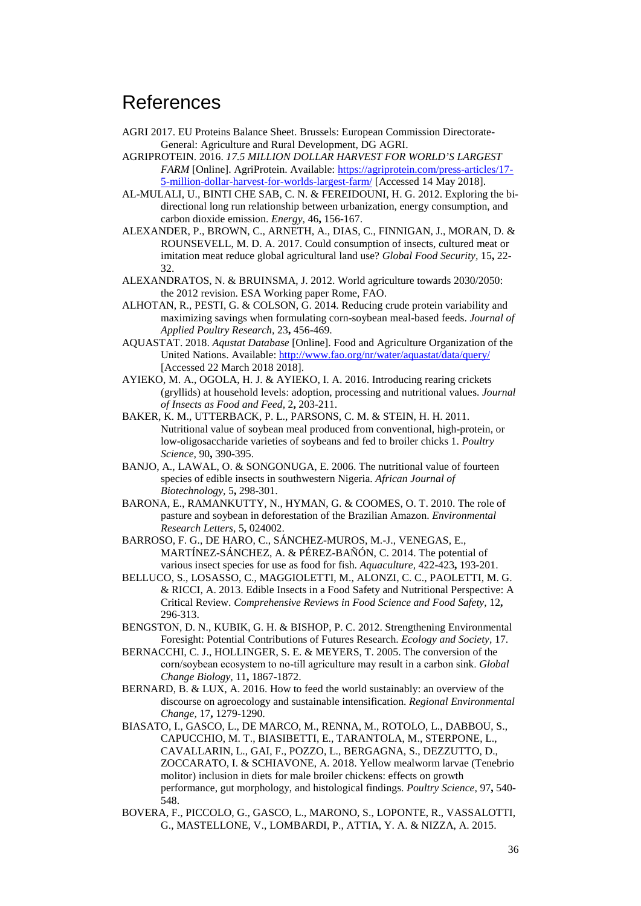# References

AGRI 2017. EU Proteins Balance Sheet. Brussels: European Commission Directorate-General: Agriculture and Rural Development, DG AGRI.

AGRIPROTEIN. 2016. *17.5 MILLION DOLLAR HARVEST FOR WORLD'S LARGEST FARM* [Online]. AgriProtein. Available: https://agriprotein.com/press-articles/17-5-million-dollar-harvest-for-worlds-largest-farm/ [Accessed 14 May 2018].

AL-MULALI, U., BINTI CHE SAB, C. N. & FEREIDOUNI, H. G. 2012. Exploring the bi-directional long run relationship between urbanization, energy consumption, and carbon dioxide emission. *Energy,* 46**,** 156-167.

ALEXANDER, P., BROWN, C., ARNETH, A., DIAS, C., FINNIGAN, J., MORAN, D. & ROUNSEVELL, M. D. A. 2017. Could consumption of insects, cultured meat or imitation meat reduce global agricultural land use? *Global Food Security,* 15**,** 22-32.

ALEXANDRATOS, N. & BRUINSMA, J. 2012. World agriculture towards 2030/2050: the 2012 revision. ESA Working paper Rome, FAO.

ALHOTAN, R., PESTI, G. & COLSON, G. 2014. Reducing crude protein variability and maximizing savings when formulating corn-soybean meal-based feeds. *Journal of Applied Poultry Research,* 23**,** 456-469.

AQUASTAT. 2018. *Aqustat Database* [Online]. Food and Agriculture Organization of the United Nations. Available: http://www.fao.org/nr/water/aquastat/data/query/ [Accessed 22 March 2018 2018].

AYIEKO, M. A., OGOLA, H. J. & AYIEKO, I. A. 2016. Introducing rearing crickets (gryllids) at household levels: adoption, processing and nutritional values. *Journal of Insects as Food and Feed,* 2**,** 203-211.

BAKER, K. M., UTTERBACK, P. L., PARSONS, C. M. & STEIN, H. H. 2011. Nutritional value of soybean meal produced from conventional, high-protein, or low-oligosaccharide varieties of soybeans and fed to broiler chicks 1. *Poultry Science,* 90**,** 390-395.

BANJO, A., LAWAL, O. & SONGONUGA, E. 2006. The nutritional value of fourteen species of edible insects in southwestern Nigeria. *African Journal of Biotechnology,* 5**,** 298-301.

BARONA, E., RAMANKUTTY, N., HYMAN, G. & COOMES, O. T. 2010. The role of pasture and soybean in deforestation of the Brazilian Amazon. *Environmental Research Letters,* 5**,** 024002.

BARROSO, F. G., DE HARO, C., SÁNCHEZ-MUROS, M.-J., VENEGAS, E., MARTÍNEZ-SÁNCHEZ, A. & PÉREZ-BAÑÓN, C. 2014. The potential of various insect species for use as food for fish. *Aquaculture,* 422-423**,** 193-201.

BELLUCO, S., LOSASSO, C., MAGGIOLETTI, M., ALONZI, C. C., PAOLETTI, M. G. & RICCI, A. 2013. Edible Insects in a Food Safety and Nutritional Perspective: A Critical Review. *Comprehensive Reviews in Food Science and Food Safety,* 12**,** 296-313.

BENGSTON, D. N., KUBIK, G. H. & BISHOP, P. C. 2012. Strengthening Environmental Foresight: Potential Contributions of Futures Research. *Ecology and Society,* 17.

BERNACCHI, C. J., HOLLINGER, S. E. & MEYERS, T. 2005. The conversion of the corn/soybean ecosystem to no-till agriculture may result in a carbon sink. *Global Change Biology,* 11**,** 1867-1872.

BERNARD, B. & LUX, A. 2016. How to feed the world sustainably: an overview of the discourse on agroecology and sustainable intensification. *Regional Environmental Change,* 17**,** 1279-1290.

BIASATO, I., GASCO, L., DE MARCO, M., RENNA, M., ROTOLO, L., DABBOU, S., CAPUCCHIO, M. T., BIASIBETTI, E., TARANTOLA, M., STERPONE, L., CAVALLARIN, L., GAI, F., POZZO, L., BERGAGNA, S., DEZZUTTO, D., ZOCCARATO, I. & SCHIAVONE, A. 2018. Yellow mealworm larvae (Tenebrio molitor) inclusion in diets for male broiler chickens: effects on growth performance, gut morphology, and histological findings. *Poultry Science,* 97**,** 540-548.

BOVERA, F., PICCOLO, G., GASCO, L., MARONO, S., LOPONTE, R., VASSALOTTI, G., MASTELLONE, V., LOMBARDI, P., ATTIA, Y. A. & NIZZA, A. 2015.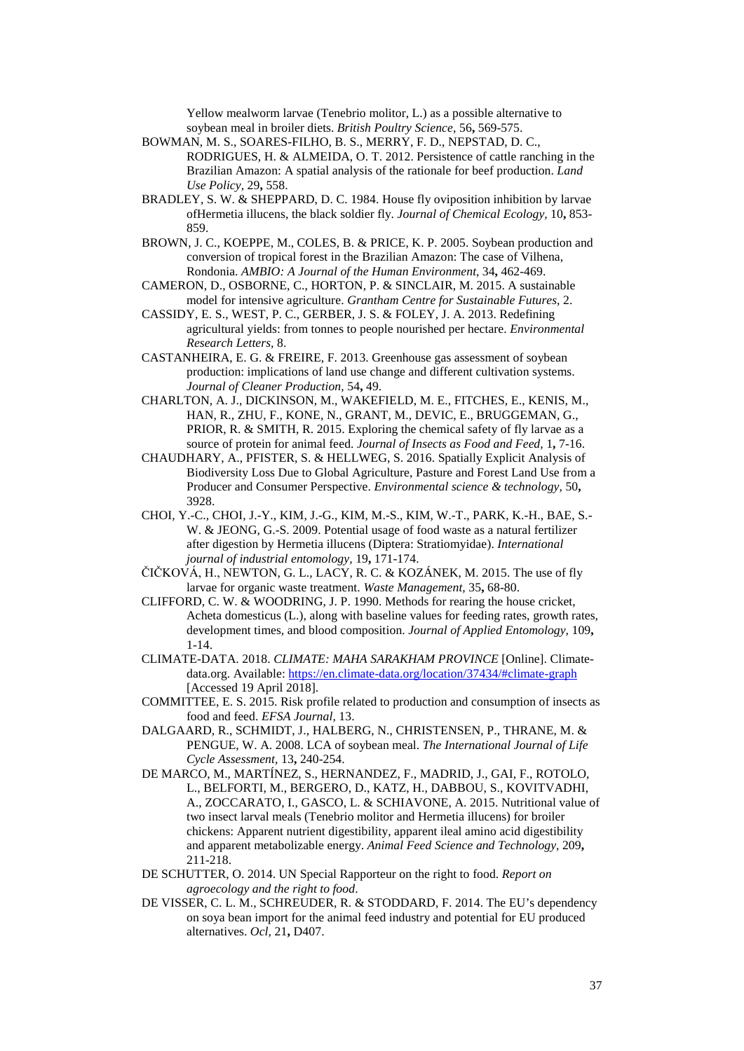Yellow mealworm larvae (Tenebrio molitor, L.) as a possible alternative to soybean meal in broiler diets. *British Poultry Science,* 56**,** 569-575.

BOWMAN, M. S., SOARES-FILHO, B. S., MERRY, F. D., NEPSTAD, D. C., RODRIGUES, H. & ALMEIDA, O. T. 2012. Persistence of cattle ranching in the Brazilian Amazon: A spatial analysis of the rationale for beef production. *Land Use Policy,* 29**,** 558.

BRADLEY, S. W. & SHEPPARD, D. C. 1984. House fly oviposition inhibition by larvae ofHermetia illucens, the black soldier fly. *Journal of Chemical Ecology,* 10**,** 853-859.

BROWN, J. C., KOEPPE, M., COLES, B. & PRICE, K. P. 2005. Soybean production and conversion of tropical forest in the Brazilian Amazon: The case of Vilhena, Rondonia. *AMBIO: A Journal of the Human Environment,* 34**,** 462-469.

CAMERON, D., OSBORNE, C., HORTON, P. & SINCLAIR, M. 2015. A sustainable model for intensive agriculture. *Grantham Centre for Sustainable Futures,* 2.

CASSIDY, E. S., WEST, P. C., GERBER, J. S. & FOLEY, J. A. 2013. Redefining agricultural yields: from tonnes to people nourished per hectare. *Environmental Research Letters,* 8.

CASTANHEIRA, E. G. & FREIRE, F. 2013. Greenhouse gas assessment of soybean production: implications of land use change and different cultivation systems. *Journal of Cleaner Production,* 54**,** 49.

CHARLTON, A. J., DICKINSON, M., WAKEFIELD, M. E., FITCHES, E., KENIS, M., HAN, R., ZHU, F., KONE, N., GRANT, M., DEVIC, E., BRUGGEMAN, G., PRIOR, R. & SMITH, R. 2015. Exploring the chemical safety of fly larvae as a source of protein for animal feed. *Journal of Insects as Food and Feed,* 1**,** 7-16.

CHAUDHARY, A., PFISTER, S. & HELLWEG, S. 2016. Spatially Explicit Analysis of Biodiversity Loss Due to Global Agriculture, Pasture and Forest Land Use from a Producer and Consumer Perspective. *Environmental science & technology,* 50**,** 3928.

CHOI, Y.-C., CHOI, J.-Y., KIM, J.-G., KIM, M.-S., KIM, W.-T., PARK, K.-H., BAE, S.-W. & JEONG, G.-S. 2009. Potential usage of food waste as a natural fertilizer after digestion by Hermetia illucens (Diptera: Stratiomyidae). *International journal of industrial entomology,* 19**,** 171-174.

ČIČKOVÁ, H., NEWTON, G. L., LACY, R. C. & KOZÁNEK, M. 2015. The use of fly larvae for organic waste treatment. *Waste Management,* 35**,** 68-80.

CLIFFORD, C. W. & WOODRING, J. P. 1990. Methods for rearing the house cricket, Acheta domesticus (L.), along with baseline values for feeding rates, growth rates, development times, and blood composition. *Journal of Applied Entomology,* 109**,** 1-14.

CLIMATE-DATA. 2018. *CLIMATE: MAHA SARAKHAM PROVINCE* [Online]. Climate-data.org. Available: https://en.climate-data.org/location/37434/#climate-graph [Accessed 19 April 2018].

COMMITTEE, E. S. 2015. Risk profile related to production and consumption of insects as food and feed. *EFSA Journal,* 13.

DALGAARD, R., SCHMIDT, J., HALBERG, N., CHRISTENSEN, P., THRANE, M. & PENGUE, W. A. 2008. LCA of soybean meal. *The International Journal of Life Cycle Assessment,* 13**,** 240-254.

DE MARCO, M., MARTÍNEZ, S., HERNANDEZ, F., MADRID, J., GAI, F., ROTOLO, L., BELFORTI, M., BERGERO, D., KATZ, H., DABBOU, S., KOVITVADHI, A., ZOCCARATO, I., GASCO, L. & SCHIAVONE, A. 2015. Nutritional value of two insect larval meals (Tenebrio molitor and Hermetia illucens) for broiler chickens: Apparent nutrient digestibility, apparent ileal amino acid digestibility and apparent metabolizable energy. *Animal Feed Science and Technology,* 209**,** 211-218.

DE SCHUTTER, O. 2014. UN Special Rapporteur on the right to food. *Report on agroecology and the right to food*.

DE VISSER, C. L. M., SCHREUDER, R. & STODDARD, F. 2014. The EU's dependency on soya bean import for the animal feed industry and potential for EU produced alternatives. *Ocl,* 21**,** D407.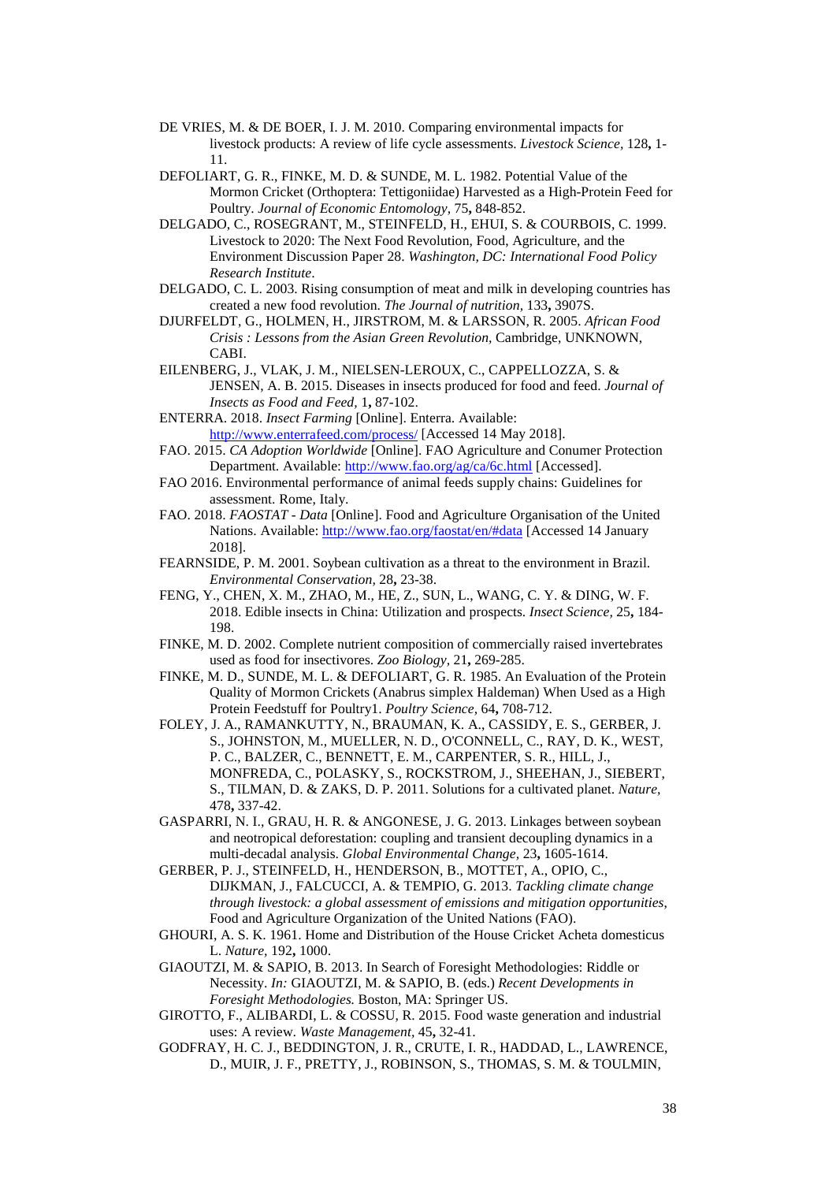DE VRIES, M. & DE BOER, I. J. M. 2010. Comparing environmental impacts for livestock products: A review of life cycle assessments. *Livestock Science,* 128**,** 1-11.

DEFOLIART, G. R., FINKE, M. D. & SUNDE, M. L. 1982. Potential Value of the Mormon Cricket (Orthoptera: Tettigoniidae) Harvested as a High-Protein Feed for Poultry. *Journal of Economic Entomology,* 75**,** 848-852.

DELGADO, C., ROSEGRANT, M., STEINFELD, H., EHUI, S. & COURBOIS, C. 1999. Livestock to 2020: The Next Food Revolution, Food, Agriculture, and the Environment Discussion Paper 28. *Washington, DC: International Food Policy Research Institute*.

DELGADO, C. L. 2003. Rising consumption of meat and milk in developing countries has created a new food revolution. *The Journal of nutrition,* 133**,** 3907S.

DJURFELDT, G., HOLMEN, H., JIRSTROM, M. & LARSSON, R. 2005. *African Food Crisis : Lessons from the Asian Green Revolution,* Cambridge, UNKNOWN, CABI.

EILENBERG, J., VLAK, J. M., NIELSEN-LEROUX, C., CAPPELLOZZA, S. & JENSEN, A. B. 2015. Diseases in insects produced for food and feed. *Journal of Insects as Food and Feed,* 1**,** 87-102.

ENTERRA. 2018. *Insect Farming* [Online]. Enterra. Available: http://www.enterrafeed.com/process/ [Accessed 14 May 2018].

FAO. 2015. *CA Adoption Worldwide* [Online]. FAO Agriculture and Conumer Protection Department. Available: http://www.fao.org/ag/ca/6c.html [Accessed].

FAO 2016. Environmental performance of animal feeds supply chains: Guidelines for assessment. Rome, Italy.

FAO. 2018. *FAOSTAT - Data* [Online]. Food and Agriculture Organisation of the United Nations. Available: http://www.fao.org/faostat/en/#data [Accessed 14 January 2018].

FEARNSIDE, P. M. 2001. Soybean cultivation as a threat to the environment in Brazil. *Environmental Conservation,* 28**,** 23-38.

FENG, Y., CHEN, X. M., ZHAO, M., HE, Z., SUN, L., WANG, C. Y. & DING, W. F. 2018. Edible insects in China: Utilization and prospects. *Insect Science,* 25**,** 184-198.

FINKE, M. D. 2002. Complete nutrient composition of commercially raised invertebrates used as food for insectivores. *Zoo Biology,* 21**,** 269-285.

FINKE, M. D., SUNDE, M. L. & DEFOLIART, G. R. 1985. An Evaluation of the Protein Quality of Mormon Crickets (Anabrus simplex Haldeman) When Used as a High Protein Feedstuff for Poultry1. *Poultry Science,* 64**,** 708-712.

FOLEY, J. A., RAMANKUTTY, N., BRAUMAN, K. A., CASSIDY, E. S., GERBER, J. S., JOHNSTON, M., MUELLER, N. D., O'CONNELL, C., RAY, D. K., WEST, P. C., BALZER, C., BENNETT, E. M., CARPENTER, S. R., HILL, J., MONFREDA, C., POLASKY, S., ROCKSTROM, J., SHEEHAN, J., SIEBERT, S., TILMAN, D. & ZAKS, D. P. 2011. Solutions for a cultivated planet. *Nature,* 478**,** 337-42.

GASPARRI, N. I., GRAU, H. R. & ANGONESE, J. G. 2013. Linkages between soybean and neotropical deforestation: coupling and transient decoupling dynamics in a multi-decadal analysis. *Global Environmental Change,* 23**,** 1605-1614.

GERBER, P. J., STEINFELD, H., HENDERSON, B., MOTTET, A., OPIO, C., DIJKMAN, J., FALCUCCI, A. & TEMPIO, G. 2013. *Tackling climate change through livestock: a global assessment of emissions and mitigation opportunities*, Food and Agriculture Organization of the United Nations (FAO).

GHOURI, A. S. K. 1961. Home and Distribution of the House Cricket Acheta domesticus L. *Nature,* 192**,** 1000.

GIAOUTZI, M. & SAPIO, B. 2013. In Search of Foresight Methodologies: Riddle or Necessity. *In:* GIAOUTZI, M. & SAPIO, B. (eds.) *Recent Developments in Foresight Methodologies.* Boston, MA: Springer US.

GIROTTO, F., ALIBARDI, L. & COSSU, R. 2015. Food waste generation and industrial uses: A review. *Waste Management,* 45**,** 32-41.

GODFRAY, H. C. J., BEDDINGTON, J. R., CRUTE, I. R., HADDAD, L., LAWRENCE, D., MUIR, J. F., PRETTY, J., ROBINSON, S., THOMAS, S. M. & TOULMIN,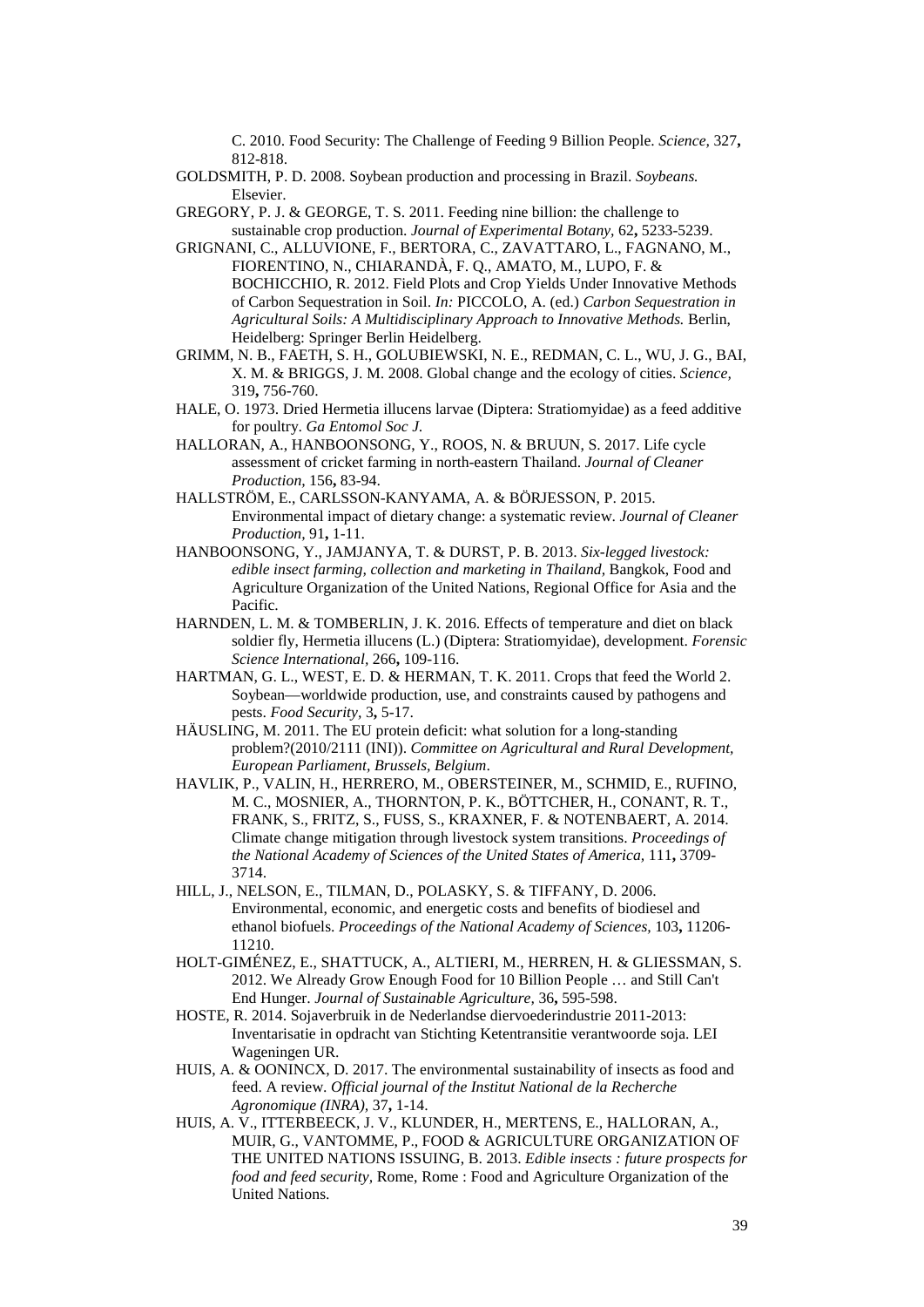C. 2010. Food Security: The Challenge of Feeding 9 Billion People. *Science,* 327**,** 812-818.

GOLDSMITH, P. D. 2008. Soybean production and processing in Brazil. *Soybeans.* Elsevier.

GREGORY, P. J. & GEORGE, T. S. 2011. Feeding nine billion: the challenge to sustainable crop production. *Journal of Experimental Botany,* 62**,** 5233-5239.

GRIGNANI, C., ALLUVIONE, F., BERTORA, C., ZAVATTARO, L., FAGNANO, M., FIORENTINO, N., CHIARANDÀ, F. Q., AMATO, M., LUPO, F. & BOCHICCHIO, R. 2012. Field Plots and Crop Yields Under Innovative Methods of Carbon Sequestration in Soil. *In:* PICCOLO, A. (ed.) *Carbon Sequestration in Agricultural Soils: A Multidisciplinary Approach to Innovative Methods.* Berlin, Heidelberg: Springer Berlin Heidelberg.

GRIMM, N. B., FAETH, S. H., GOLUBIEWSKI, N. E., REDMAN, C. L., WU, J. G., BAI, X. M. & BRIGGS, J. M. 2008. Global change and the ecology of cities. *Science,* 319**,** 756-760.

HALE, O. 1973. Dried Hermetia illucens larvae (Diptera: Stratiomyidae) as a feed additive for poultry. *Ga Entomol Soc J.*

HALLORAN, A., HANBOONSONG, Y., ROOS, N. & BRUUN, S. 2017. Life cycle assessment of cricket farming in north-eastern Thailand. *Journal of Cleaner Production,* 156**,** 83-94.

HALLSTRÖM, E., CARLSSON-KANYAMA, A. & BÖRJESSON, P. 2015. Environmental impact of dietary change: a systematic review. *Journal of Cleaner Production,* 91**,** 1-11.

HANBOONSONG, Y., JAMJANYA, T. & DURST, P. B. 2013. *Six-legged livestock: edible insect farming, collection and marketing in Thailand,* Bangkok, Food and Agriculture Organization of the United Nations, Regional Office for Asia and the Pacific.

HARNDEN, L. M. & TOMBERLIN, J. K. 2016. Effects of temperature and diet on black soldier fly, Hermetia illucens (L.) (Diptera: Stratiomyidae), development. *Forensic Science International,* 266**,** 109-116.

HARTMAN, G. L., WEST, E. D. & HERMAN, T. K. 2011. Crops that feed the World 2. Soybean—worldwide production, use, and constraints caused by pathogens and pests. *Food Security,* 3**,** 5-17.

HÄUSLING, M. 2011. The EU protein deficit: what solution for a long-standing problem?(2010/2111 (INI)). *Committee on Agricultural and Rural Development, European Parliament, Brussels, Belgium*.

HAVLIK, P., VALIN, H., HERRERO, M., OBERSTEINER, M., SCHMID, E., RUFINO, M. C., MOSNIER, A., THORNTON, P. K., BÖTTCHER, H., CONANT, R. T., FRANK, S., FRITZ, S., FUSS, S., KRAXNER, F. & NOTENBAERT, A. 2014. Climate change mitigation through livestock system transitions. *Proceedings of the National Academy of Sciences of the United States of America,* 111**,** 3709-3714.

HILL, J., NELSON, E., TILMAN, D., POLASKY, S. & TIFFANY, D. 2006. Environmental, economic, and energetic costs and benefits of biodiesel and ethanol biofuels. *Proceedings of the National Academy of Sciences,* 103**,** 11206-11210.

HOLT-GIMÉNEZ, E., SHATTUCK, A., ALTIERI, M., HERREN, H. & GLIESSMAN, S. 2012. We Already Grow Enough Food for 10 Billion People … and Still Can't End Hunger. *Journal of Sustainable Agriculture,* 36**,** 595-598.

HOSTE, R. 2014. Sojaverbruik in de Nederlandse diervoederindustrie 2011-2013: Inventarisatie in opdracht van Stichting Ketentransitie verantwoorde soja. LEI Wageningen UR.

HUIS, A. & OONINCX, D. 2017. The environmental sustainability of insects as food and feed. A review. *Official journal of the Institut National de la Recherche Agronomique (INRA),* 37**,** 1-14.

HUIS, A. V., ITTERBEECK, J. V., KLUNDER, H., MERTENS, E., HALLORAN, A., MUIR, G., VANTOMME, P., FOOD & AGRICULTURE ORGANIZATION OF THE UNITED NATIONS ISSUING, B. 2013. *Edible insects : future prospects for food and feed security,* Rome, Rome : Food and Agriculture Organization of the United Nations.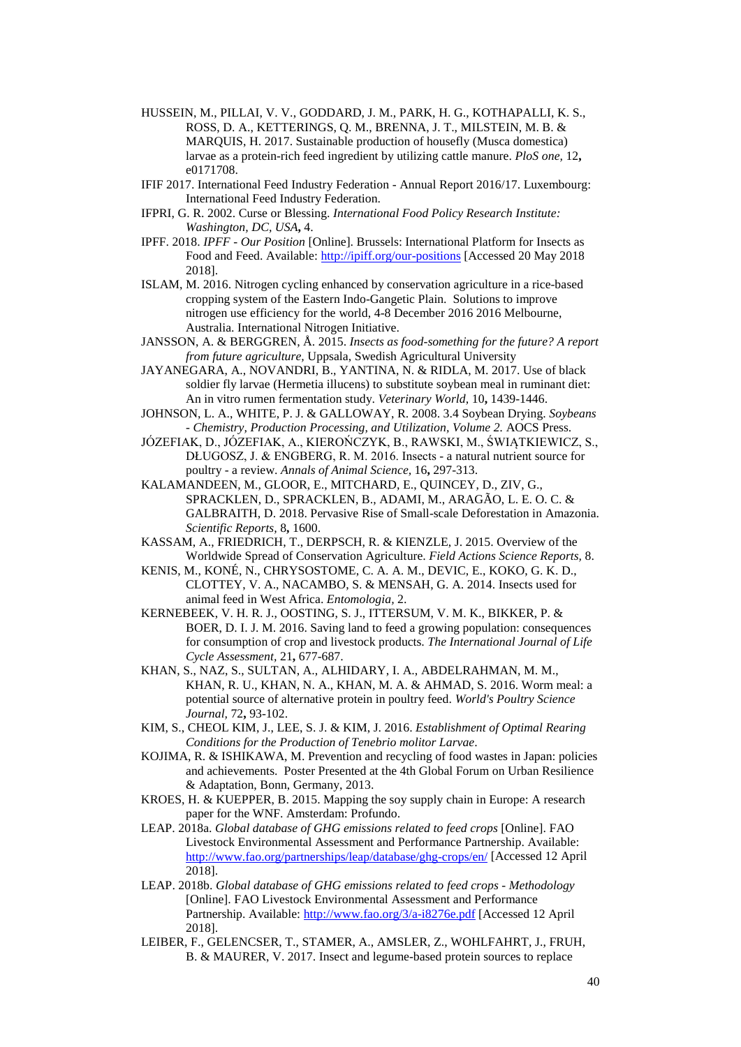HUSSEIN, M., PILLAI, V. V., GODDARD, J. M., PARK, H. G., KOTHAPALLI, K. S., ROSS, D. A., KETTERINGS, Q. M., BRENNA, J. T., MILSTEIN, M. B. & MARQUIS, H. 2017. Sustainable production of housefly (Musca domestica) larvae as a protein-rich feed ingredient by utilizing cattle manure. *PloS one,* 12**,** e0171708.

IFIF 2017. International Feed Industry Federation - Annual Report 2016/17. Luxembourg: International Feed Industry Federation.

IFPRI, G. R. 2002. Curse or Blessing. *International Food Policy Research Institute: Washington, DC, USA***,** 4.

IPFF. 2018. *IPFF - Our Position* [Online]. Brussels: International Platform for Insects as Food and Feed. Available: http://ipiff.org/our-positions [Accessed 20 May 2018 2018].

ISLAM, M. 2016. Nitrogen cycling enhanced by conservation agriculture in a rice-based cropping system of the Eastern Indo-Gangetic Plain. Solutions to improve nitrogen use efficiency for the world, 4-8 December 2016 2016 Melbourne, Australia. International Nitrogen Initiative.

JANSSON, A. & BERGGREN, Å. 2015. *Insects as food-something for the future? A report from future agriculture,* Uppsala, Swedish Agricultural University

JAYANEGARA, A., NOVANDRI, B., YANTINA, N. & RIDLA, M. 2017. Use of black soldier fly larvae (Hermetia illucens) to substitute soybean meal in ruminant diet: An in vitro rumen fermentation study. *Veterinary World,* 10**,** 1439-1446.

JOHNSON, L. A., WHITE, P. J. & GALLOWAY, R. 2008. 3.4 Soybean Drying. *Soybeans - Chemistry, Production Processing, and Utilization, Volume 2.* AOCS Press.

JÓZEFIAK, D., JÓZEFIAK, A., KIEROŃCZYK, B., RAWSKI, M., ŚWIĄTKIEWICZ, S., DŁUGOSZ, J. & ENGBERG, R. M. 2016. Insects - a natural nutrient source for poultry - a review. *Annals of Animal Science,* 16**,** 297-313.

KALAMANDEEN, M., GLOOR, E., MITCHARD, E., QUINCEY, D., ZIV, G., SPRACKLEN, D., SPRACKLEN, B., ADAMI, M., ARAGÃO, L. E. O. C. & GALBRAITH, D. 2018. Pervasive Rise of Small-scale Deforestation in Amazonia. *Scientific Reports,* 8**,** 1600.

KASSAM, A., FRIEDRICH, T., DERPSCH, R. & KIENZLE, J. 2015. Overview of the Worldwide Spread of Conservation Agriculture. *Field Actions Science Reports,* 8.

KENIS, M., KONÉ, N., CHRYSOSTOME, C. A. A. M., DEVIC, E., KOKO, G. K. D., CLOTTEY, V. A., NACAMBO, S. & MENSAH, G. A. 2014. Insects used for animal feed in West Africa. *Entomologia,* 2.

KERNEBEEK, V. H. R. J., OOSTING, S. J., ITTERSUM, V. M. K., BIKKER, P. & BOER, D. I. J. M. 2016. Saving land to feed a growing population: consequences for consumption of crop and livestock products. *The International Journal of Life Cycle Assessment,* 21**,** 677-687.

KHAN, S., NAZ, S., SULTAN, A., ALHIDARY, I. A., ABDELRAHMAN, M. M., KHAN, R. U., KHAN, N. A., KHAN, M. A. & AHMAD, S. 2016. Worm meal: a potential source of alternative protein in poultry feed. *World's Poultry Science Journal,* 72**,** 93-102.

KIM, S., CHEOL KIM, J., LEE, S. J. & KIM, J. 2016. *Establishment of Optimal Rearing Conditions for the Production of Tenebrio molitor Larvae*.

KOJIMA, R. & ISHIKAWA, M. Prevention and recycling of food wastes in Japan: policies and achievements. Poster Presented at the 4th Global Forum on Urban Resilience & Adaptation, Bonn, Germany, 2013.

KROES, H. & KUEPPER, B. 2015. Mapping the soy supply chain in Europe: A research paper for the WNF. Amsterdam: Profundo.

LEAP. 2018a. *Global database of GHG emissions related to feed crops* [Online]. FAO Livestock Environmental Assessment and Performance Partnership. Available: http://www.fao.org/partnerships/leap/database/ghg-crops/en/ [Accessed 12 April 2018].

LEAP. 2018b. *Global database of GHG emissions related to feed crops - Methodology* [Online]. FAO Livestock Environmental Assessment and Performance Partnership. Available: http://www.fao.org/3/a-i8276e.pdf [Accessed 12 April 2018].

LEIBER, F., GELENCSER, T., STAMER, A., AMSLER, Z., WOHLFAHRT, J., FRUH, B. & MAURER, V. 2017. Insect and legume-based protein sources to replace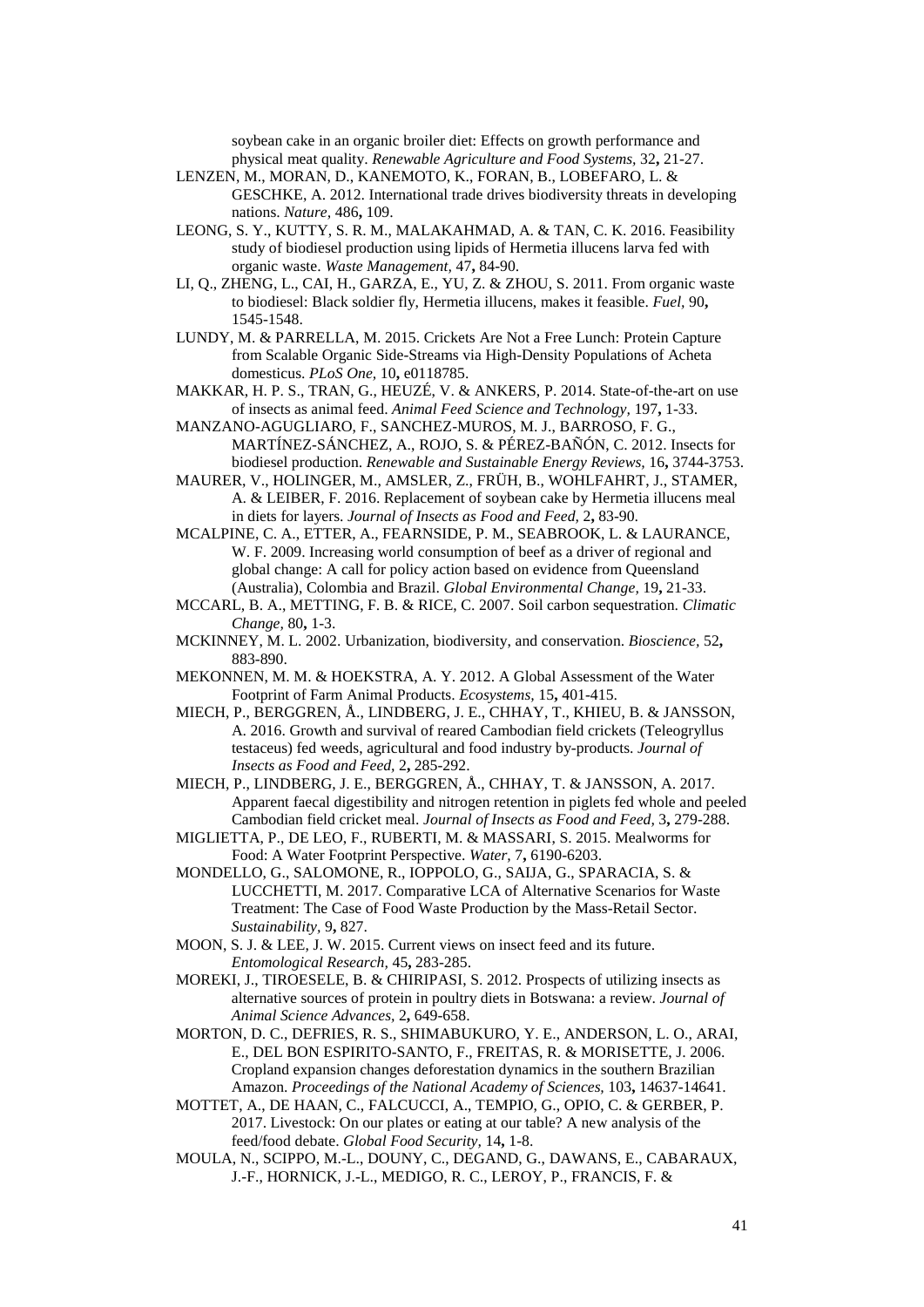soybean cake in an organic broiler diet: Effects on growth performance and physical meat quality. *Renewable Agriculture and Food Systems,* 32**,** 21-27.

LENZEN, M., MORAN, D., KANEMOTO, K., FORAN, B., LOBEFARO, L. & GESCHKE, A. 2012. International trade drives biodiversity threats in developing nations. *Nature,* 486**,** 109.

LEONG, S. Y., KUTTY, S. R. M., MALAKAHMAD, A. & TAN, C. K. 2016. Feasibility study of biodiesel production using lipids of Hermetia illucens larva fed with organic waste. *Waste Management,* 47**,** 84-90.

LI, Q., ZHENG, L., CAI, H., GARZA, E., YU, Z. & ZHOU, S. 2011. From organic waste to biodiesel: Black soldier fly, Hermetia illucens, makes it feasible. *Fuel,* 90**,** 1545-1548.

LUNDY, M. & PARRELLA, M. 2015. Crickets Are Not a Free Lunch: Protein Capture from Scalable Organic Side-Streams via High-Density Populations of Acheta domesticus. *PLoS One,* 10**,** e0118785.

MAKKAR, H. P. S., TRAN, G., HEUZÉ, V. & ANKERS, P. 2014. State-of-the-art on use of insects as animal feed. *Animal Feed Science and Technology,* 197**,** 1-33.

MANZANO-AGUGLIARO, F., SANCHEZ-MUROS, M. J., BARROSO, F. G., MARTÍNEZ-SÁNCHEZ, A., ROJO, S. & PÉREZ-BAÑÓN, C. 2012. Insects for biodiesel production. *Renewable and Sustainable Energy Reviews,* 16**,** 3744-3753.

MAURER, V., HOLINGER, M., AMSLER, Z., FRÜH, B., WOHLFAHRT, J., STAMER, A. & LEIBER, F. 2016. Replacement of soybean cake by Hermetia illucens meal in diets for layers. *Journal of Insects as Food and Feed,* 2**,** 83-90.

MCALPINE, C. A., ETTER, A., FEARNSIDE, P. M., SEABROOK, L. & LAURANCE, W. F. 2009. Increasing world consumption of beef as a driver of regional and global change: A call for policy action based on evidence from Queensland (Australia), Colombia and Brazil. *Global Environmental Change,* 19**,** 21-33.

MCCARL, B. A., METTING, F. B. & RICE, C. 2007. Soil carbon sequestration. *Climatic Change,* 80**,** 1-3.

MCKINNEY, M. L. 2002. Urbanization, biodiversity, and conservation. *Bioscience,* 52**,** 883-890.

MEKONNEN, M. M. & HOEKSTRA, A. Y. 2012. A Global Assessment of the Water Footprint of Farm Animal Products. *Ecosystems,* 15**,** 401-415.

MIECH, P., BERGGREN, Å., LINDBERG, J. E., CHHAY, T., KHIEU, B. & JANSSON, A. 2016. Growth and survival of reared Cambodian field crickets (Teleogryllus testaceus) fed weeds, agricultural and food industry by-products. *Journal of Insects as Food and Feed,* 2**,** 285-292.

MIECH, P., LINDBERG, J. E., BERGGREN, Å., CHHAY, T. & JANSSON, A. 2017. Apparent faecal digestibility and nitrogen retention in piglets fed whole and peeled Cambodian field cricket meal. *Journal of Insects as Food and Feed,* 3**,** 279-288.

MIGLIETTA, P., DE LEO, F., RUBERTI, M. & MASSARI, S. 2015. Mealworms for Food: A Water Footprint Perspective. *Water,* 7**,** 6190-6203.

MONDELLO, G., SALOMONE, R., IOPPOLO, G., SAIJA, G., SPARACIA, S. & LUCCHETTI, M. 2017. Comparative LCA of Alternative Scenarios for Waste Treatment: The Case of Food Waste Production by the Mass-Retail Sector. *Sustainability,* 9**,** 827.

MOON, S. J. & LEE, J. W. 2015. Current views on insect feed and its future. *Entomological Research,* 45**,** 283-285.

MOREKI, J., TIROESELE, B. & CHIRIPASI, S. 2012. Prospects of utilizing insects as alternative sources of protein in poultry diets in Botswana: a review. *Journal of Animal Science Advances,* 2**,** 649-658.

MORTON, D. C., DEFRIES, R. S., SHIMABUKURO, Y. E., ANDERSON, L. O., ARAI, E., DEL BON ESPIRITO-SANTO, F., FREITAS, R. & MORISETTE, J. 2006. Cropland expansion changes deforestation dynamics in the southern Brazilian Amazon. *Proceedings of the National Academy of Sciences,* 103**,** 14637-14641.

MOTTET, A., DE HAAN, C., FALCUCCI, A., TEMPIO, G., OPIO, C. & GERBER, P. 2017. Livestock: On our plates or eating at our table? A new analysis of the feed/food debate. *Global Food Security,* 14**,** 1-8.

MOULA, N., SCIPPO, M.-L., DOUNY, C., DEGAND, G., DAWANS, E., CABARAUX, J.-F., HORNICK, J.-L., MEDIGO, R. C., LEROY, P., FRANCIS, F. &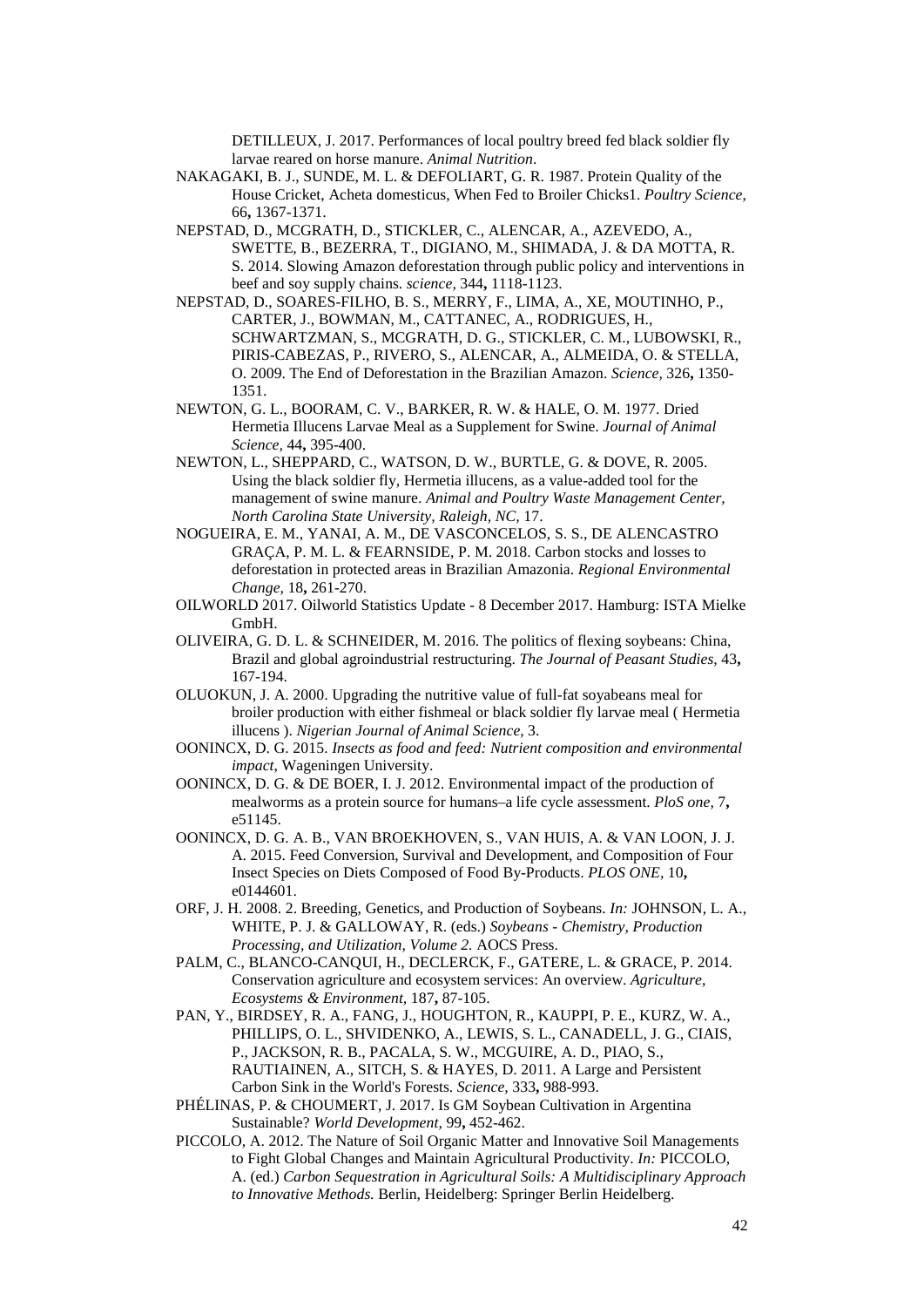DETILLEUX, J. 2017. Performances of local poultry breed fed black soldier fly larvae reared on horse manure. *Animal Nutrition*.

NAKAGAKI, B. J., SUNDE, M. L. & DEFOLIART, G. R. 1987. Protein Quality of the House Cricket, Acheta domesticus, When Fed to Broiler Chicks1. *Poultry Science,* 66**,** 1367-1371.

NEPSTAD, D., MCGRATH, D., STICKLER, C., ALENCAR, A., AZEVEDO, A., SWETTE, B., BEZERRA, T., DIGIANO, M., SHIMADA, J. & DA MOTTA, R. S. 2014. Slowing Amazon deforestation through public policy and interventions in beef and soy supply chains. *science,* 344**,** 1118-1123.

NEPSTAD, D., SOARES-FILHO, B. S., MERRY, F., LIMA, A., XE, MOUTINHO, P., CARTER, J., BOWMAN, M., CATTANEC, A., RODRIGUES, H., SCHWARTZMAN, S., MCGRATH, D. G., STICKLER, C. M., LUBOWSKI, R., PIRIS-CABEZAS, P., RIVERO, S., ALENCAR, A., ALMEIDA, O. & STELLA, O. 2009. The End of Deforestation in the Brazilian Amazon. *Science,* 326**,** 1350-1351.

NEWTON, G. L., BOORAM, C. V., BARKER, R. W. & HALE, O. M. 1977. Dried Hermetia Illucens Larvae Meal as a Supplement for Swine. *Journal of Animal Science,* 44**,** 395-400.

NEWTON, L., SHEPPARD, C., WATSON, D. W., BURTLE, G. & DOVE, R. 2005. Using the black soldier fly, Hermetia illucens, as a value-added tool for the management of swine manure. *Animal and Poultry Waste Management Center, North Carolina State University, Raleigh, NC,* 17.

NOGUEIRA, E. M., YANAI, A. M., DE VASCONCELOS, S. S., DE ALENCASTRO GRAÇA, P. M. L. & FEARNSIDE, P. M. 2018. Carbon stocks and losses to deforestation in protected areas in Brazilian Amazonia. *Regional Environmental Change,* 18**,** 261-270.

OILWORLD 2017. Oilworld Statistics Update - 8 December 2017. Hamburg: ISTA Mielke GmbH.

OLIVEIRA, G. D. L. & SCHNEIDER, M. 2016. The politics of flexing soybeans: China, Brazil and global agroindustrial restructuring. *The Journal of Peasant Studies,* 43**,** 167-194.

OLUOKUN, J. A. 2000. Upgrading the nutritive value of full-fat soyabeans meal for broiler production with either fishmeal or black soldier fly larvae meal ( Hermetia illucens ). *Nigerian Journal of Animal Science,* 3.

OONINCX, D. G. 2015. *Insects as food and feed: Nutrient composition and environmental impact*, Wageningen University.

OONINCX, D. G. & DE BOER, I. J. 2012. Environmental impact of the production of mealworms as a protein source for humans–a life cycle assessment. *PloS one,* 7**,** e51145.

OONINCX, D. G. A. B., VAN BROEKHOVEN, S., VAN HUIS, A. & VAN LOON, J. J. A. 2015. Feed Conversion, Survival and Development, and Composition of Four Insect Species on Diets Composed of Food By-Products. *PLOS ONE,* 10**,** e0144601.

ORF, J. H. 2008. 2. Breeding, Genetics, and Production of Soybeans. *In:* JOHNSON, L. A., WHITE, P. J. & GALLOWAY, R. (eds.) *Soybeans - Chemistry, Production Processing, and Utilization, Volume 2.* AOCS Press.

PALM, C., BLANCO-CANQUI, H., DECLERCK, F., GATERE, L. & GRACE, P. 2014. Conservation agriculture and ecosystem services: An overview. *Agriculture, Ecosystems & Environment,* 187**,** 87-105.

PAN, Y., BIRDSEY, R. A., FANG, J., HOUGHTON, R., KAUPPI, P. E., KURZ, W. A., PHILLIPS, O. L., SHVIDENKO, A., LEWIS, S. L., CANADELL, J. G., CIAIS, P., JACKSON, R. B., PACALA, S. W., MCGUIRE, A. D., PIAO, S., RAUTIAINEN, A., SITCH, S. & HAYES, D. 2011. A Large and Persistent Carbon Sink in the World's Forests. *Science,* 333**,** 988-993.

PHÉLINAS, P. & CHOUMERT, J. 2017. Is GM Soybean Cultivation in Argentina Sustainable? *World Development,* 99**,** 452-462.

PICCOLO, A. 2012. The Nature of Soil Organic Matter and Innovative Soil Managements to Fight Global Changes and Maintain Agricultural Productivity. *In:* PICCOLO, A. (ed.) *Carbon Sequestration in Agricultural Soils: A Multidisciplinary Approach to Innovative Methods.* Berlin, Heidelberg: Springer Berlin Heidelberg.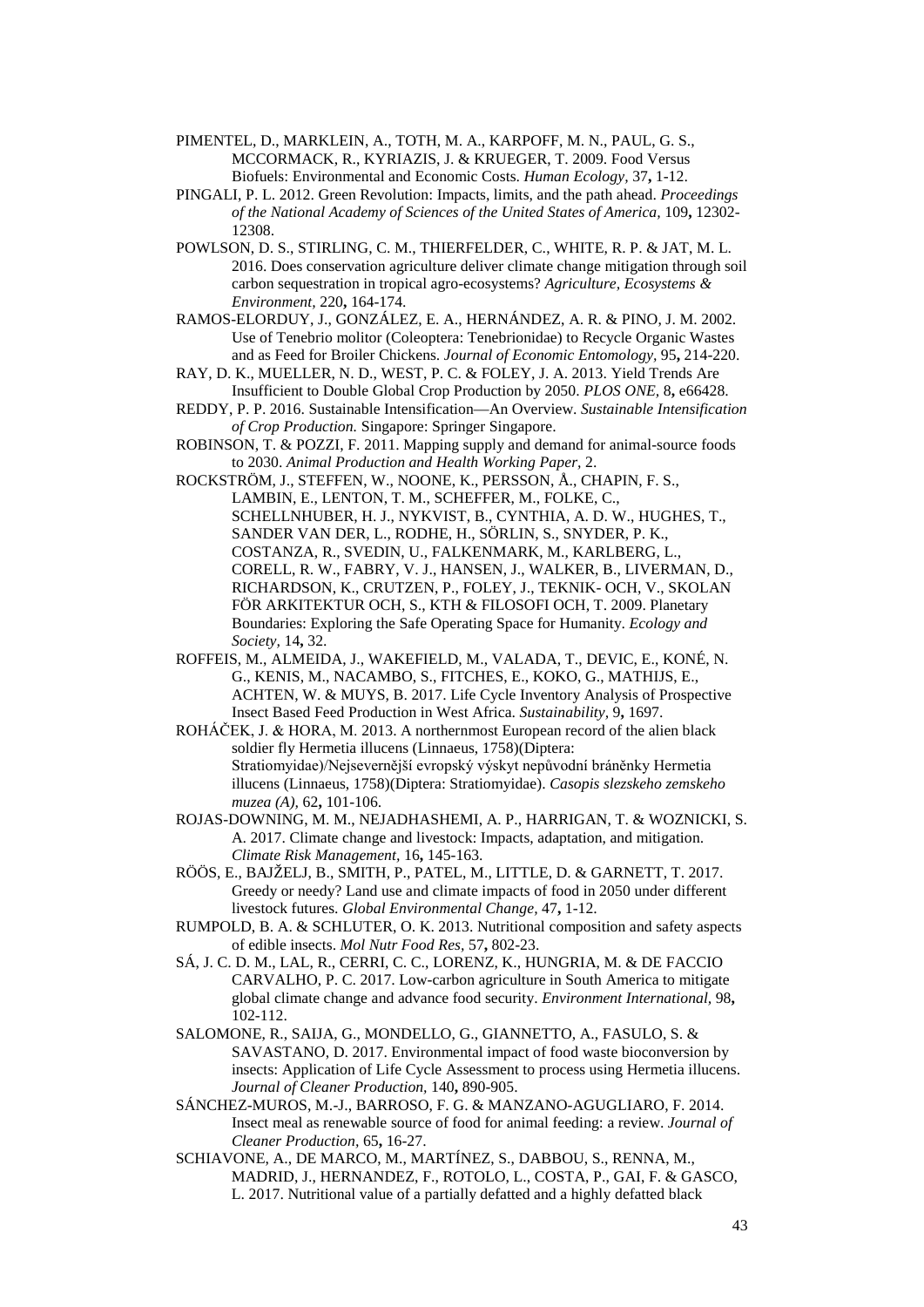PIMENTEL, D., MARKLEIN, A., TOTH, M. A., KARPOFF, M. N., PAUL, G. S., MCCORMACK, R., KYRIAZIS, J. & KRUEGER, T. 2009. Food Versus Biofuels: Environmental and Economic Costs. *Human Ecology,* 37**,** 1-12.

PINGALI, P. L. 2012. Green Revolution: Impacts, limits, and the path ahead. *Proceedings of the National Academy of Sciences of the United States of America,* 109**,** 12302-12308.

POWLSON, D. S., STIRLING, C. M., THIERFELDER, C., WHITE, R. P. & JAT, M. L. 2016. Does conservation agriculture deliver climate change mitigation through soil carbon sequestration in tropical agro-ecosystems? *Agriculture, Ecosystems & Environment,* 220**,** 164-174.

RAMOS-ELORDUY, J., GONZÁLEZ, E. A., HERNÁNDEZ, A. R. & PINO, J. M. 2002. Use of Tenebrio molitor (Coleoptera: Tenebrionidae) to Recycle Organic Wastes and as Feed for Broiler Chickens. *Journal of Economic Entomology,* 95**,** 214-220.

RAY, D. K., MUELLER, N. D., WEST, P. C. & FOLEY, J. A. 2013. Yield Trends Are Insufficient to Double Global Crop Production by 2050. *PLOS ONE,* 8**,** e66428.

REDDY, P. P. 2016. Sustainable Intensification—An Overview. *Sustainable Intensification of Crop Production.* Singapore: Springer Singapore.

ROBINSON, T. & POZZI, F. 2011. Mapping supply and demand for animal-source foods to 2030. *Animal Production and Health Working Paper,* 2.

ROCKSTRÖM, J., STEFFEN, W., NOONE, K., PERSSON, Å., CHAPIN, F. S., LAMBIN, E., LENTON, T. M., SCHEFFER, M., FOLKE, C., SCHELLNHUBER, H. J., NYKVIST, B., CYNTHIA, A. D. W., HUGHES, T., SANDER VAN DER, L., RODHE, H., SÖRLIN, S., SNYDER, P. K., COSTANZA, R., SVEDIN, U., FALKENMARK, M., KARLBERG, L., CORELL, R. W., FABRY, V. J., HANSEN, J., WALKER, B., LIVERMAN, D., RICHARDSON, K., CRUTZEN, P., FOLEY, J., TEKNIK- OCH, V., SKOLAN FÖR ARKITEKTUR OCH, S., KTH & FILOSOFI OCH, T. 2009. Planetary Boundaries: Exploring the Safe Operating Space for Humanity. *Ecology and Society,* 14**,** 32.

ROFFEIS, M., ALMEIDA, J., WAKEFIELD, M., VALADA, T., DEVIC, E., KONÉ, N. G., KENIS, M., NACAMBO, S., FITCHES, E., KOKO, G., MATHIJS, E., ACHTEN, W. & MUYS, B. 2017. Life Cycle Inventory Analysis of Prospective Insect Based Feed Production in West Africa. *Sustainability,* 9**,** 1697.

ROHÁČEK, J. & HORA, M. 2013. A northernmost European record of the alien black soldier fly Hermetia illucens (Linnaeus, 1758)(Diptera: Stratiomyidae)/Nejsevernější evropský výskyt nepůvodní bráněnky Hermetia illucens (Linnaeus, 1758)(Diptera: Stratiomyidae). *Casopis slezskeho zemskeho muzea (A),* 62**,** 101-106.

ROJAS-DOWNING, M. M., NEJADHASHEMI, A. P., HARRIGAN, T. & WOZNICKI, S. A. 2017. Climate change and livestock: Impacts, adaptation, and mitigation. *Climate Risk Management,* 16**,** 145-163.

RÖÖS, E., BAJŽELJ, B., SMITH, P., PATEL, M., LITTLE, D. & GARNETT, T. 2017. Greedy or needy? Land use and climate impacts of food in 2050 under different livestock futures. *Global Environmental Change,* 47**,** 1-12.

RUMPOLD, B. A. & SCHLUTER, O. K. 2013. Nutritional composition and safety aspects of edible insects. *Mol Nutr Food Res,* 57**,** 802-23.

SÁ, J. C. D. M., LAL, R., CERRI, C. C., LORENZ, K., HUNGRIA, M. & DE FACCIO CARVALHO, P. C. 2017. Low-carbon agriculture in South America to mitigate global climate change and advance food security. *Environment International,* 98**,** 102-112.

SALOMONE, R., SAIJA, G., MONDELLO, G., GIANNETTO, A., FASULO, S. & SAVASTANO, D. 2017. Environmental impact of food waste bioconversion by insects: Application of Life Cycle Assessment to process using Hermetia illucens. *Journal of Cleaner Production,* 140**,** 890-905.

SÁNCHEZ-MUROS, M.-J., BARROSO, F. G. & MANZANO-AGUGLIARO, F. 2014. Insect meal as renewable source of food for animal feeding: a review. *Journal of Cleaner Production,* 65**,** 16-27.

SCHIAVONE, A., DE MARCO, M., MARTÍNEZ, S., DABBOU, S., RENNA, M., MADRID, J., HERNANDEZ, F., ROTOLO, L., COSTA, P., GAI, F. & GASCO, L. 2017. Nutritional value of a partially defatted and a highly defatted black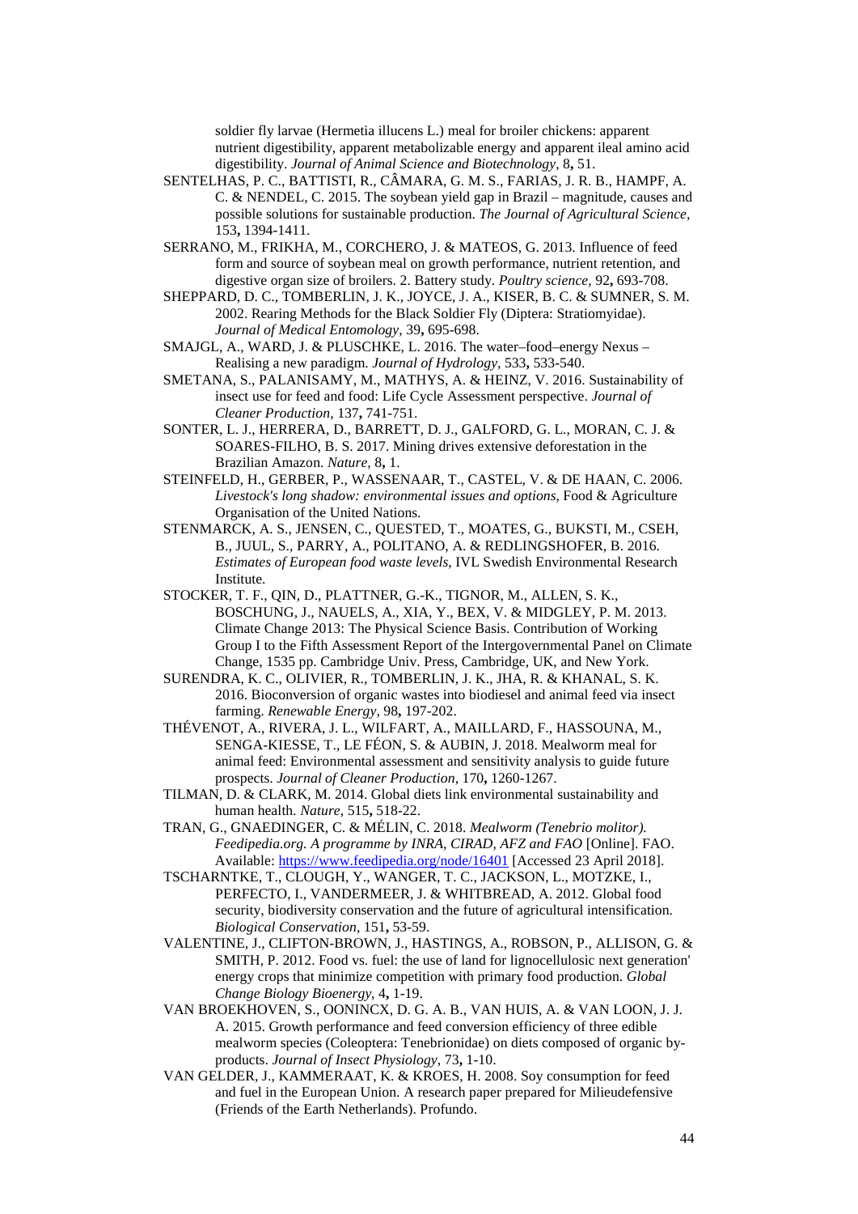soldier fly larvae (Hermetia illucens L.) meal for broiler chickens: apparent nutrient digestibility, apparent metabolizable energy and apparent ileal amino acid digestibility. *Journal of Animal Science and Biotechnology,* 8**,** 51.

SENTELHAS, P. C., BATTISTI, R., CÂMARA, G. M. S., FARIAS, J. R. B., HAMPF, A. C. & NENDEL, C. 2015. The soybean yield gap in Brazil – magnitude, causes and possible solutions for sustainable production. *The Journal of Agricultural Science,* 153**,** 1394-1411.

SERRANO, M., FRIKHA, M., CORCHERO, J. & MATEOS, G. 2013. Influence of feed form and source of soybean meal on growth performance, nutrient retention, and digestive organ size of broilers. 2. Battery study. *Poultry science,* 92**,** 693-708.

SHEPPARD, D. C., TOMBERLIN, J. K., JOYCE, J. A., KISER, B. C. & SUMNER, S. M. 2002. Rearing Methods for the Black Soldier Fly (Diptera: Stratiomyidae). *Journal of Medical Entomology,* 39**,** 695-698.

SMAJGL, A., WARD, J. & PLUSCHKE, L. 2016. The water–food–energy Nexus – Realising a new paradigm. *Journal of Hydrology,* 533**,** 533-540.

SMETANA, S., PALANISAMY, M., MATHYS, A. & HEINZ, V. 2016. Sustainability of insect use for feed and food: Life Cycle Assessment perspective. *Journal of Cleaner Production,* 137**,** 741-751.

SONTER, L. J., HERRERA, D., BARRETT, D. J., GALFORD, G. L., MORAN, C. J. & SOARES-FILHO, B. S. 2017. Mining drives extensive deforestation in the Brazilian Amazon. *Nature,* 8**,** 1.

STEINFELD, H., GERBER, P., WASSENAAR, T., CASTEL, V. & DE HAAN, C. 2006. *Livestock's long shadow: environmental issues and options*, Food & Agriculture Organisation of the United Nations.

STENMARCK, A. S., JENSEN, C., QUESTED, T., MOATES, G., BUKSTI, M., CSEH, B., JUUL, S., PARRY, A., POLITANO, A. & REDLINGSHOFER, B. 2016. *Estimates of European food waste levels*, IVL Swedish Environmental Research Institute.

STOCKER, T. F., QIN, D., PLATTNER, G.-K., TIGNOR, M., ALLEN, S. K., BOSCHUNG, J., NAUELS, A., XIA, Y., BEX, V. & MIDGLEY, P. M. 2013. Climate Change 2013: The Physical Science Basis. Contribution of Working Group I to the Fifth Assessment Report of the Intergovernmental Panel on Climate Change, 1535 pp. Cambridge Univ. Press, Cambridge, UK, and New York.

SURENDRA, K. C., OLIVIER, R., TOMBERLIN, J. K., JHA, R. & KHANAL, S. K. 2016. Bioconversion of organic wastes into biodiesel and animal feed via insect farming. *Renewable Energy,* 98**,** 197-202.

THÉVENOT, A., RIVERA, J. L., WILFART, A., MAILLARD, F., HASSOUNA, M., SENGA-KIESSE, T., LE FÉON, S. & AUBIN, J. 2018. Mealworm meal for animal feed: Environmental assessment and sensitivity analysis to guide future prospects. *Journal of Cleaner Production,* 170**,** 1260-1267.

TILMAN, D. & CLARK, M. 2014. Global diets link environmental sustainability and human health. *Nature,* 515**,** 518-22.

TRAN, G., GNAEDINGER, C. & MÉLIN, C. 2018. *Mealworm (Tenebrio molitor). Feedipedia.org. A programme by INRA, CIRAD, AFZ and FAO* [Online]. FAO. Available: https://www.feedipedia.org/node/16401 [Accessed 23 April 2018].

TSCHARNTKE, T., CLOUGH, Y., WANGER, T. C., JACKSON, L., MOTZKE, I., PERFECTO, I., VANDERMEER, J. & WHITBREAD, A. 2012. Global food security, biodiversity conservation and the future of agricultural intensification. *Biological Conservation,* 151**,** 53-59.

VALENTINE, J., CLIFTON-BROWN, J., HASTINGS, A., ROBSON, P., ALLISON, G. & SMITH, P. 2012. Food vs. fuel: the use of land for lignocellulosic next generation' energy crops that minimize competition with primary food production. *Global Change Biology Bioenergy,* 4**,** 1-19.

VAN BROEKHOVEN, S., OONINCX, D. G. A. B., VAN HUIS, A. & VAN LOON, J. J. A. 2015. Growth performance and feed conversion efficiency of three edible mealworm species (Coleoptera: Tenebrionidae) on diets composed of organic by-products. *Journal of Insect Physiology,* 73**,** 1-10.

VAN GELDER, J., KAMMERAAT, K. & KROES, H. 2008. Soy consumption for feed and fuel in the European Union. A research paper prepared for Milieudefensive (Friends of the Earth Netherlands). Profundo.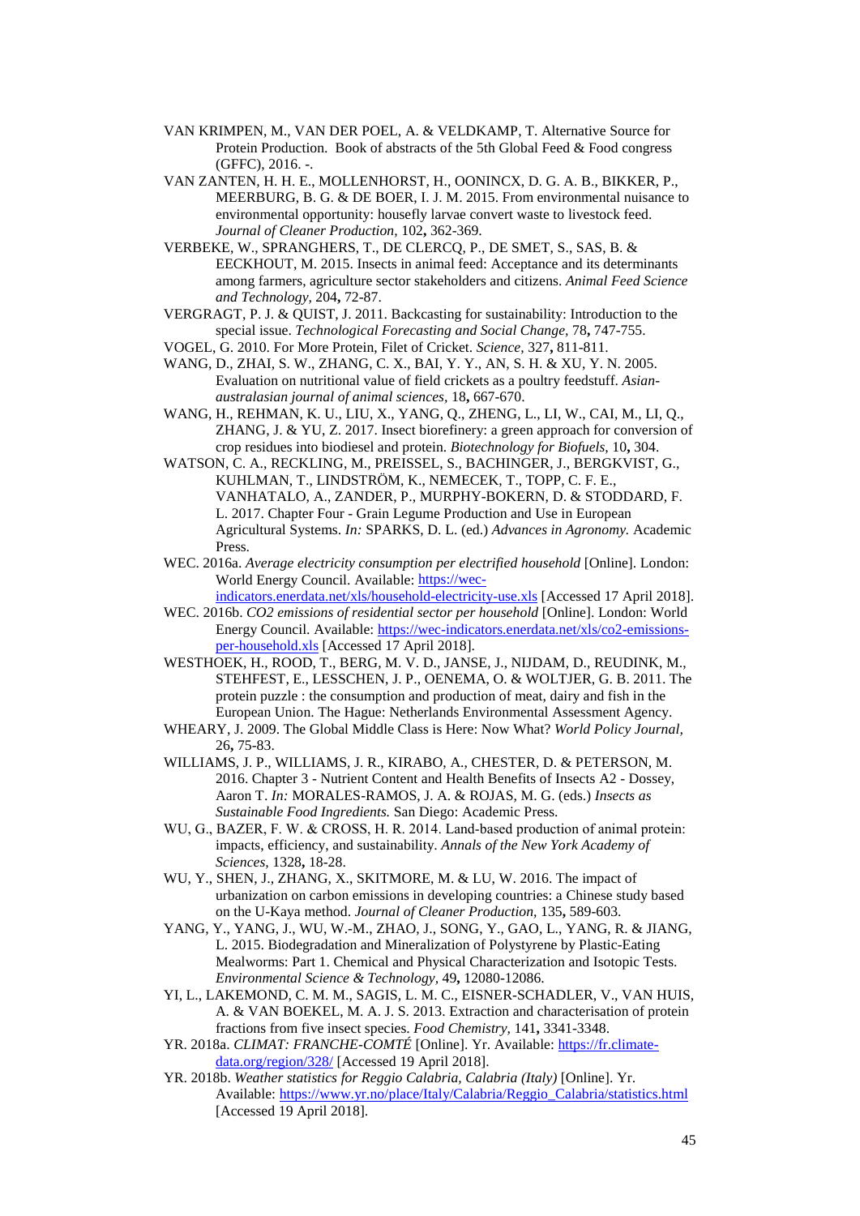VAN KRIMPEN, M., VAN DER POEL, A. & VELDKAMP, T. Alternative Source for Protein Production. Book of abstracts of the 5th Global Feed & Food congress (GFFC), 2016. -.

VAN ZANTEN, H. H. E., MOLLENHORST, H., OONINCX, D. G. A. B., BIKKER, P., MEERBURG, B. G. & DE BOER, I. J. M. 2015. From environmental nuisance to environmental opportunity: housefly larvae convert waste to livestock feed. *Journal of Cleaner Production,* 102**,** 362-369.

VERBEKE, W., SPRANGHERS, T., DE CLERCQ, P., DE SMET, S., SAS, B. & EECKHOUT, M. 2015. Insects in animal feed: Acceptance and its determinants among farmers, agriculture sector stakeholders and citizens. *Animal Feed Science and Technology,* 204**,** 72-87.

VERGRAGT, P. J. & QUIST, J. 2011. Backcasting for sustainability: Introduction to the special issue. *Technological Forecasting and Social Change,* 78**,** 747-755.

VOGEL, G. 2010. For More Protein, Filet of Cricket. *Science,* 327**,** 811-811.

WANG, D., ZHAI, S. W., ZHANG, C. X., BAI, Y. Y., AN, S. H. & XU, Y. N. 2005. Evaluation on nutritional value of field crickets as a poultry feedstuff. *Asian-australasian journal of animal sciences,* 18**,** 667-670.

WANG, H., REHMAN, K. U., LIU, X., YANG, Q., ZHENG, L., LI, W., CAI, M., LI, Q., ZHANG, J. & YU, Z. 2017. Insect biorefinery: a green approach for conversion of crop residues into biodiesel and protein. *Biotechnology for Biofuels,* 10**,** 304.

WATSON, C. A., RECKLING, M., PREISSEL, S., BACHINGER, J., BERGKVIST, G., KUHLMAN, T., LINDSTRÖM, K., NEMECEK, T., TOPP, C. F. E., VANHATALO, A., ZANDER, P., MURPHY-BOKERN, D. & STODDARD, F. L. 2017. Chapter Four - Grain Legume Production and Use in European Agricultural Systems. *In:* SPARKS, D. L. (ed.) *Advances in Agronomy.* Academic Press.

WEC. 2016a. *Average electricity consumption per electrified household* [Online]. London: World Energy Council. Available: https://wec-indicators.enerdata.net/xls/household-electricity-use.xls [Accessed 17 April 2018].

WEC. 2016b. *CO2 emissions of residential sector per household* [Online]. London: World Energy Council. Available: https://wec-indicators.enerdata.net/xls/co2-emissions-per-household.xls [Accessed 17 April 2018].

WESTHOEK, H., ROOD, T., BERG, M. V. D., JANSE, J., NIJDAM, D., REUDINK, M., STEHFEST, E., LESSCHEN, J. P., OENEMA, O. & WOLTJER, G. B. 2011. The protein puzzle : the consumption and production of meat, dairy and fish in the European Union. The Hague: Netherlands Environmental Assessment Agency.

WHEARY, J. 2009. The Global Middle Class is Here: Now What? *World Policy Journal,* 26**,** 75-83.

WILLIAMS, J. P., WILLIAMS, J. R., KIRABO, A., CHESTER, D. & PETERSON, M. 2016. Chapter 3 - Nutrient Content and Health Benefits of Insects A2 - Dossey, Aaron T. *In:* MORALES-RAMOS, J. A. & ROJAS, M. G. (eds.) *Insects as Sustainable Food Ingredients.* San Diego: Academic Press.

WU, G., BAZER, F. W. & CROSS, H. R. 2014. Land-based production of animal protein: impacts, efficiency, and sustainability. *Annals of the New York Academy of Sciences,* 1328**,** 18-28.

WU, Y., SHEN, J., ZHANG, X., SKITMORE, M. & LU, W. 2016. The impact of urbanization on carbon emissions in developing countries: a Chinese study based on the U-Kaya method. *Journal of Cleaner Production,* 135**,** 589-603.

YANG, Y., YANG, J., WU, W.-M., ZHAO, J., SONG, Y., GAO, L., YANG, R. & JIANG, L. 2015. Biodegradation and Mineralization of Polystyrene by Plastic-Eating Mealworms: Part 1. Chemical and Physical Characterization and Isotopic Tests. *Environmental Science & Technology,* 49**,** 12080-12086.

YI, L., LAKEMOND, C. M. M., SAGIS, L. M. C., EISNER-SCHADLER, V., VAN HUIS, A. & VAN BOEKEL, M. A. J. S. 2013. Extraction and characterisation of protein fractions from five insect species. *Food Chemistry,* 141**,** 3341-3348.

YR. 2018a. *CLIMAT: FRANCHE-COMTÉ* [Online]. Yr. Available: https://fr.climate-data.org/region/328/ [Accessed 19 April 2018].

YR. 2018b. *Weather statistics for Reggio Calabria, Calabria (Italy)* [Online]. Yr. Available: https://www.yr.no/place/Italy/Calabria/Reggio_Calabria/statistics.html [Accessed 19 April 2018].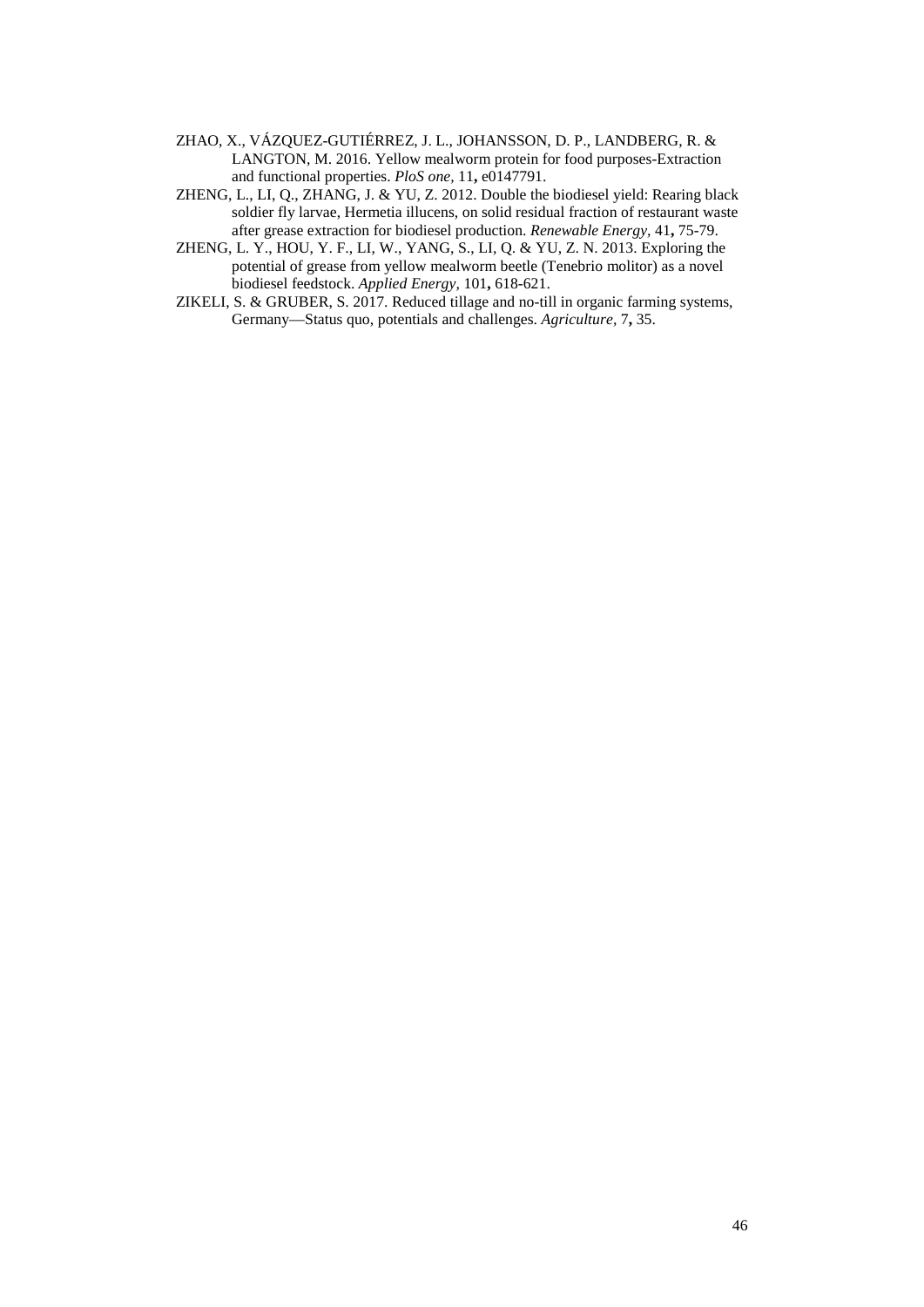ZHAO, X., VÁZQUEZ-GUTIÉRREZ, J. L., JOHANSSON, D. P., LANDBERG, R. & LANGTON, M. 2016. Yellow mealworm protein for food purposes-Extraction and functional properties. *PloS one,* 11**,** e0147791.

ZHENG, L., LI, Q., ZHANG, J. & YU, Z. 2012. Double the biodiesel yield: Rearing black soldier fly larvae, Hermetia illucens, on solid residual fraction of restaurant waste after grease extraction for biodiesel production. *Renewable Energy,* 41**,** 75-79.

ZHENG, L. Y., HOU, Y. F., LI, W., YANG, S., LI, Q. & YU, Z. N. 2013. Exploring the potential of grease from yellow mealworm beetle (Tenebrio molitor) as a novel biodiesel feedstock. *Applied Energy,* 101**,** 618-621.

ZIKELI, S. & GRUBER, S. 2017. Reduced tillage and no-till in organic farming systems, Germany—Status quo, potentials and challenges. *Agriculture,* 7**,** 35.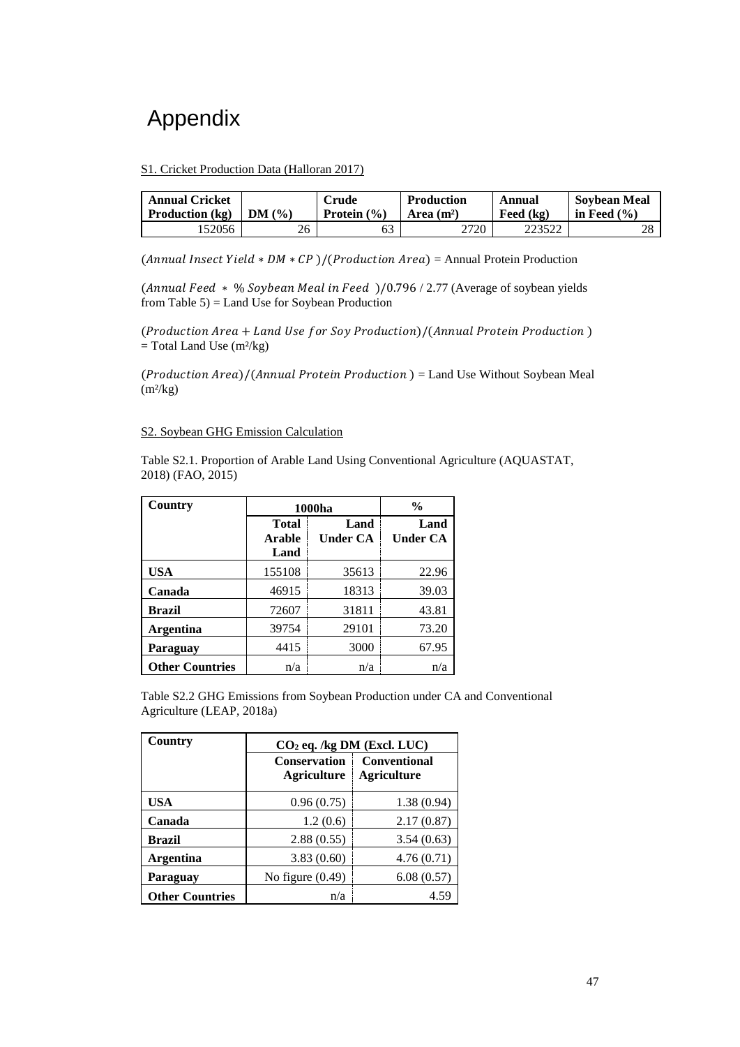# Appendix

S1. Cricket Production Data (Halloran 2017)

| Annual Cricket Production (kg) | DM (%) | Crude Protein (%) | Production Area (m²) | Annual Feed (kg) | Soybean Meal in Feed (%) |
|---|---|---|---|---|---|
| 152056 | 26 | 63 | 2720 | 223522 | 28 |

$(Annual\ Insect\ Yield * DM * CP)/(Production\ Area)$ = Annual Protein Production

$(Annual\ Feed\ * \ \%\ Soybean\ Meal\ in\ Feed\ )/0.796$ / 2.77 (Average of soybean yields from Table 5) = Land Use for Soybean Production

$(Production\ Area + Land\ Use\ for\ Soy\ Production)/(Annual\ Protein\ Production\ )$ = Total Land Use (m²/kg)

$(Production\ Area)/(Annual\ Protein\ Production\ )$ = Land Use Without Soybean Meal (m²/kg)

S2. Soybean GHG Emission Calculation

Table S2.1. Proportion of Arable Land Using Conventional Agriculture (AQUASTAT, 2018) (FAO, 2015)

| Country | 1000ha | | % |
|---|---|---|---|
| | Total Arable Land | Land Under CA | Land Under CA |
| USA | 155108 | 35613 | 22.96 |
| Canada | 46915 | 18313 | 39.03 |
| Brazil | 72607 | 31811 | 43.81 |
| Argentina | 39754 | 29101 | 73.20 |
| Paraguay | 4415 | 3000 | 67.95 |
| Other Countries | n/a | n/a | n/a |

Table S2.2 GHG Emissions from Soybean Production under CA and Conventional Agriculture (LEAP, 2018a)

| Country | $CO_2$ eq. /kg DM (Excl. LUC) | |
|---|---|---|
| | Conservation Agriculture | Conventional Agriculture |
| USA | 0.96 (0.75) | 1.38 (0.94) |
| Canada | 1.2 (0.6) | 2.17 (0.87) |
| Brazil | 2.88 (0.55) | 3.54 (0.63) |
| Argentina | 3.83 (0.60) | 4.76 (0.71) |
| Paraguay | No figure (0.49) | 6.08 (0.57) |
| Other Countries | n/a | 4.59 |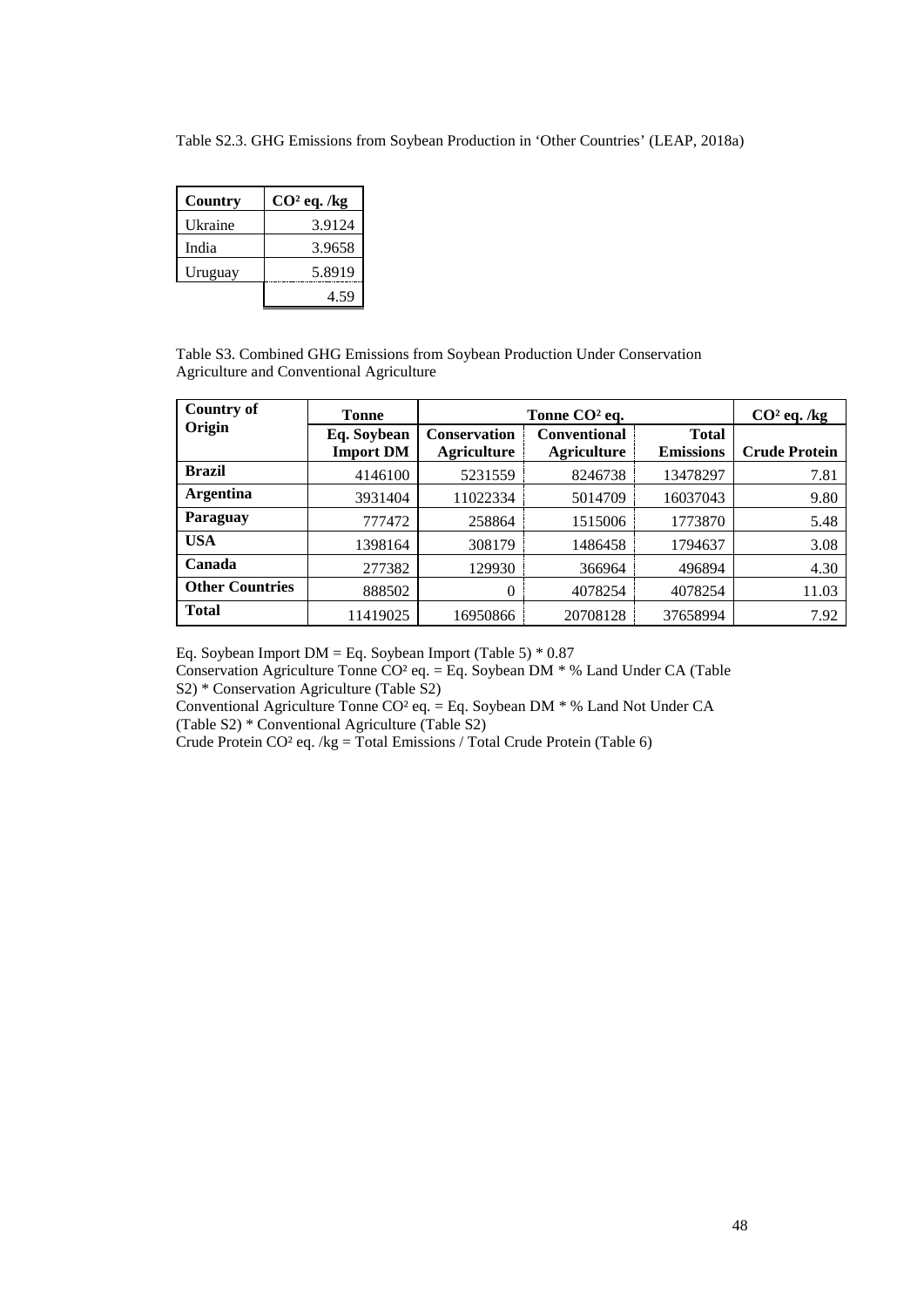Table S2.3. GHG Emissions from Soybean Production in 'Other Countries' (LEAP, 2018a)

| Country | $CO^2$ eq. /kg |
|---|---|
| Ukraine | 3.9124 |
| India | 3.9658 |
| Uruguay | 5.8919 |
| | 4.59 |

Table S3. Combined GHG Emissions from Soybean Production Under Conservation Agriculture and Conventional Agriculture

| Country of Origin | Tonne | Tonne $CO^2$ eq. | | | $CO^2$ eq. /kg |
|---|---|---|---|---|---|
| | Eq. Soybean Import DM | Conservation Agriculture | Conventional Agriculture | Total Emissions | Crude Protein |
| **Brazil** | 4146100 | 5231559 | 8246738 | 13478297 | 7.81 |
| **Argentina** | 3931404 | 11022334 | 5014709 | 16037043 | 9.80 |
| **Paraguay** | 777472 | 258864 | 1515006 | 1773870 | 5.48 |
| **USA** | 1398164 | 308179 | 1486458 | 1794637 | 3.08 |
| **Canada** | 277382 | 129930 | 366964 | 496894 | 4.30 |
| **Other Countries** | 888502 | 0 | 4078254 | 4078254 | 11.03 |
| **Total** | 11419025 | 16950866 | 20708128 | 37658994 | 7.92 |

Eq. Soybean Import DM = Eq. Soybean Import (Table 5) * 0.87
Conservation Agriculture Tonne $CO^2$ eq. = Eq. Soybean DM * % Land Under CA (Table S2) * Conservation Agriculture (Table S2)
Conventional Agriculture Tonne $CO^2$ eq. = Eq. Soybean DM * % Land Not Under CA (Table S2) * Conventional Agriculture (Table S2)
Crude Protein $CO^2$ eq. /kg = Total Emissions / Total Crude Protein (Table 6)